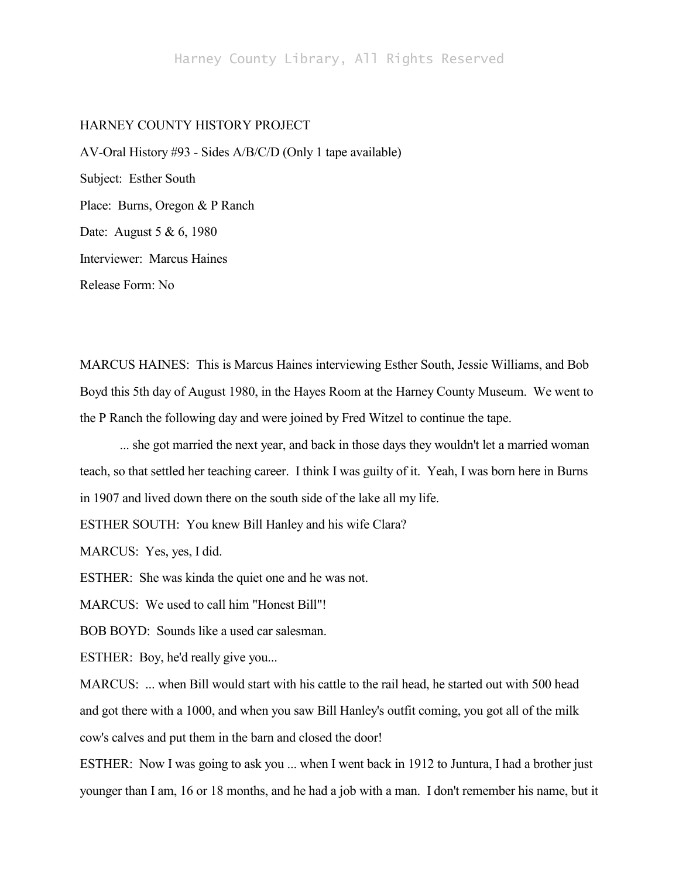HARNEY COUNTY HISTORY PROJECT

AV-Oral History #93 - Sides A/B/C/D (Only 1 tape available)

Subject: Esther South

Place: Burns, Oregon & P Ranch

Date: August 5 & 6, 1980

Interviewer: Marcus Haines

Release Form: No

MARCUS HAINES: This is Marcus Haines interviewing Esther South, Jessie Williams, and Bob Boyd this 5th day of August 1980, in the Hayes Room at the Harney County Museum. We went to the P Ranch the following day and were joined by Fred Witzel to continue the tape.

... she got married the next year, and back in those days they wouldn't let a married woman teach, so that settled her teaching career. I think I was guilty of it. Yeah, I was born here in Burns in 1907 and lived down there on the south side of the lake all my life.

ESTHER SOUTH: You knew Bill Hanley and his wife Clara?

MARCUS: Yes, yes, I did.

ESTHER: She was kinda the quiet one and he was not.

MARCUS: We used to call him "Honest Bill"!

BOB BOYD: Sounds like a used car salesman.

ESTHER: Boy, he'd really give you...

MARCUS: ... when Bill would start with his cattle to the rail head, he started out with 500 head and got there with a 1000, and when you saw Bill Hanley's outfit coming, you got all of the milk cow's calves and put them in the barn and closed the door!

ESTHER: Now I was going to ask you ... when I went back in 1912 to Juntura, I had a brother just younger than I am, 16 or 18 months, and he had a job with a man. I don't remember his name, but it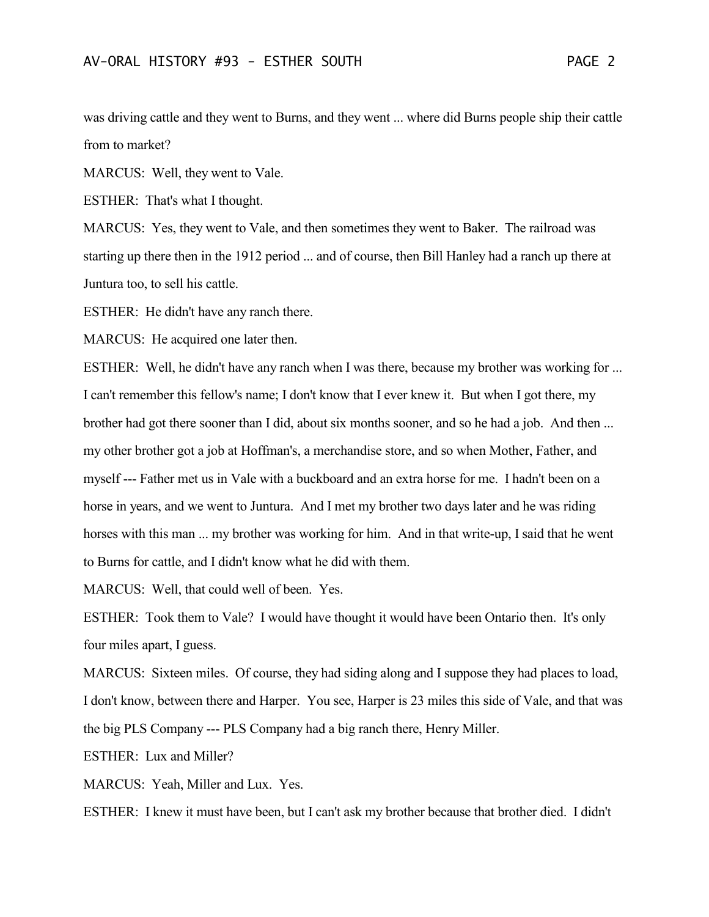was driving cattle and they went to Burns, and they went ... where did Burns people ship their cattle from to market?

MARCUS: Well, they went to Vale.

ESTHER: That's what I thought.

MARCUS: Yes, they went to Vale, and then sometimes they went to Baker. The railroad was starting up there then in the 1912 period ... and of course, then Bill Hanley had a ranch up there at Juntura too, to sell his cattle.

ESTHER: He didn't have any ranch there.

MARCUS: He acquired one later then.

ESTHER: Well, he didn't have any ranch when I was there, because my brother was working for ... I can't remember this fellow's name; I don't know that I ever knew it. But when I got there, my brother had got there sooner than I did, about six months sooner, and so he had a job. And then ... my other brother got a job at Hoffman's, a merchandise store, and so when Mother, Father, and myself --- Father met us in Vale with a buckboard and an extra horse for me. I hadn't been on a horse in years, and we went to Juntura. And I met my brother two days later and he was riding horses with this man ... my brother was working for him. And in that write-up, I said that he went to Burns for cattle, and I didn't know what he did with them.

MARCUS: Well, that could well of been. Yes.

ESTHER: Took them to Vale? I would have thought it would have been Ontario then. It's only four miles apart, I guess.

MARCUS: Sixteen miles. Of course, they had siding along and I suppose they had places to load, I don't know, between there and Harper. You see, Harper is 23 miles this side of Vale, and that was the big PLS Company --- PLS Company had a big ranch there, Henry Miller.

ESTHER: Lux and Miller?

MARCUS: Yeah, Miller and Lux. Yes.

ESTHER: I knew it must have been, but I can't ask my brother because that brother died. I didn't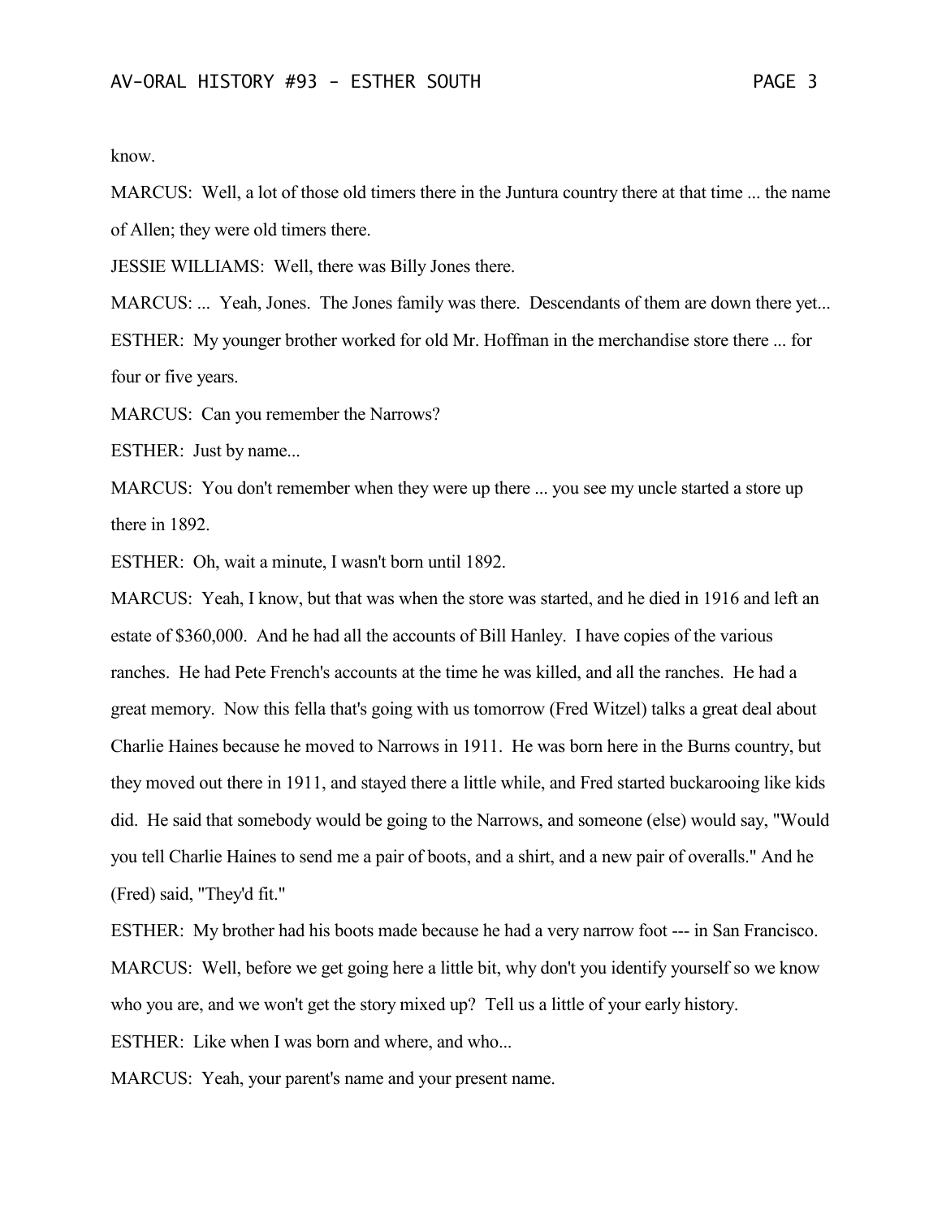know.

MARCUS: Well, a lot of those old timers there in the Juntura country there at that time ... the name of Allen; they were old timers there.

JESSIE WILLIAMS: Well, there was Billy Jones there.

MARCUS: ... Yeah, Jones. The Jones family was there. Descendants of them are down there yet...

ESTHER: My younger brother worked for old Mr. Hoffman in the merchandise store there ... for four or five years.

MARCUS: Can you remember the Narrows?

ESTHER: Just by name...

MARCUS: You don't remember when they were up there ... you see my uncle started a store up there in 1892.

ESTHER: Oh, wait a minute, I wasn't born until 1892.

MARCUS: Yeah, I know, but that was when the store was started, and he died in 1916 and left an estate of $360,000. And he had all the accounts of Bill Hanley. I have copies of the various ranches. He had Pete French's accounts at the time he was killed, and all the ranches. He had a great memory. Now this fella that's going with us tomorrow (Fred Witzel) talks a great deal about Charlie Haines because he moved to Narrows in 1911. He was born here in the Burns country, but they moved out there in 1911, and stayed there a little while, and Fred started buckarooing like kids did. He said that somebody would be going to the Narrows, and someone (else) would say, "Would you tell Charlie Haines to send me a pair of boots, and a shirt, and a new pair of overalls." And he (Fred) said, "They'd fit."

ESTHER: My brother had his boots made because he had a very narrow foot --- in San Francisco.

MARCUS: Well, before we get going here a little bit, why don't you identify yourself so we know who you are, and we won't get the story mixed up? Tell us a little of your early history.

ESTHER: Like when I was born and where, and who...

MARCUS: Yeah, your parent's name and your present name.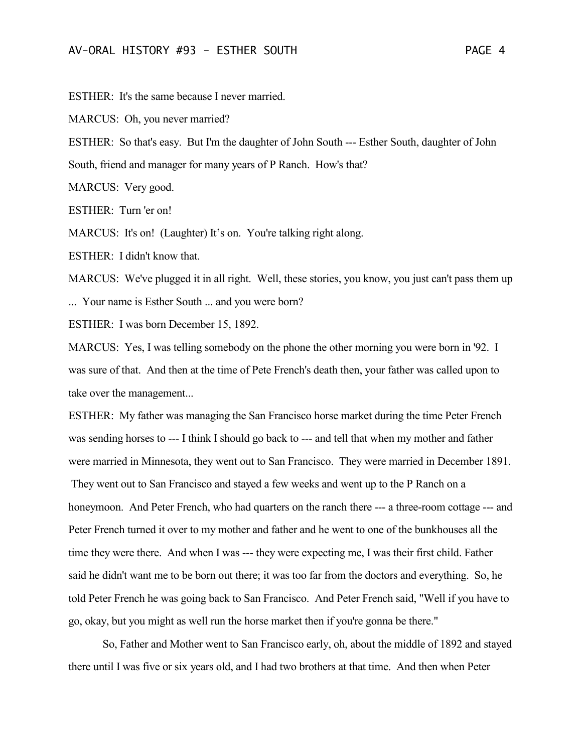ESTHER: It's the same because I never married.

MARCUS: Oh, you never married?

ESTHER: So that's easy. But I'm the daughter of John South --- Esther South, daughter of John South, friend and manager for many years of P Ranch. How's that?

MARCUS: Very good.

ESTHER: Turn 'er on!

MARCUS: It's on! (Laughter) It's on. You're talking right along.

ESTHER: I didn't know that.

MARCUS: We've plugged it in all right. Well, these stories, you know, you just can't pass them up ... Your name is Esther South ... and you were born?

ESTHER: I was born December 15, 1892.

MARCUS: Yes, I was telling somebody on the phone the other morning you were born in '92. I was sure of that. And then at the time of Pete French's death then, your father was called upon to take over the management...

ESTHER: My father was managing the San Francisco horse market during the time Peter French was sending horses to --- I think I should go back to --- and tell that when my mother and father were married in Minnesota, they went out to San Francisco. They were married in December 1891. They went out to San Francisco and stayed a few weeks and went up to the P Ranch on a honeymoon. And Peter French, who had quarters on the ranch there --- a three-room cottage --- and Peter French turned it over to my mother and father and he went to one of the bunkhouses all the time they were there. And when I was --- they were expecting me, I was their first child. Father said he didn't want me to be born out there; it was too far from the doctors and everything. So, he told Peter French he was going back to San Francisco. And Peter French said, "Well if you have to go, okay, but you might as well run the horse market then if you're gonna be there."

So, Father and Mother went to San Francisco early, oh, about the middle of 1892 and stayed there until I was five or six years old, and I had two brothers at that time. And then when Peter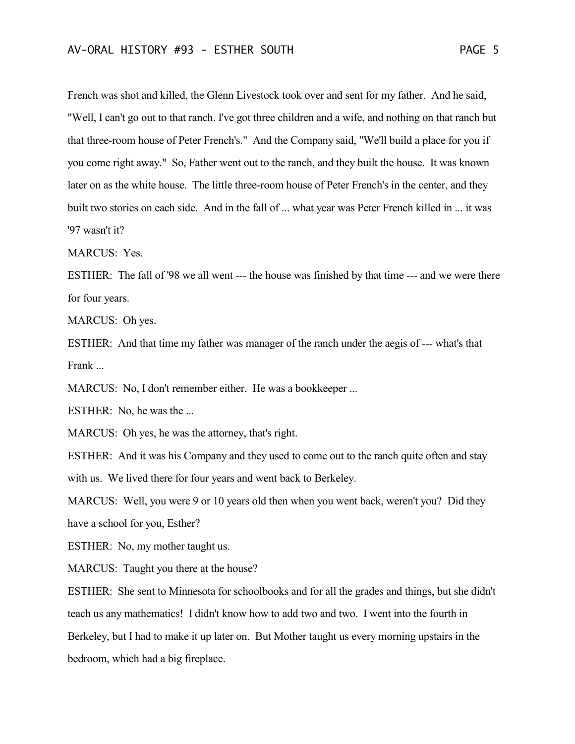French was shot and killed, the Glenn Livestock took over and sent for my father. And he said, "Well, I can't go out to that ranch. I've got three children and a wife, and nothing on that ranch but that three-room house of Peter French's." And the Company said, "We'll build a place for you if you come right away." So, Father went out to the ranch, and they built the house. It was known later on as the white house. The little three-room house of Peter French's in the center, and they built two stories on each side. And in the fall of ... what year was Peter French killed in ... it was '97 wasn't it?

MARCUS: Yes.

ESTHER: The fall of '98 we all went --- the house was finished by that time --- and we were there for four years.

MARCUS: Oh yes.

ESTHER: And that time my father was manager of the ranch under the aegis of --- what's that Frank ...

MARCUS: No, I don't remember either. He was a bookkeeper ...

ESTHER: No, he was the ...

MARCUS: Oh yes, he was the attorney, that's right.

ESTHER: And it was his Company and they used to come out to the ranch quite often and stay with us. We lived there for four years and went back to Berkeley.

MARCUS: Well, you were 9 or 10 years old then when you went back, weren't you? Did they have a school for you, Esther?

ESTHER: No, my mother taught us.

MARCUS: Taught you there at the house?

ESTHER: She sent to Minnesota for schoolbooks and for all the grades and things, but she didn't teach us any mathematics! I didn't know how to add two and two. I went into the fourth in Berkeley, but I had to make it up later on. But Mother taught us every morning upstairs in the bedroom, which had a big fireplace.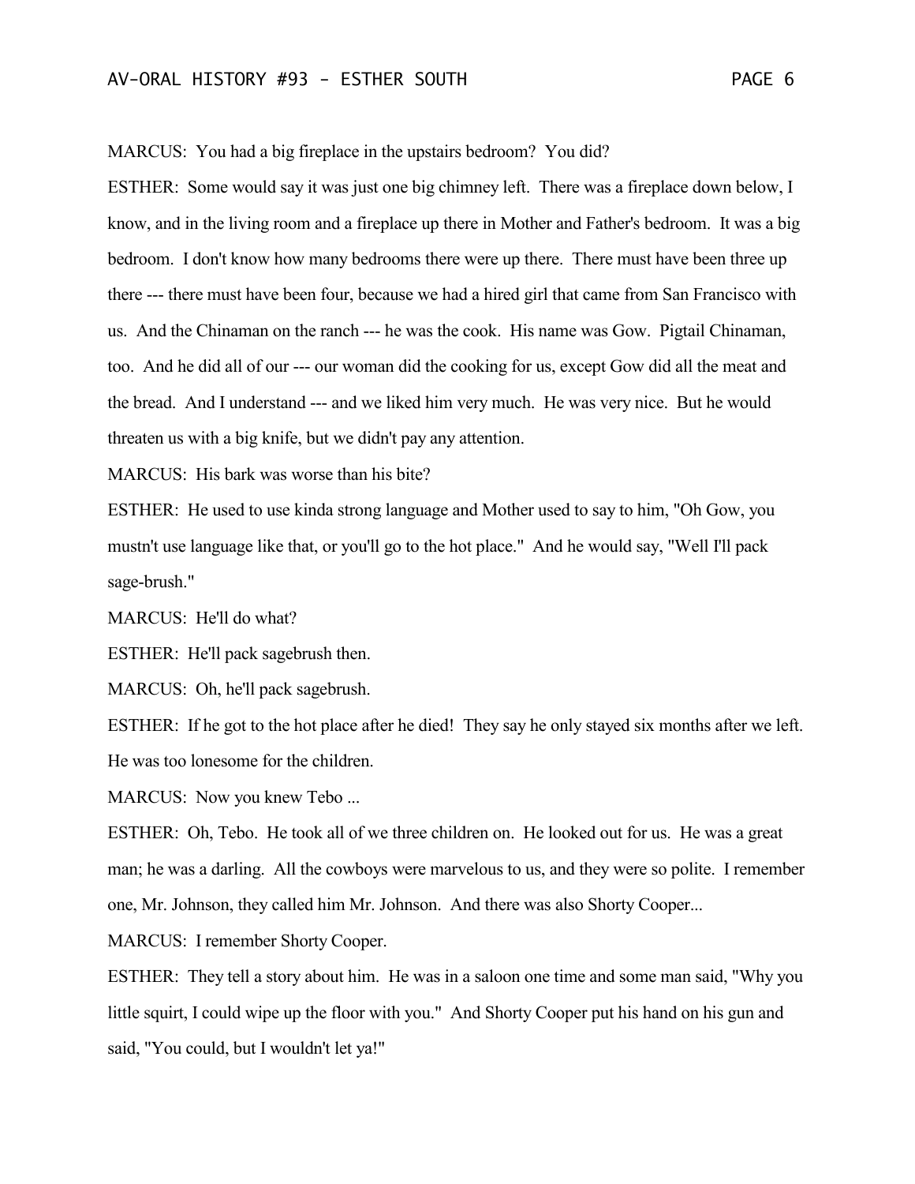MARCUS: You had a big fireplace in the upstairs bedroom? You did?

ESTHER: Some would say it was just one big chimney left. There was a fireplace down below, I know, and in the living room and a fireplace up there in Mother and Father's bedroom. It was a big bedroom. I don't know how many bedrooms there were up there. There must have been three up there --- there must have been four, because we had a hired girl that came from San Francisco with us. And the Chinaman on the ranch --- he was the cook. His name was Gow. Pigtail Chinaman, too. And he did all of our --- our woman did the cooking for us, except Gow did all the meat and the bread. And I understand --- and we liked him very much. He was very nice. But he would threaten us with a big knife, but we didn't pay any attention.

MARCUS: His bark was worse than his bite?

ESTHER: He used to use kinda strong language and Mother used to say to him, "Oh Gow, you mustn't use language like that, or you'll go to the hot place." And he would say, "Well I'll pack sage-brush."

MARCUS: He'll do what?

ESTHER: He'll pack sagebrush then.

MARCUS: Oh, he'll pack sagebrush.

ESTHER: If he got to the hot place after he died! They say he only stayed six months after we left. He was too lonesome for the children.

MARCUS: Now you knew Tebo ...

ESTHER: Oh, Tebo. He took all of we three children on. He looked out for us. He was a great man; he was a darling. All the cowboys were marvelous to us, and they were so polite. I remember one, Mr. Johnson, they called him Mr. Johnson. And there was also Shorty Cooper...

MARCUS: I remember Shorty Cooper.

ESTHER: They tell a story about him. He was in a saloon one time and some man said, "Why you little squirt, I could wipe up the floor with you." And Shorty Cooper put his hand on his gun and said, "You could, but I wouldn't let ya!"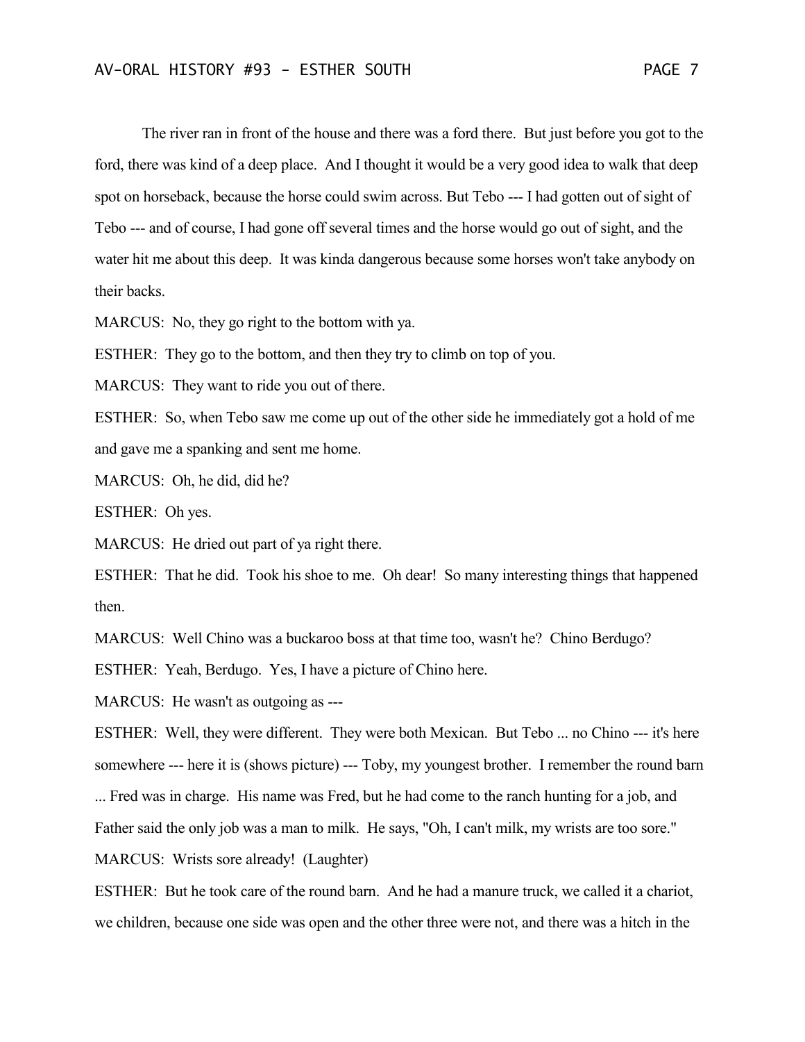The river ran in front of the house and there was a ford there. But just before you got to the ford, there was kind of a deep place. And I thought it would be a very good idea to walk that deep spot on horseback, because the horse could swim across. But Tebo --- I had gotten out of sight of Tebo --- and of course, I had gone off several times and the horse would go out of sight, and the water hit me about this deep. It was kinda dangerous because some horses won't take anybody on their backs.

MARCUS: No, they go right to the bottom with ya.

ESTHER: They go to the bottom, and then they try to climb on top of you.

MARCUS: They want to ride you out of there.

ESTHER: So, when Tebo saw me come up out of the other side he immediately got a hold of me and gave me a spanking and sent me home.

MARCUS: Oh, he did, did he?

ESTHER: Oh yes.

MARCUS: He dried out part of ya right there.

ESTHER: That he did. Took his shoe to me. Oh dear! So many interesting things that happened then.

MARCUS: Well Chino was a buckaroo boss at that time too, wasn't he? Chino Berdugo?

ESTHER: Yeah, Berdugo. Yes, I have a picture of Chino here.

MARCUS: He wasn't as outgoing as ---

ESTHER: Well, they were different. They were both Mexican. But Tebo ... no Chino --- it's here somewhere --- here it is (shows picture) --- Toby, my youngest brother. I remember the round barn ... Fred was in charge. His name was Fred, but he had come to the ranch hunting for a job, and Father said the only job was a man to milk. He says, "Oh, I can't milk, my wrists are too sore."

MARCUS: Wrists sore already! (Laughter)

ESTHER: But he took care of the round barn. And he had a manure truck, we called it a chariot, we children, because one side was open and the other three were not, and there was a hitch in the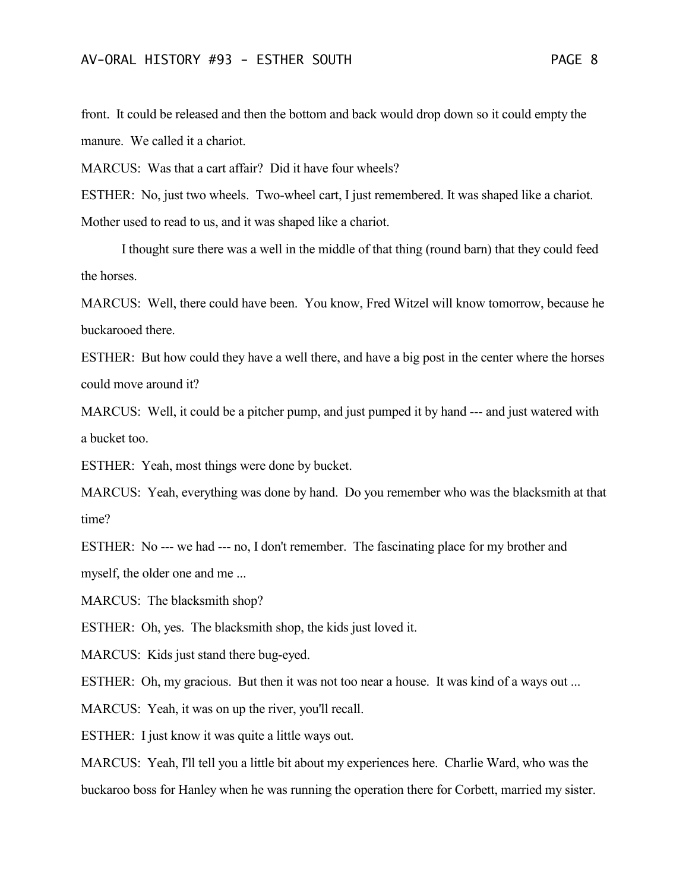front. It could be released and then the bottom and back would drop down so it could empty the manure. We called it a chariot.

MARCUS: Was that a cart affair? Did it have four wheels?

ESTHER: No, just two wheels. Two-wheel cart, I just remembered. It was shaped like a chariot. Mother used to read to us, and it was shaped like a chariot.

I thought sure there was a well in the middle of that thing (round barn) that they could feed the horses.

MARCUS: Well, there could have been. You know, Fred Witzel will know tomorrow, because he buckarooed there.

ESTHER: But how could they have a well there, and have a big post in the center where the horses could move around it?

MARCUS: Well, it could be a pitcher pump, and just pumped it by hand --- and just watered with a bucket too.

ESTHER: Yeah, most things were done by bucket.

MARCUS: Yeah, everything was done by hand. Do you remember who was the blacksmith at that time?

ESTHER: No --- we had --- no, I don't remember. The fascinating place for my brother and myself, the older one and me ...

MARCUS: The blacksmith shop?

ESTHER: Oh, yes. The blacksmith shop, the kids just loved it.

MARCUS: Kids just stand there bug-eyed.

ESTHER: Oh, my gracious. But then it was not too near a house. It was kind of a ways out ...

MARCUS: Yeah, it was on up the river, you'll recall.

ESTHER: I just know it was quite a little ways out.

MARCUS: Yeah, I'll tell you a little bit about my experiences here. Charlie Ward, who was the buckaroo boss for Hanley when he was running the operation there for Corbett, married my sister.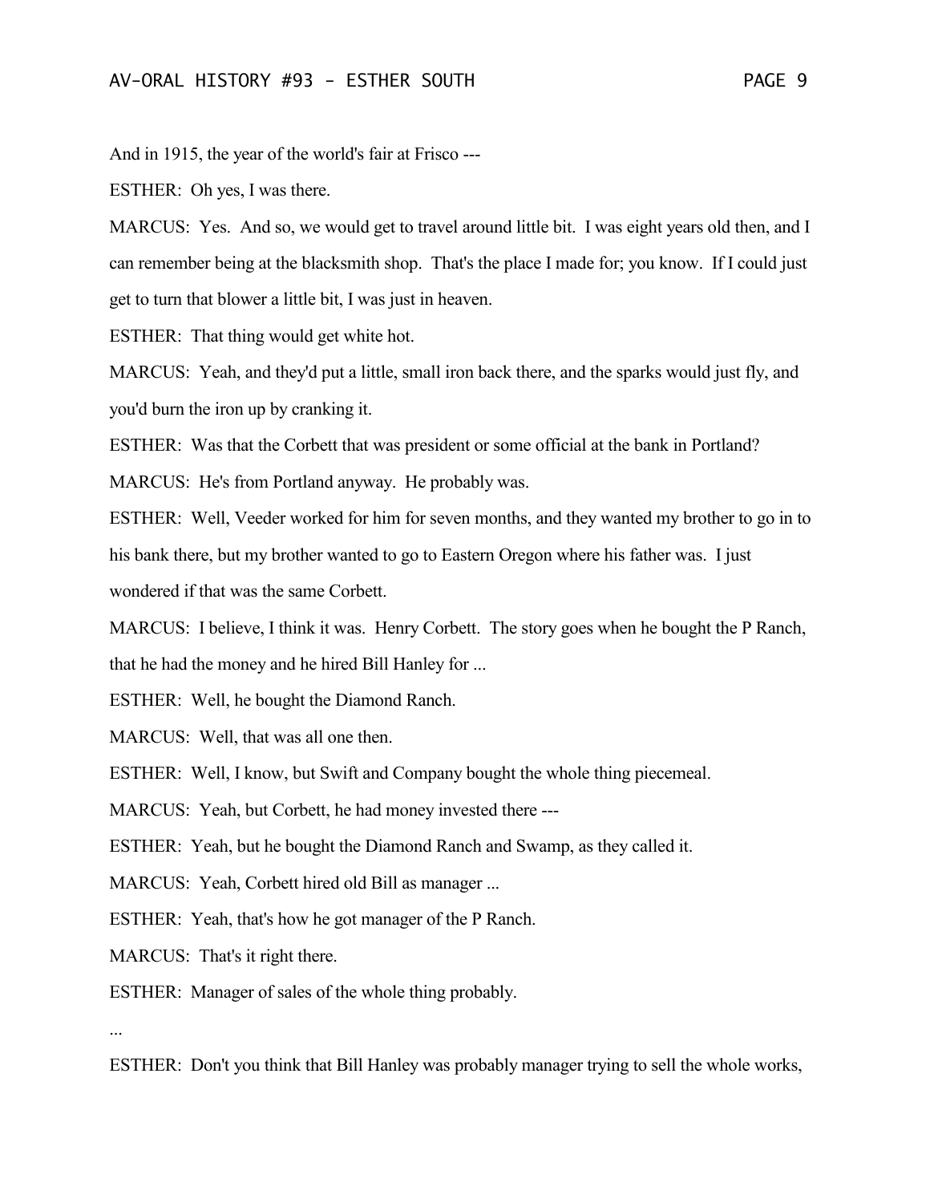And in 1915, the year of the world's fair at Frisco ---

ESTHER: Oh yes, I was there.

MARCUS: Yes. And so, we would get to travel around little bit. I was eight years old then, and I can remember being at the blacksmith shop. That's the place I made for; you know. If I could just get to turn that blower a little bit, I was just in heaven.

ESTHER: That thing would get white hot.

MARCUS: Yeah, and they'd put a little, small iron back there, and the sparks would just fly, and you'd burn the iron up by cranking it.

ESTHER: Was that the Corbett that was president or some official at the bank in Portland?

MARCUS: He's from Portland anyway. He probably was.

ESTHER: Well, Veeder worked for him for seven months, and they wanted my brother to go in to his bank there, but my brother wanted to go to Eastern Oregon where his father was. I just wondered if that was the same Corbett.

MARCUS: I believe, I think it was. Henry Corbett. The story goes when he bought the P Ranch, that he had the money and he hired Bill Hanley for ...

ESTHER: Well, he bought the Diamond Ranch.

MARCUS: Well, that was all one then.

ESTHER: Well, I know, but Swift and Company bought the whole thing piecemeal.

MARCUS: Yeah, but Corbett, he had money invested there ---

ESTHER: Yeah, but he bought the Diamond Ranch and Swamp, as they called it.

MARCUS: Yeah, Corbett hired old Bill as manager ...

ESTHER: Yeah, that's how he got manager of the P Ranch.

MARCUS: That's it right there.

ESTHER: Manager of sales of the whole thing probably.

...

ESTHER: Don't you think that Bill Hanley was probably manager trying to sell the whole works,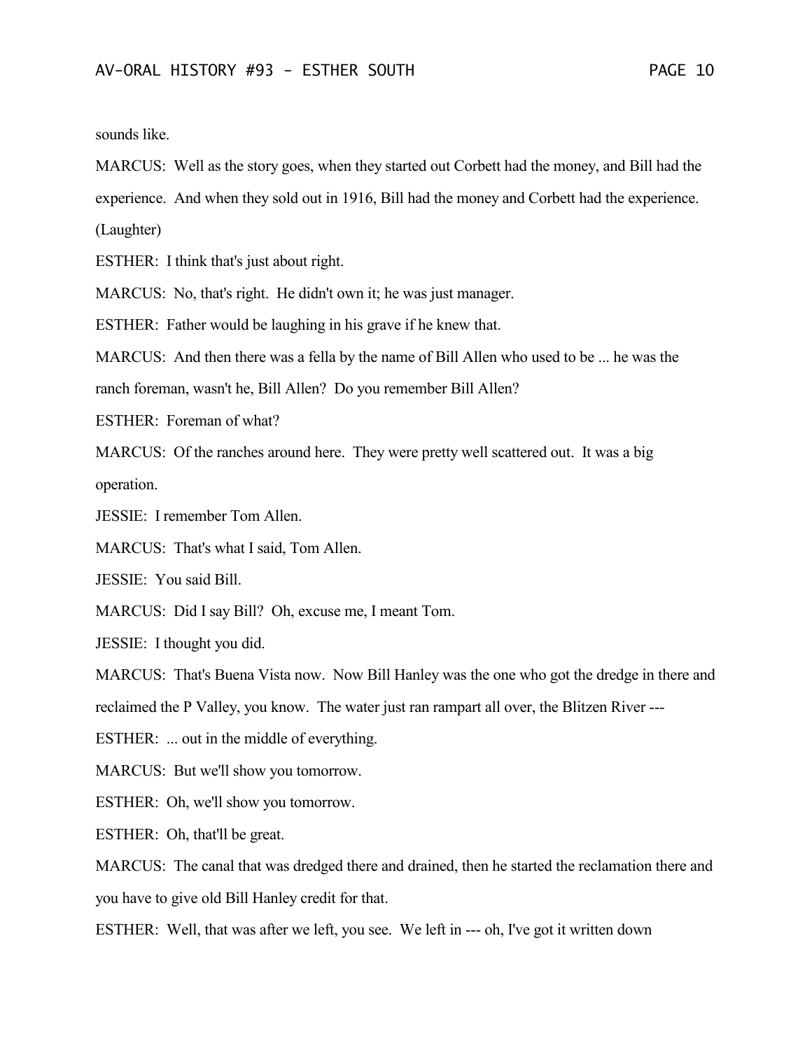sounds like.

MARCUS: Well as the story goes, when they started out Corbett had the money, and Bill had the experience. And when they sold out in 1916, Bill had the money and Corbett had the experience. (Laughter)

ESTHER: I think that's just about right.

MARCUS: No, that's right. He didn't own it; he was just manager.

ESTHER: Father would be laughing in his grave if he knew that.

MARCUS: And then there was a fella by the name of Bill Allen who used to be ... he was the ranch foreman, wasn't he, Bill Allen? Do you remember Bill Allen?

ESTHER: Foreman of what?

MARCUS: Of the ranches around here. They were pretty well scattered out. It was a big operation.

JESSIE: I remember Tom Allen.

MARCUS: That's what I said, Tom Allen.

JESSIE: You said Bill.

MARCUS: Did I say Bill? Oh, excuse me, I meant Tom.

JESSIE: I thought you did.

MARCUS: That's Buena Vista now. Now Bill Hanley was the one who got the dredge in there and reclaimed the P Valley, you know. The water just ran rampart all over, the Blitzen River ---

ESTHER: ... out in the middle of everything.

MARCUS: But we'll show you tomorrow.

ESTHER: Oh, we'll show you tomorrow.

ESTHER: Oh, that'll be great.

MARCUS: The canal that was dredged there and drained, then he started the reclamation there and you have to give old Bill Hanley credit for that.

ESTHER: Well, that was after we left, you see. We left in --- oh, I've got it written down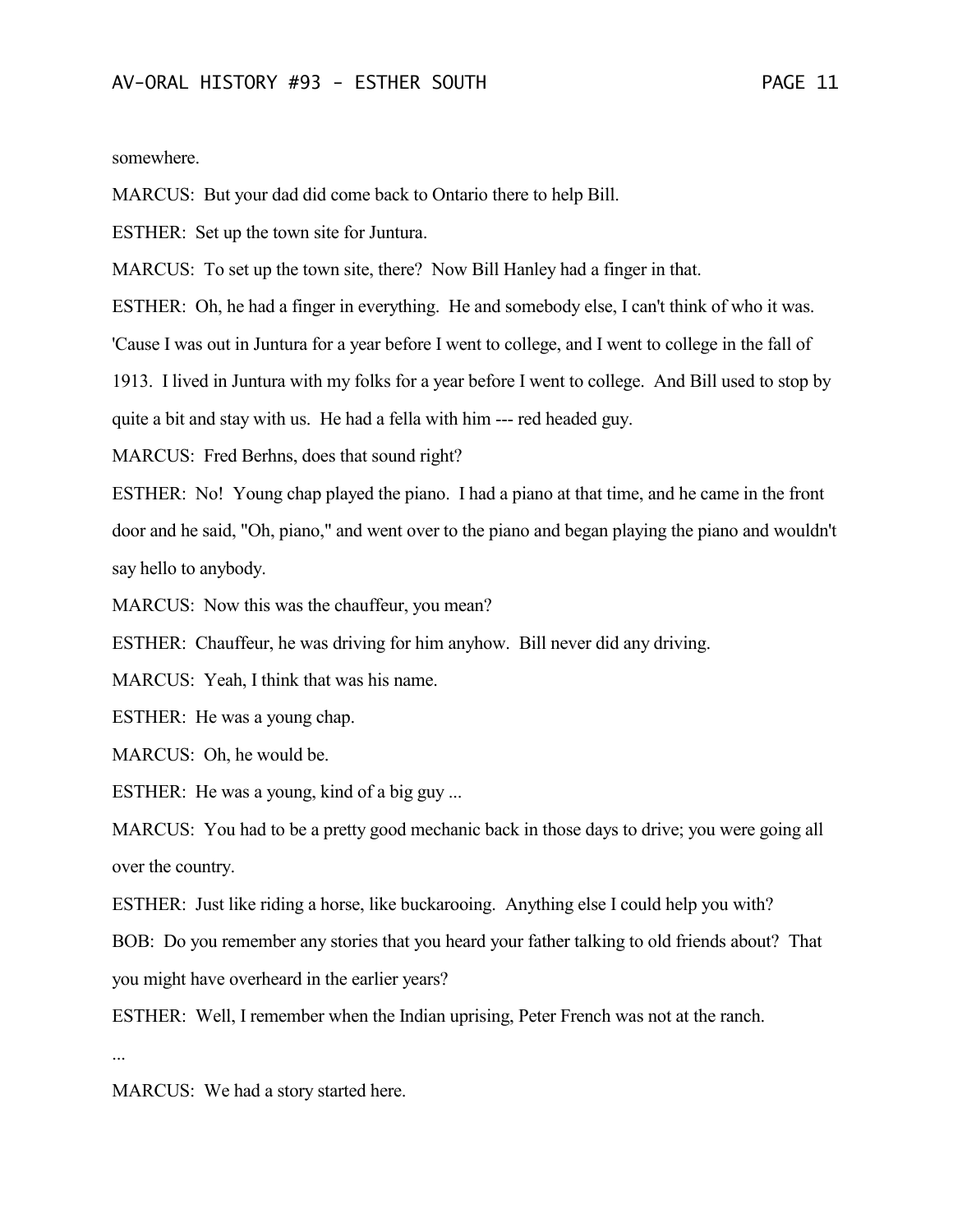somewhere.

MARCUS: But your dad did come back to Ontario there to help Bill.

ESTHER: Set up the town site for Juntura.

MARCUS: To set up the town site, there? Now Bill Hanley had a finger in that.

ESTHER: Oh, he had a finger in everything. He and somebody else, I can't think of who it was. 'Cause I was out in Juntura for a year before I went to college, and I went to college in the fall of 1913. I lived in Juntura with my folks for a year before I went to college. And Bill used to stop by quite a bit and stay with us. He had a fella with him --- red headed guy.

MARCUS: Fred Berhns, does that sound right?

ESTHER: No! Young chap played the piano. I had a piano at that time, and he came in the front door and he said, "Oh, piano," and went over to the piano and began playing the piano and wouldn't say hello to anybody.

MARCUS: Now this was the chauffeur, you mean?

ESTHER: Chauffeur, he was driving for him anyhow. Bill never did any driving.

MARCUS: Yeah, I think that was his name.

ESTHER: He was a young chap.

MARCUS: Oh, he would be.

ESTHER: He was a young, kind of a big guy ...

MARCUS: You had to be a pretty good mechanic back in those days to drive; you were going all over the country.

ESTHER: Just like riding a horse, like buckarooing. Anything else I could help you with?

BOB: Do you remember any stories that you heard your father talking to old friends about? That you might have overheard in the earlier years?

ESTHER: Well, I remember when the Indian uprising, Peter French was not at the ranch.

...

MARCUS: We had a story started here.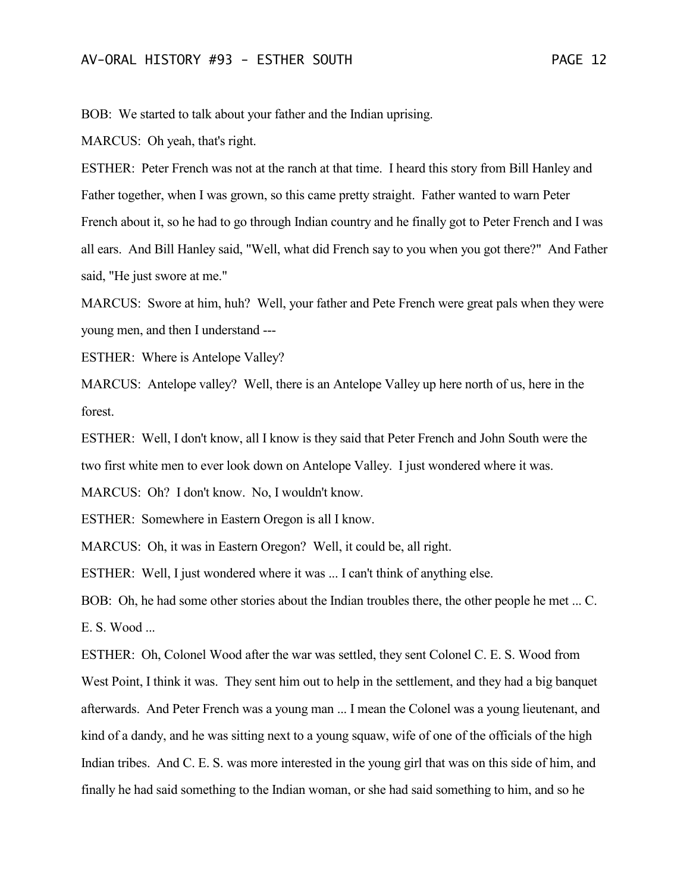BOB: We started to talk about your father and the Indian uprising.

MARCUS: Oh yeah, that's right.

ESTHER: Peter French was not at the ranch at that time. I heard this story from Bill Hanley and Father together, when I was grown, so this came pretty straight. Father wanted to warn Peter French about it, so he had to go through Indian country and he finally got to Peter French and I was all ears. And Bill Hanley said, "Well, what did French say to you when you got there?" And Father said, "He just swore at me."

MARCUS: Swore at him, huh? Well, your father and Pete French were great pals when they were young men, and then I understand ---

ESTHER: Where is Antelope Valley?

MARCUS: Antelope valley? Well, there is an Antelope Valley up here north of us, here in the forest.

ESTHER: Well, I don't know, all I know is they said that Peter French and John South were the two first white men to ever look down on Antelope Valley. I just wondered where it was.

MARCUS: Oh? I don't know. No, I wouldn't know.

ESTHER: Somewhere in Eastern Oregon is all I know.

MARCUS: Oh, it was in Eastern Oregon? Well, it could be, all right.

ESTHER: Well, I just wondered where it was ... I can't think of anything else.

BOB: Oh, he had some other stories about the Indian troubles there, the other people he met ... C. E. S. Wood ...

ESTHER: Oh, Colonel Wood after the war was settled, they sent Colonel C. E. S. Wood from West Point, I think it was. They sent him out to help in the settlement, and they had a big banquet afterwards. And Peter French was a young man ... I mean the Colonel was a young lieutenant, and kind of a dandy, and he was sitting next to a young squaw, wife of one of the officials of the high Indian tribes. And C. E. S. was more interested in the young girl that was on this side of him, and finally he had said something to the Indian woman, or she had said something to him, and so he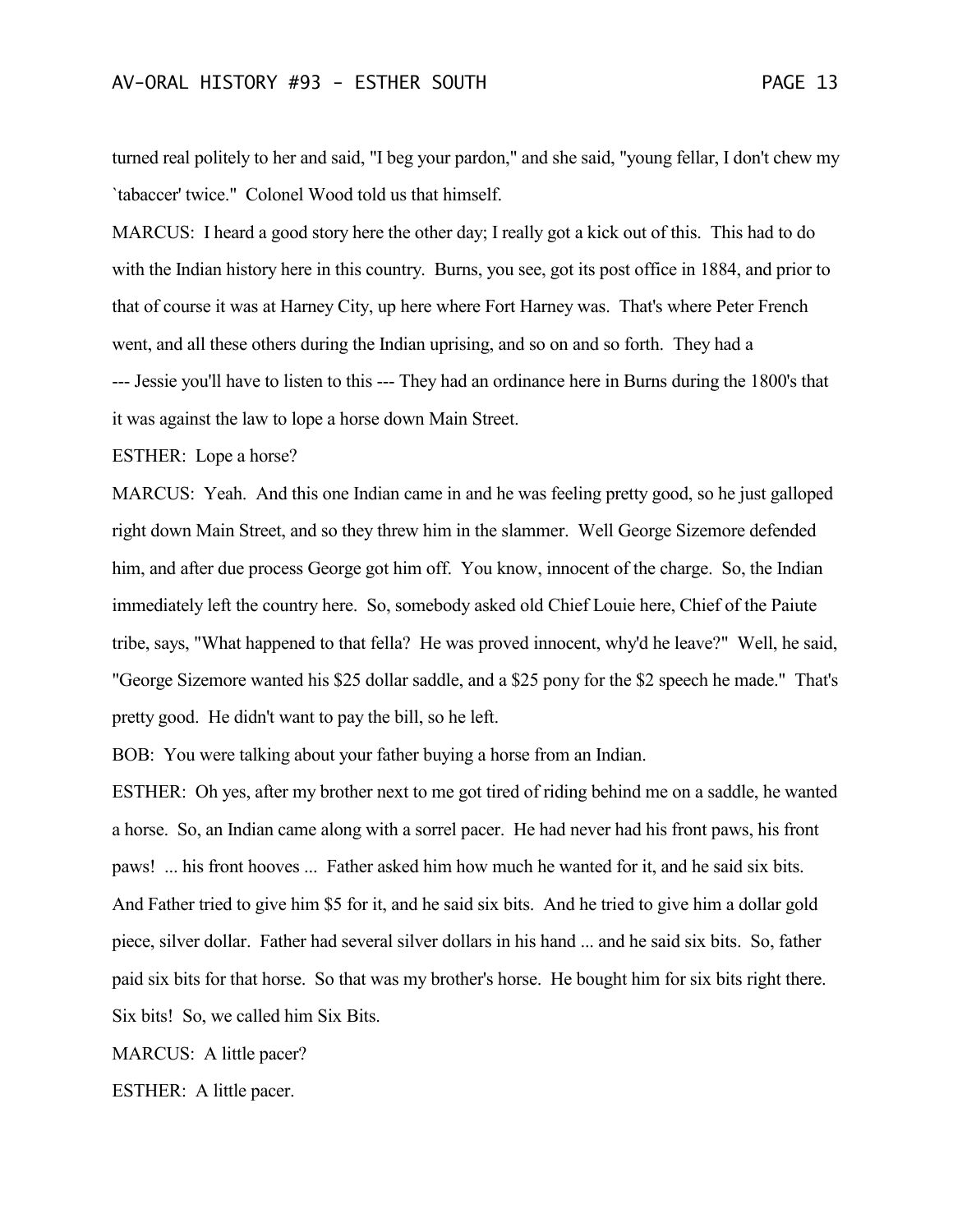turned real politely to her and said, "I beg your pardon," and she said, "young fellar, I don't chew my `tabaccer' twice." Colonel Wood told us that himself.

MARCUS: I heard a good story here the other day; I really got a kick out of this. This had to do with the Indian history here in this country. Burns, you see, got its post office in 1884, and prior to that of course it was at Harney City, up here where Fort Harney was. That's where Peter French went, and all these others during the Indian uprising, and so on and so forth. They had a --- Jessie you'll have to listen to this --- They had an ordinance here in Burns during the 1800's that it was against the law to lope a horse down Main Street.

ESTHER: Lope a horse?

MARCUS: Yeah. And this one Indian came in and he was feeling pretty good, so he just galloped right down Main Street, and so they threw him in the slammer. Well George Sizemore defended him, and after due process George got him off. You know, innocent of the charge. So, the Indian immediately left the country here. So, somebody asked old Chief Louie here, Chief of the Paiute tribe, says, "What happened to that fella? He was proved innocent, why'd he leave?" Well, he said, "George Sizemore wanted his $25 dollar saddle, and a $25 pony for the $2 speech he made." That's pretty good. He didn't want to pay the bill, so he left.

BOB: You were talking about your father buying a horse from an Indian.

ESTHER: Oh yes, after my brother next to me got tired of riding behind me on a saddle, he wanted a horse. So, an Indian came along with a sorrel pacer. He had never had his front paws, his front paws! ... his front hooves ... Father asked him how much he wanted for it, and he said six bits. And Father tried to give him $5 for it, and he said six bits. And he tried to give him a dollar gold piece, silver dollar. Father had several silver dollars in his hand ... and he said six bits. So, father paid six bits for that horse. So that was my brother's horse. He bought him for six bits right there. Six bits! So, we called him Six Bits.

MARCUS: A little pacer?

ESTHER: A little pacer.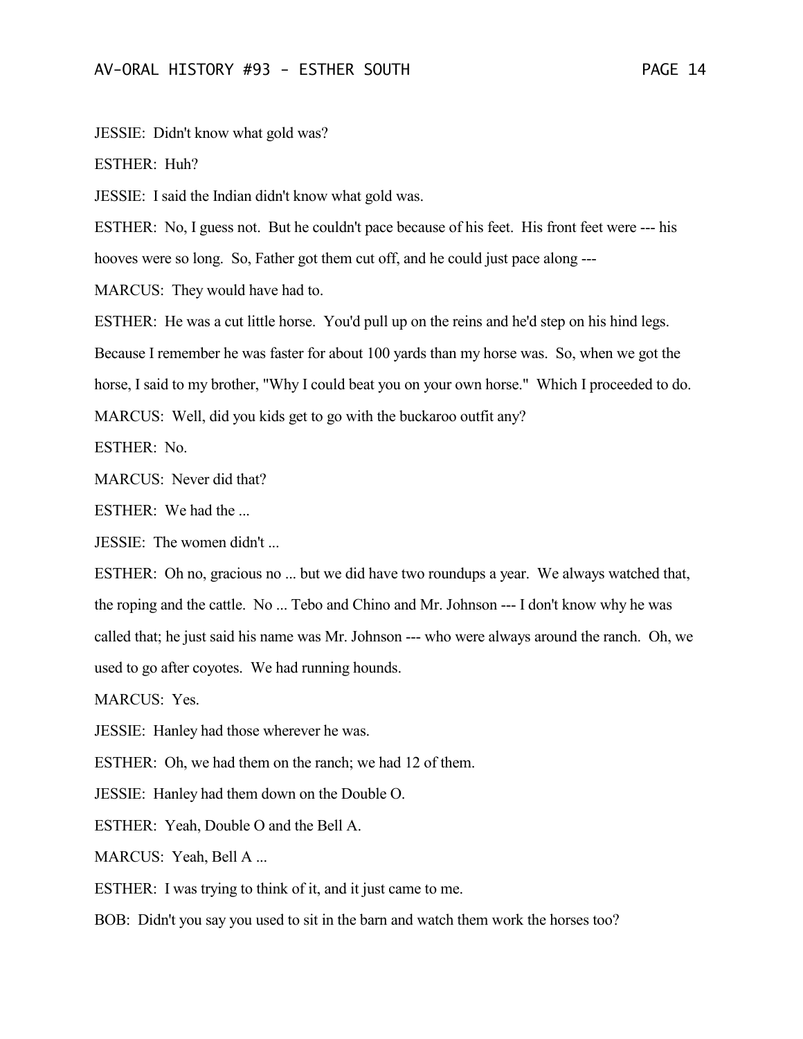JESSIE: Didn't know what gold was?

ESTHER: Huh?

JESSIE: I said the Indian didn't know what gold was.

ESTHER: No, I guess not. But he couldn't pace because of his feet. His front feet were --- his hooves were so long. So, Father got them cut off, and he could just pace along ---

MARCUS: They would have had to.

ESTHER: He was a cut little horse. You'd pull up on the reins and he'd step on his hind legs. Because I remember he was faster for about 100 yards than my horse was. So, when we got the horse, I said to my brother, "Why I could beat you on your own horse." Which I proceeded to do.

MARCUS: Well, did you kids get to go with the buckaroo outfit any?

ESTHER: No.

MARCUS: Never did that?

ESTHER: We had the ...

JESSIE: The women didn't ...

ESTHER: Oh no, gracious no ... but we did have two roundups a year. We always watched that, the roping and the cattle. No ... Tebo and Chino and Mr. Johnson --- I don't know why he was called that; he just said his name was Mr. Johnson --- who were always around the ranch. Oh, we used to go after coyotes. We had running hounds.

MARCUS: Yes.

JESSIE: Hanley had those wherever he was.

ESTHER: Oh, we had them on the ranch; we had 12 of them.

JESSIE: Hanley had them down on the Double O.

ESTHER: Yeah, Double O and the Bell A.

MARCUS: Yeah, Bell A ...

ESTHER: I was trying to think of it, and it just came to me.

BOB: Didn't you say you used to sit in the barn and watch them work the horses too?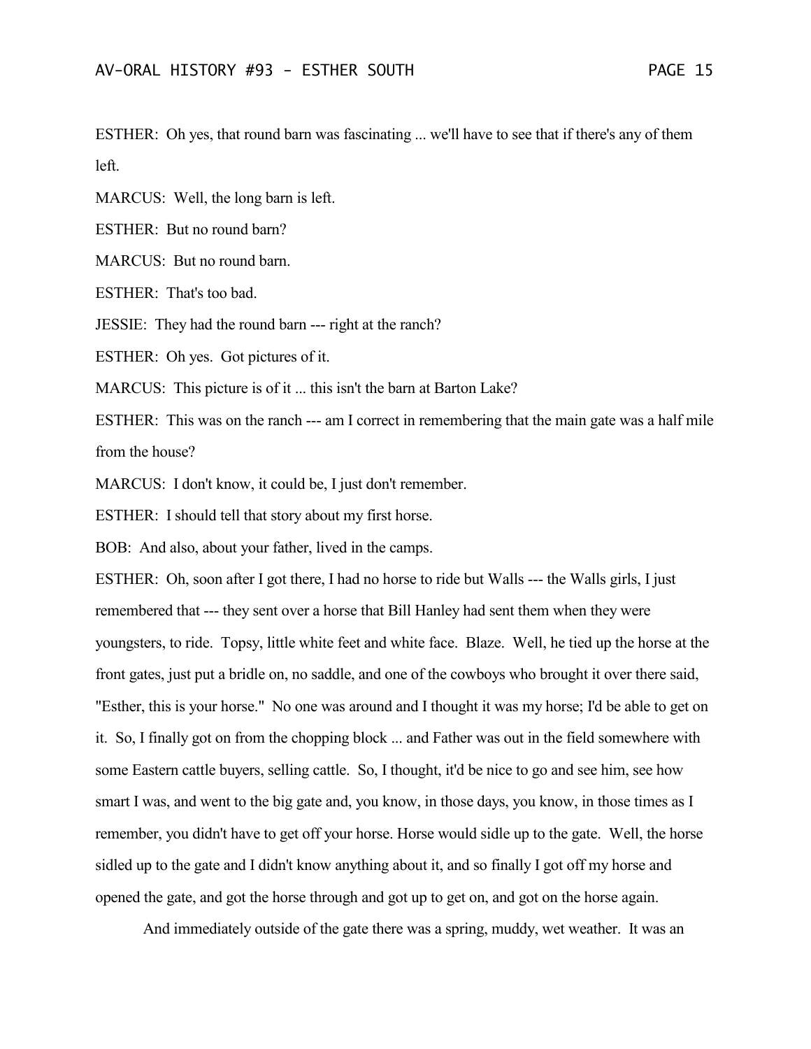ESTHER: Oh yes, that round barn was fascinating ... we'll have to see that if there's any of them left.

MARCUS: Well, the long barn is left.

ESTHER: But no round barn?

MARCUS: But no round barn.

ESTHER: That's too bad.

JESSIE: They had the round barn --- right at the ranch?

ESTHER: Oh yes. Got pictures of it.

MARCUS: This picture is of it ... this isn't the barn at Barton Lake?

ESTHER: This was on the ranch --- am I correct in remembering that the main gate was a half mile from the house?

MARCUS: I don't know, it could be, I just don't remember.

ESTHER: I should tell that story about my first horse.

BOB: And also, about your father, lived in the camps.

ESTHER: Oh, soon after I got there, I had no horse to ride but Walls --- the Walls girls, I just remembered that --- they sent over a horse that Bill Hanley had sent them when they were youngsters, to ride. Topsy, little white feet and white face. Blaze. Well, he tied up the horse at the front gates, just put a bridle on, no saddle, and one of the cowboys who brought it over there said, "Esther, this is your horse." No one was around and I thought it was my horse; I'd be able to get on it. So, I finally got on from the chopping block ... and Father was out in the field somewhere with some Eastern cattle buyers, selling cattle. So, I thought, it'd be nice to go and see him, see how smart I was, and went to the big gate and, you know, in those days, you know, in those times as I remember, you didn't have to get off your horse. Horse would sidle up to the gate. Well, the horse sidled up to the gate and I didn't know anything about it, and so finally I got off my horse and opened the gate, and got the horse through and got up to get on, and got on the horse again.

And immediately outside of the gate there was a spring, muddy, wet weather. It was an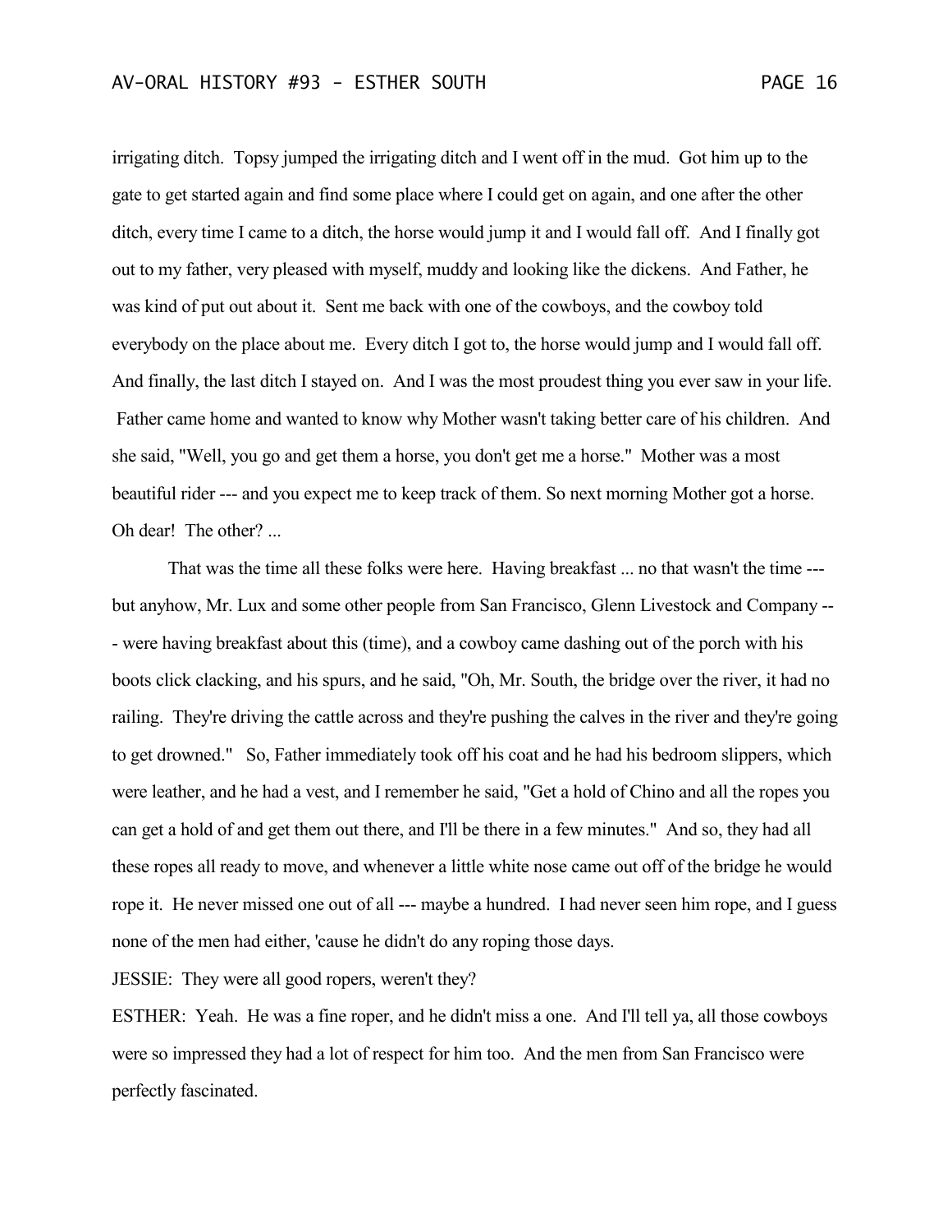irrigating ditch. Topsy jumped the irrigating ditch and I went off in the mud. Got him up to the gate to get started again and find some place where I could get on again, and one after the other ditch, every time I came to a ditch, the horse would jump it and I would fall off. And I finally got out to my father, very pleased with myself, muddy and looking like the dickens. And Father, he was kind of put out about it. Sent me back with one of the cowboys, and the cowboy told everybody on the place about me. Every ditch I got to, the horse would jump and I would fall off. And finally, the last ditch I stayed on. And I was the most proudest thing you ever saw in your life. Father came home and wanted to know why Mother wasn't taking better care of his children. And she said, "Well, you go and get them a horse, you don't get me a horse." Mother was a most beautiful rider --- and you expect me to keep track of them. So next morning Mother got a horse. Oh dear! The other? ...

That was the time all these folks were here. Having breakfast ... no that wasn't the time --- but anyhow, Mr. Lux and some other people from San Francisco, Glenn Livestock and Company --- were having breakfast about this (time), and a cowboy came dashing out of the porch with his boots click clacking, and his spurs, and he said, "Oh, Mr. South, the bridge over the river, it had no railing. They're driving the cattle across and they're pushing the calves in the river and they're going to get drowned." So, Father immediately took off his coat and he had his bedroom slippers, which were leather, and he had a vest, and I remember he said, "Get a hold of Chino and all the ropes you can get a hold of and get them out there, and I'll be there in a few minutes." And so, they had all these ropes all ready to move, and whenever a little white nose came out off of the bridge he would rope it. He never missed one out of all --- maybe a hundred. I had never seen him rope, and I guess none of the men had either, 'cause he didn't do any roping those days.

JESSIE: They were all good ropers, weren't they?

ESTHER: Yeah. He was a fine roper, and he didn't miss a one. And I'll tell ya, all those cowboys were so impressed they had a lot of respect for him too. And the men from San Francisco were perfectly fascinated.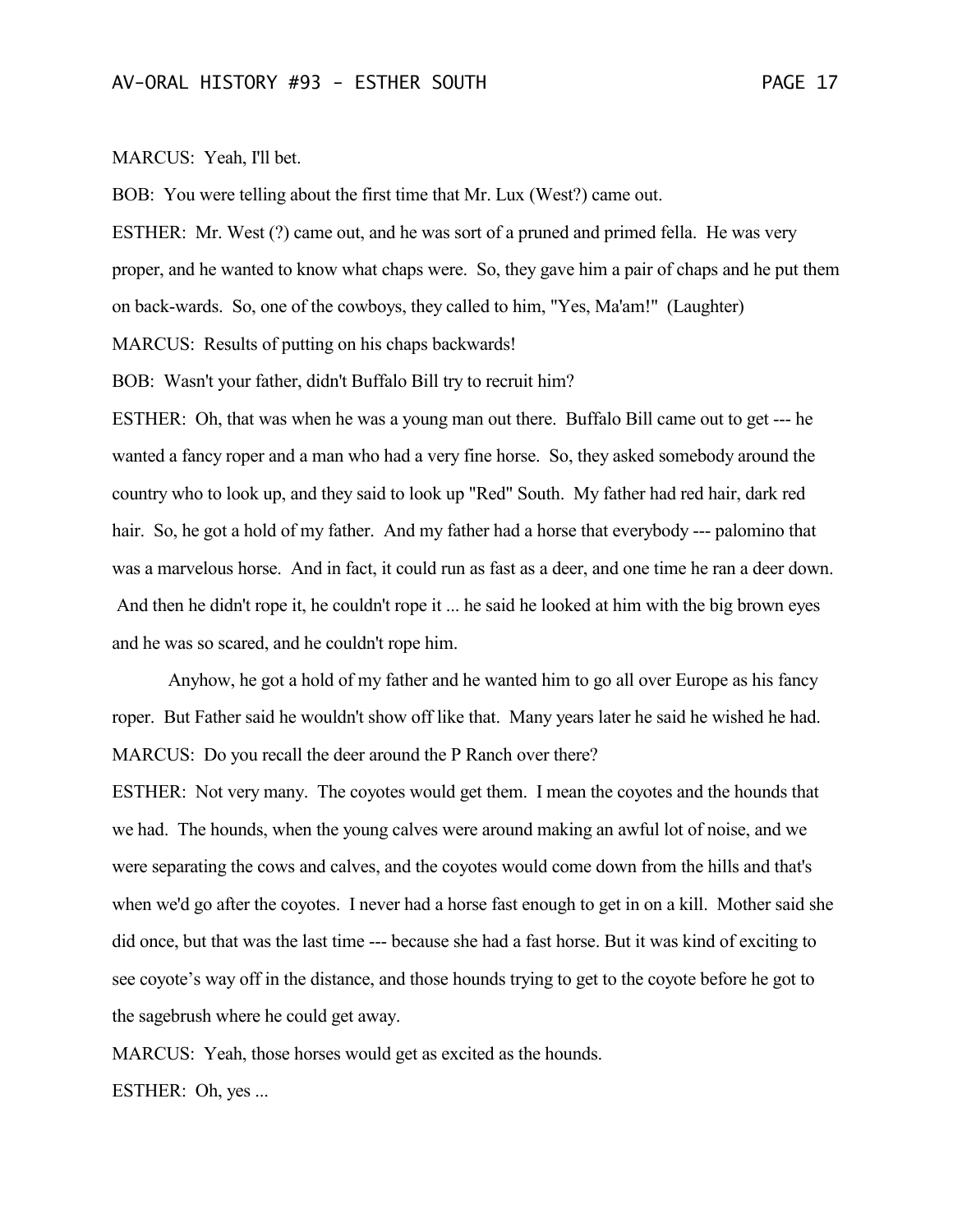MARCUS: Yeah, I'll bet.

BOB: You were telling about the first time that Mr. Lux (West?) came out.

ESTHER: Mr. West (?) came out, and he was sort of a pruned and primed fella. He was very proper, and he wanted to know what chaps were. So, they gave him a pair of chaps and he put them on back-wards. So, one of the cowboys, they called to him, "Yes, Ma'am!" (Laughter)

MARCUS: Results of putting on his chaps backwards!

BOB: Wasn't your father, didn't Buffalo Bill try to recruit him?

ESTHER: Oh, that was when he was a young man out there. Buffalo Bill came out to get --- he wanted a fancy roper and a man who had a very fine horse. So, they asked somebody around the country who to look up, and they said to look up "Red" South. My father had red hair, dark red hair. So, he got a hold of my father. And my father had a horse that everybody --- palomino that was a marvelous horse. And in fact, it could run as fast as a deer, and one time he ran a deer down. And then he didn't rope it, he couldn't rope it ... he said he looked at him with the big brown eyes and he was so scared, and he couldn't rope him.

Anyhow, he got a hold of my father and he wanted him to go all over Europe as his fancy roper. But Father said he wouldn't show off like that. Many years later he said he wished he had.

MARCUS: Do you recall the deer around the P Ranch over there?

ESTHER: Not very many. The coyotes would get them. I mean the coyotes and the hounds that we had. The hounds, when the young calves were around making an awful lot of noise, and we were separating the cows and calves, and the coyotes would come down from the hills and that's when we'd go after the coyotes. I never had a horse fast enough to get in on a kill. Mother said she did once, but that was the last time --- because she had a fast horse. But it was kind of exciting to see coyote's way off in the distance, and those hounds trying to get to the coyote before he got to the sagebrush where he could get away.

MARCUS: Yeah, those horses would get as excited as the hounds.

ESTHER: Oh, yes ...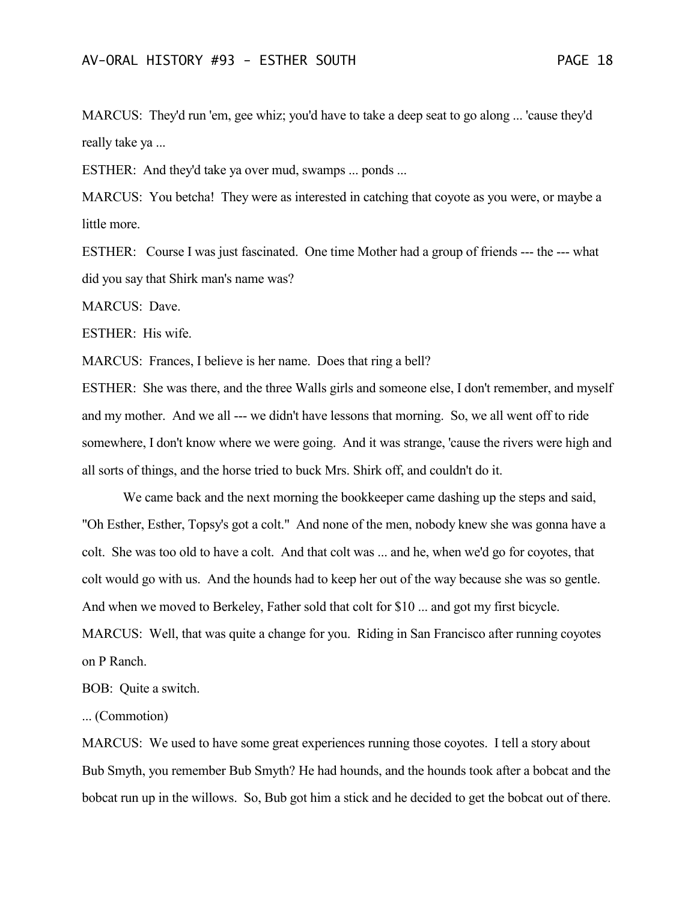MARCUS: They'd run 'em, gee whiz; you'd have to take a deep seat to go along ... 'cause they'd really take ya ...

ESTHER: And they'd take ya over mud, swamps ... ponds ...

MARCUS: You betcha! They were as interested in catching that coyote as you were, or maybe a little more.

ESTHER: Course I was just fascinated. One time Mother had a group of friends --- the --- what did you say that Shirk man's name was?

MARCUS: Dave.

ESTHER: His wife.

MARCUS: Frances, I believe is her name. Does that ring a bell?

ESTHER: She was there, and the three Walls girls and someone else, I don't remember, and myself and my mother. And we all --- we didn't have lessons that morning. So, we all went off to ride somewhere, I don't know where we were going. And it was strange, 'cause the rivers were high and all sorts of things, and the horse tried to buck Mrs. Shirk off, and couldn't do it.

We came back and the next morning the bookkeeper came dashing up the steps and said, "Oh Esther, Esther, Topsy's got a colt." And none of the men, nobody knew she was gonna have a colt. She was too old to have a colt. And that colt was ... and he, when we'd go for coyotes, that colt would go with us. And the hounds had to keep her out of the way because she was so gentle. And when we moved to Berkeley, Father sold that colt for $10 ... and got my first bicycle.

MARCUS: Well, that was quite a change for you. Riding in San Francisco after running coyotes on P Ranch.

BOB: Quite a switch.

... (Commotion)

MARCUS: We used to have some great experiences running those coyotes. I tell a story about Bub Smyth, you remember Bub Smyth? He had hounds, and the hounds took after a bobcat and the bobcat run up in the willows. So, Bub got him a stick and he decided to get the bobcat out of there.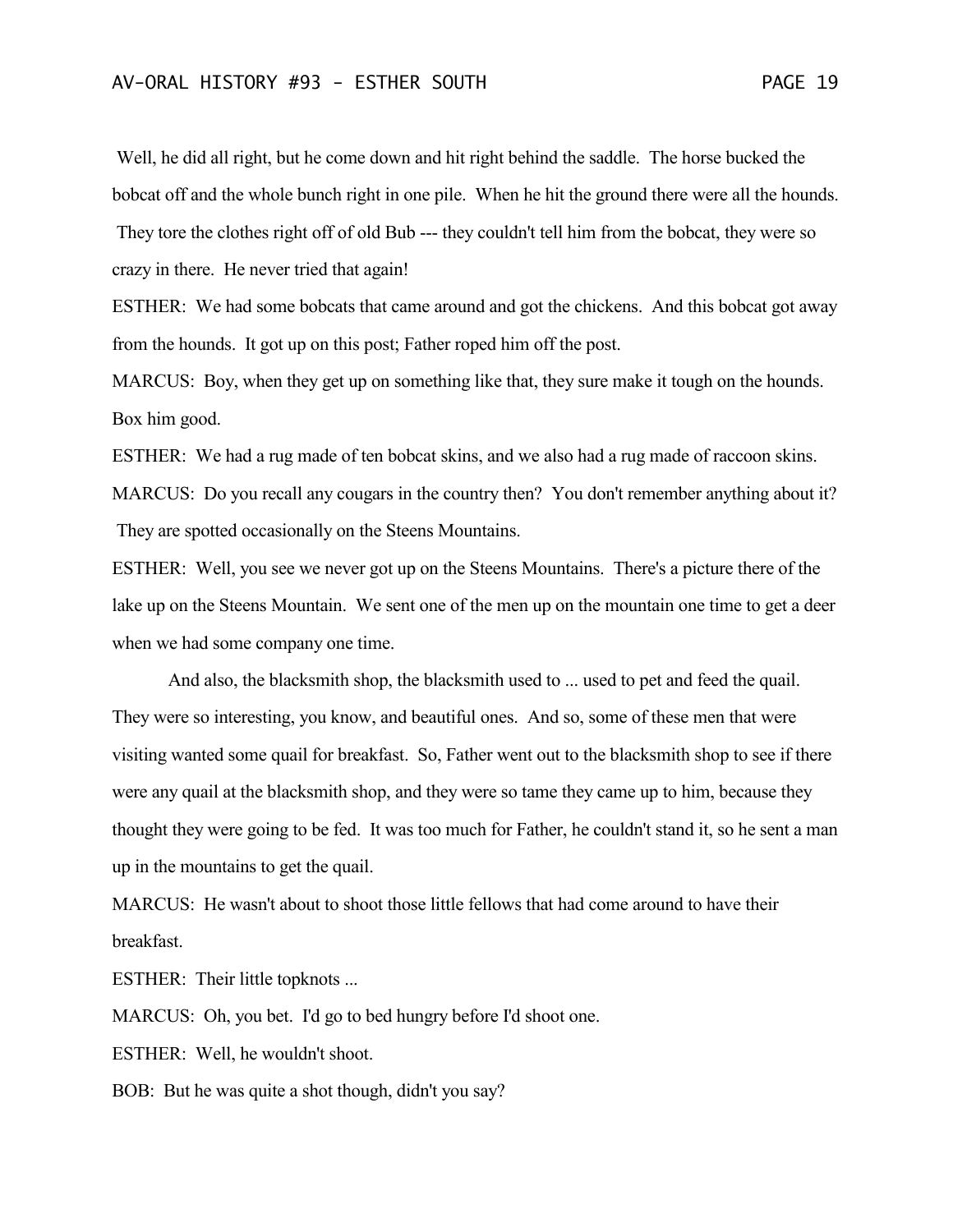Well, he did all right, but he come down and hit right behind the saddle. The horse bucked the bobcat off and the whole bunch right in one pile. When he hit the ground there were all the hounds. They tore the clothes right off of old Bub --- they couldn't tell him from the bobcat, they were so crazy in there. He never tried that again!

ESTHER: We had some bobcats that came around and got the chickens. And this bobcat got away from the hounds. It got up on this post; Father roped him off the post.

MARCUS: Boy, when they get up on something like that, they sure make it tough on the hounds. Box him good.

ESTHER: We had a rug made of ten bobcat skins, and we also had a rug made of raccoon skins.

MARCUS: Do you recall any cougars in the country then? You don't remember anything about it? They are spotted occasionally on the Steens Mountains.

ESTHER: Well, you see we never got up on the Steens Mountains. There's a picture there of the lake up on the Steens Mountain. We sent one of the men up on the mountain one time to get a deer when we had some company one time.

And also, the blacksmith shop, the blacksmith used to ... used to pet and feed the quail. They were so interesting, you know, and beautiful ones. And so, some of these men that were visiting wanted some quail for breakfast. So, Father went out to the blacksmith shop to see if there were any quail at the blacksmith shop, and they were so tame they came up to him, because they thought they were going to be fed. It was too much for Father, he couldn't stand it, so he sent a man up in the mountains to get the quail.

MARCUS: He wasn't about to shoot those little fellows that had come around to have their breakfast.

ESTHER: Their little topknots ...

MARCUS: Oh, you bet. I'd go to bed hungry before I'd shoot one.

ESTHER: Well, he wouldn't shoot.

BOB: But he was quite a shot though, didn't you say?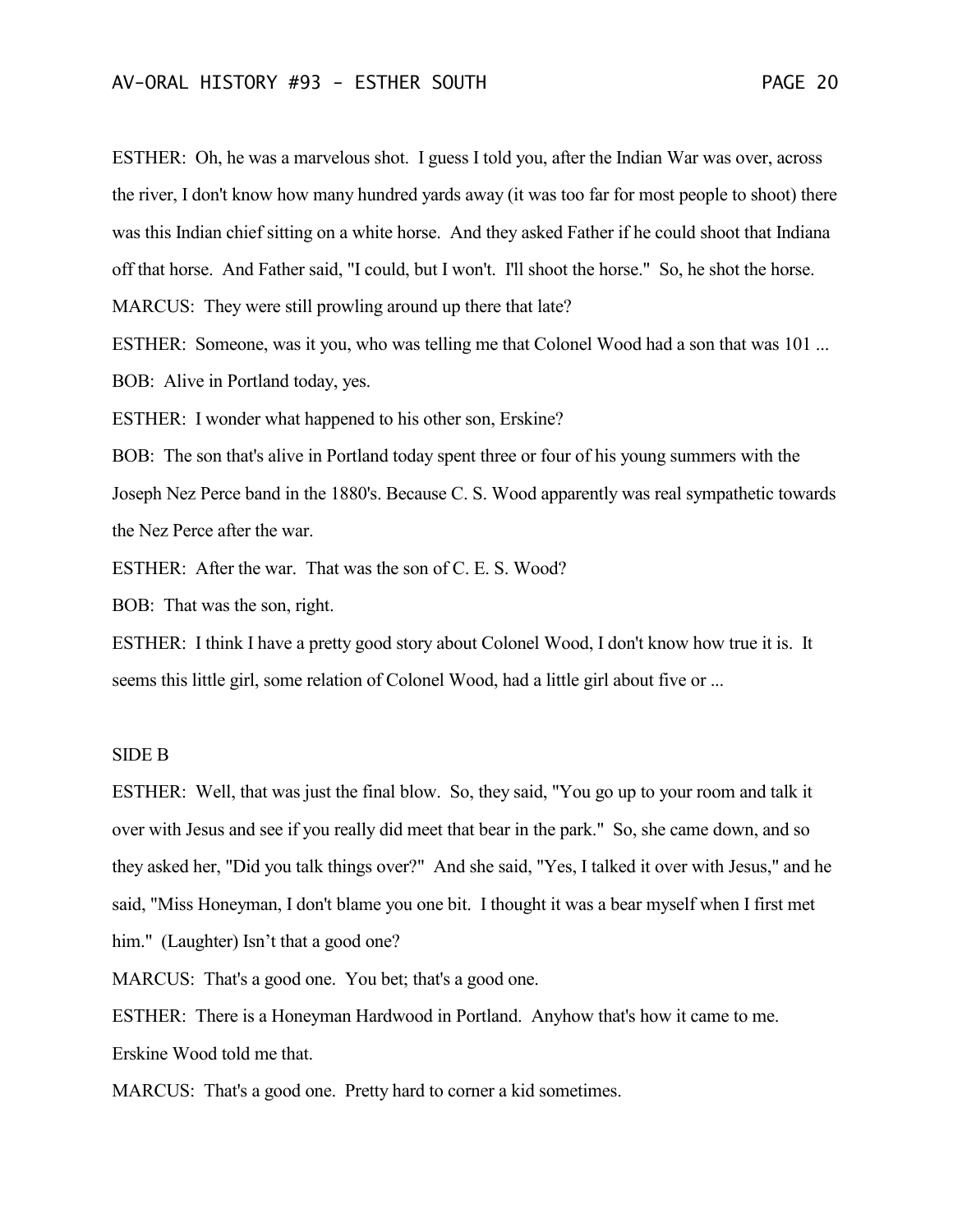ESTHER: Oh, he was a marvelous shot. I guess I told you, after the Indian War was over, across the river, I don't know how many hundred yards away (it was too far for most people to shoot) there was this Indian chief sitting on a white horse. And they asked Father if he could shoot that Indiana off that horse. And Father said, "I could, but I won't. I'll shoot the horse." So, he shot the horse.

MARCUS: They were still prowling around up there that late?

ESTHER: Someone, was it you, who was telling me that Colonel Wood had a son that was 101 ...

BOB: Alive in Portland today, yes.

ESTHER: I wonder what happened to his other son, Erskine?

BOB: The son that's alive in Portland today spent three or four of his young summers with the Joseph Nez Perce band in the 1880's. Because C. S. Wood apparently was real sympathetic towards the Nez Perce after the war.

ESTHER: After the war. That was the son of C. E. S. Wood?

BOB: That was the son, right.

ESTHER: I think I have a pretty good story about Colonel Wood, I don't know how true it is. It seems this little girl, some relation of Colonel Wood, had a little girl about five or ...

SIDE B

ESTHER: Well, that was just the final blow. So, they said, "You go up to your room and talk it over with Jesus and see if you really did meet that bear in the park." So, she came down, and so they asked her, "Did you talk things over?" And she said, "Yes, I talked it over with Jesus," and he said, "Miss Honeyman, I don't blame you one bit. I thought it was a bear myself when I first met him." (Laughter) Isn't that a good one?

MARCUS: That's a good one. You bet; that's a good one.

ESTHER: There is a Honeyman Hardwood in Portland. Anyhow that's how it came to me. Erskine Wood told me that.

MARCUS: That's a good one. Pretty hard to corner a kid sometimes.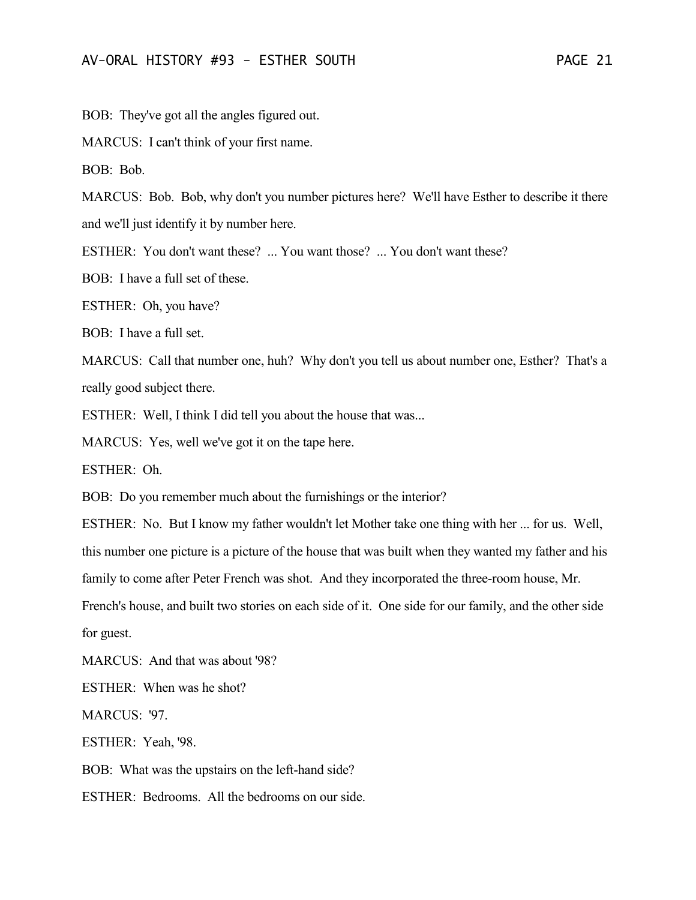BOB: They've got all the angles figured out.

MARCUS: I can't think of your first name.

BOB: Bob.

MARCUS: Bob. Bob, why don't you number pictures here? We'll have Esther to describe it there and we'll just identify it by number here.

ESTHER: You don't want these? ... You want those? ... You don't want these?

BOB: I have a full set of these.

ESTHER: Oh, you have?

BOB: I have a full set.

MARCUS: Call that number one, huh? Why don't you tell us about number one, Esther? That's a really good subject there.

ESTHER: Well, I think I did tell you about the house that was...

MARCUS: Yes, well we've got it on the tape here.

ESTHER: Oh.

BOB: Do you remember much about the furnishings or the interior?

ESTHER: No. But I know my father wouldn't let Mother take one thing with her ... for us. Well, this number one picture is a picture of the house that was built when they wanted my father and his family to come after Peter French was shot. And they incorporated the three-room house, Mr. French's house, and built two stories on each side of it. One side for our family, and the other side for guest.

MARCUS: And that was about '98?

ESTHER: When was he shot?

MARCUS: '97.

ESTHER: Yeah, '98.

BOB: What was the upstairs on the left-hand side?

ESTHER: Bedrooms. All the bedrooms on our side.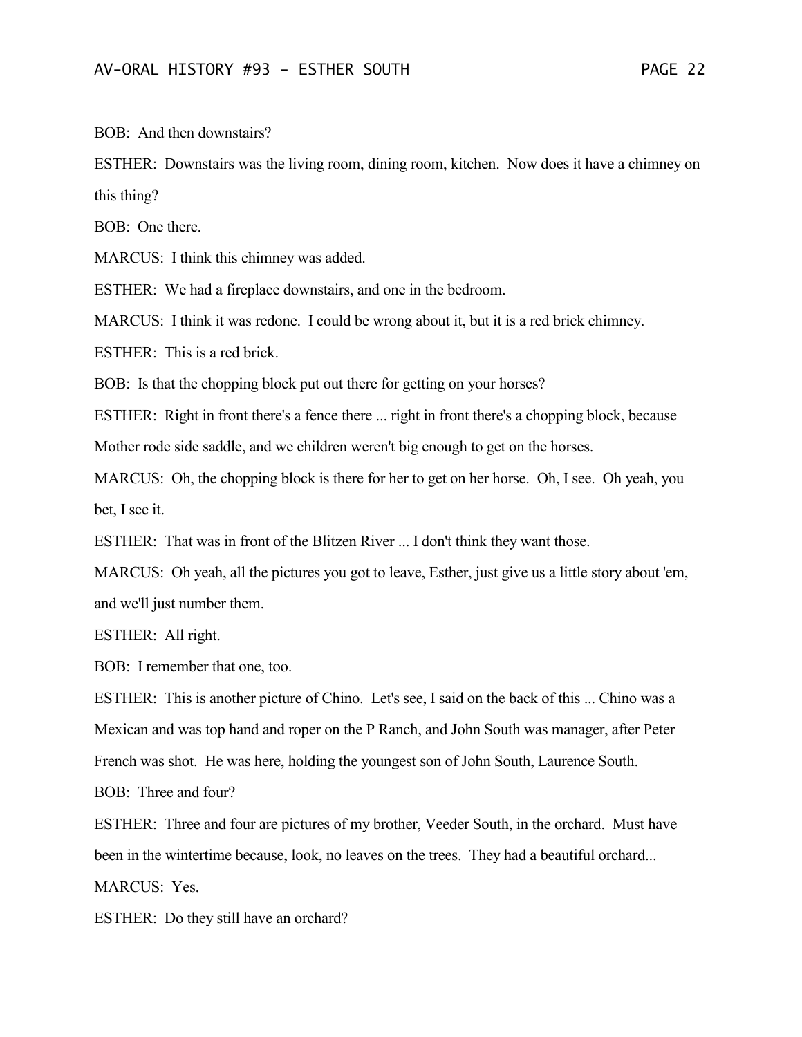BOB: And then downstairs?

ESTHER: Downstairs was the living room, dining room, kitchen. Now does it have a chimney on this thing?

BOB: One there.

MARCUS: I think this chimney was added.

ESTHER: We had a fireplace downstairs, and one in the bedroom.

MARCUS: I think it was redone. I could be wrong about it, but it is a red brick chimney.

ESTHER: This is a red brick.

BOB: Is that the chopping block put out there for getting on your horses?

ESTHER: Right in front there's a fence there ... right in front there's a chopping block, because Mother rode side saddle, and we children weren't big enough to get on the horses.

MARCUS: Oh, the chopping block is there for her to get on her horse. Oh, I see. Oh yeah, you bet, I see it.

ESTHER: That was in front of the Blitzen River ... I don't think they want those.

MARCUS: Oh yeah, all the pictures you got to leave, Esther, just give us a little story about 'em, and we'll just number them.

ESTHER: All right.

BOB: I remember that one, too.

ESTHER: This is another picture of Chino. Let's see, I said on the back of this ... Chino was a Mexican and was top hand and roper on the P Ranch, and John South was manager, after Peter French was shot. He was here, holding the youngest son of John South, Laurence South.

BOB: Three and four?

ESTHER: Three and four are pictures of my brother, Veeder South, in the orchard. Must have been in the wintertime because, look, no leaves on the trees. They had a beautiful orchard...

MARCUS: Yes.

ESTHER: Do they still have an orchard?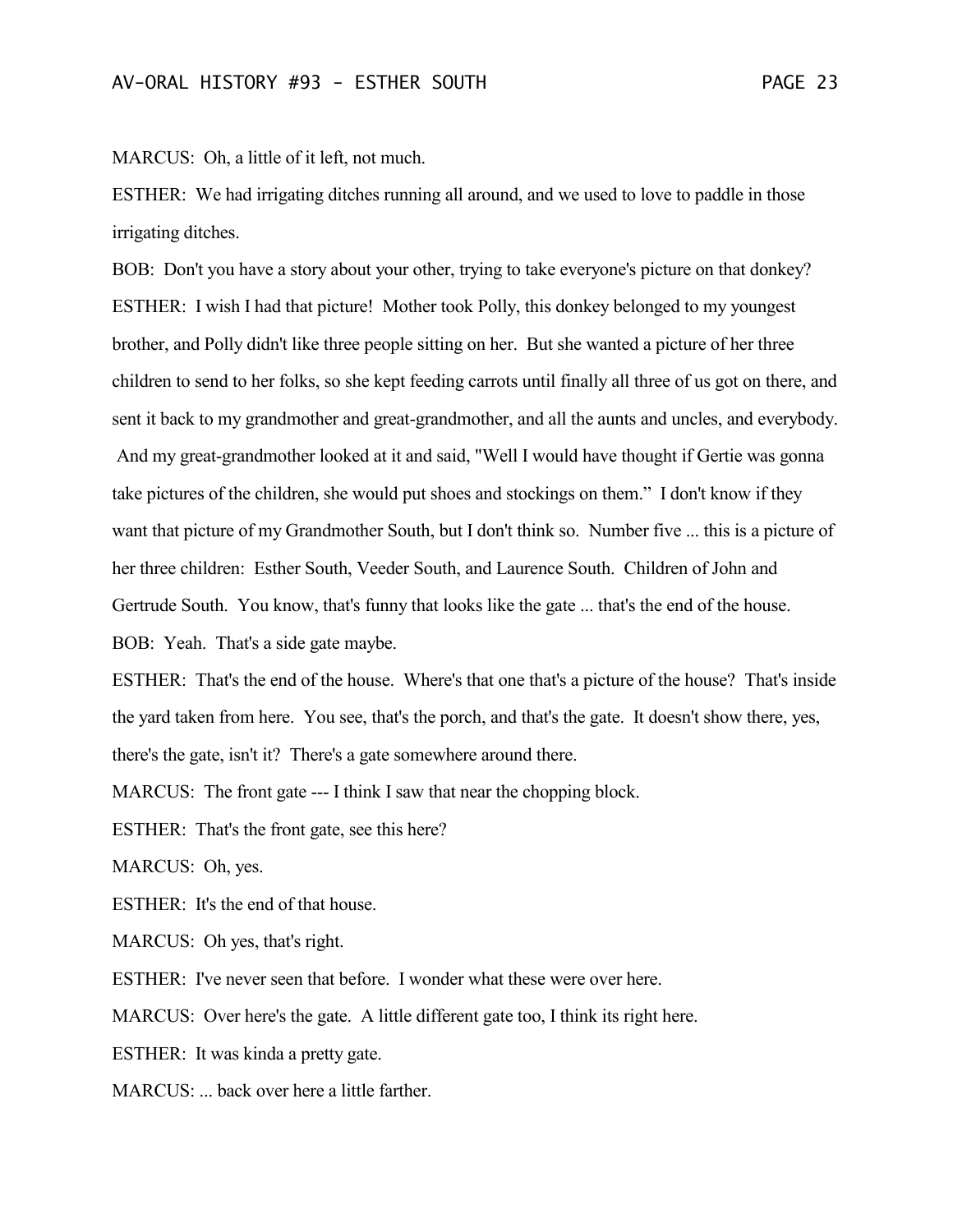MARCUS: Oh, a little of it left, not much.

ESTHER: We had irrigating ditches running all around, and we used to love to paddle in those irrigating ditches.

BOB: Don't you have a story about your other, trying to take everyone's picture on that donkey?

ESTHER: I wish I had that picture! Mother took Polly, this donkey belonged to my youngest brother, and Polly didn't like three people sitting on her. But she wanted a picture of her three children to send to her folks, so she kept feeding carrots until finally all three of us got on there, and sent it back to my grandmother and great-grandmother, and all the aunts and uncles, and everybody. And my great-grandmother looked at it and said, "Well I would have thought if Gertie was gonna take pictures of the children, she would put shoes and stockings on them." I don't know if they want that picture of my Grandmother South, but I don't think so. Number five ... this is a picture of her three children: Esther South, Veeder South, and Laurence South. Children of John and Gertrude South. You know, that's funny that looks like the gate ... that's the end of the house.

BOB: Yeah. That's a side gate maybe.

ESTHER: That's the end of the house. Where's that one that's a picture of the house? That's inside the yard taken from here. You see, that's the porch, and that's the gate. It doesn't show there, yes, there's the gate, isn't it? There's a gate somewhere around there.

MARCUS: The front gate --- I think I saw that near the chopping block.

ESTHER: That's the front gate, see this here?

MARCUS: Oh, yes.

ESTHER: It's the end of that house.

MARCUS: Oh yes, that's right.

ESTHER: I've never seen that before. I wonder what these were over here.

MARCUS: Over here's the gate. A little different gate too, I think its right here.

ESTHER: It was kinda a pretty gate.

MARCUS: ... back over here a little farther.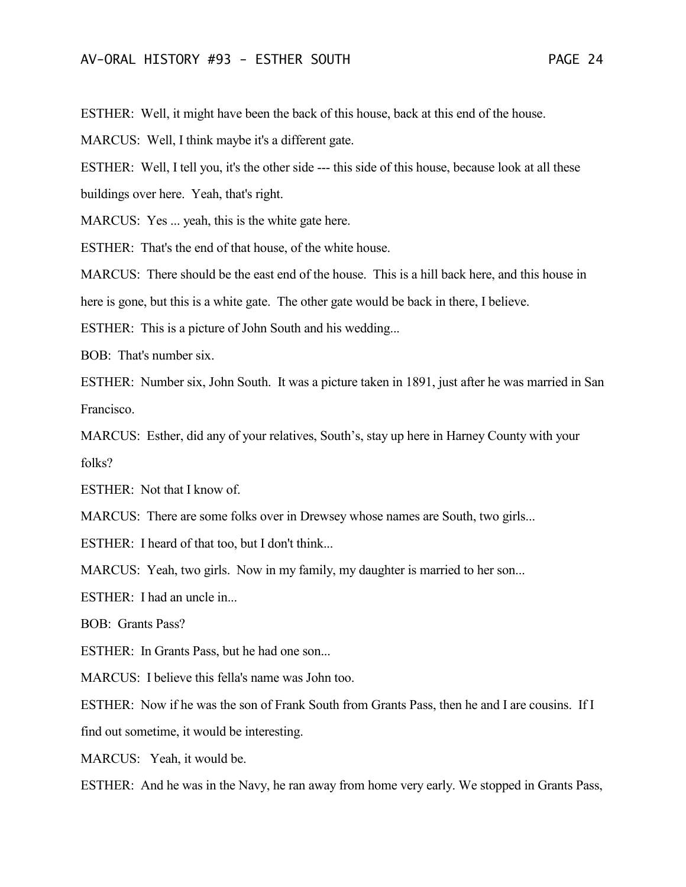ESTHER: Well, it might have been the back of this house, back at this end of the house.

MARCUS: Well, I think maybe it's a different gate.

ESTHER: Well, I tell you, it's the other side --- this side of this house, because look at all these buildings over here. Yeah, that's right.

MARCUS: Yes ... yeah, this is the white gate here.

ESTHER: That's the end of that house, of the white house.

MARCUS: There should be the east end of the house. This is a hill back here, and this house in here is gone, but this is a white gate. The other gate would be back in there, I believe.

ESTHER: This is a picture of John South and his wedding...

BOB: That's number six.

ESTHER: Number six, John South. It was a picture taken in 1891, just after he was married in San Francisco.

MARCUS: Esther, did any of your relatives, South's, stay up here in Harney County with your folks?

ESTHER: Not that I know of.

MARCUS: There are some folks over in Drewsey whose names are South, two girls...

ESTHER: I heard of that too, but I don't think...

MARCUS: Yeah, two girls. Now in my family, my daughter is married to her son...

ESTHER: I had an uncle in...

BOB: Grants Pass?

ESTHER: In Grants Pass, but he had one son...

MARCUS: I believe this fella's name was John too.

ESTHER: Now if he was the son of Frank South from Grants Pass, then he and I are cousins. If I find out sometime, it would be interesting.

MARCUS: Yeah, it would be.

ESTHER: And he was in the Navy, he ran away from home very early. We stopped in Grants Pass,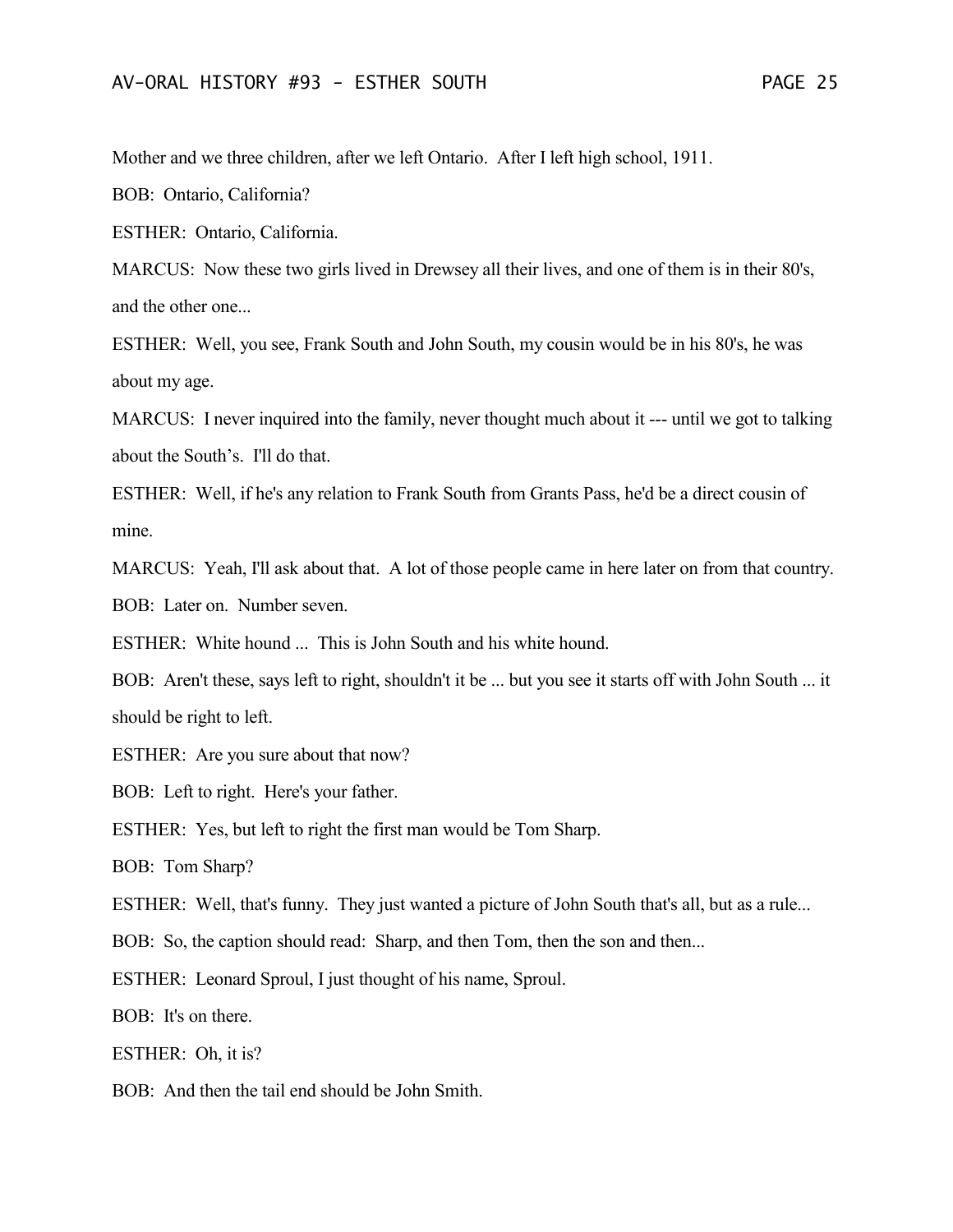Mother and we three children, after we left Ontario. After I left high school, 1911.

BOB: Ontario, California?

ESTHER: Ontario, California.

MARCUS: Now these two girls lived in Drewsey all their lives, and one of them is in their 80's, and the other one...

ESTHER: Well, you see, Frank South and John South, my cousin would be in his 80's, he was about my age.

MARCUS: I never inquired into the family, never thought much about it --- until we got to talking about the South's. I'll do that.

ESTHER: Well, if he's any relation to Frank South from Grants Pass, he'd be a direct cousin of mine.

MARCUS: Yeah, I'll ask about that. A lot of those people came in here later on from that country.

BOB: Later on. Number seven.

ESTHER: White hound ... This is John South and his white hound.

BOB: Aren't these, says left to right, shouldn't it be ... but you see it starts off with John South ... it should be right to left.

ESTHER: Are you sure about that now?

BOB: Left to right. Here's your father.

ESTHER: Yes, but left to right the first man would be Tom Sharp.

BOB: Tom Sharp?

ESTHER: Well, that's funny. They just wanted a picture of John South that's all, but as a rule...

BOB: So, the caption should read: Sharp, and then Tom, then the son and then...

ESTHER: Leonard Sproul, I just thought of his name, Sproul.

BOB: It's on there.

ESTHER: Oh, it is?

BOB: And then the tail end should be John Smith.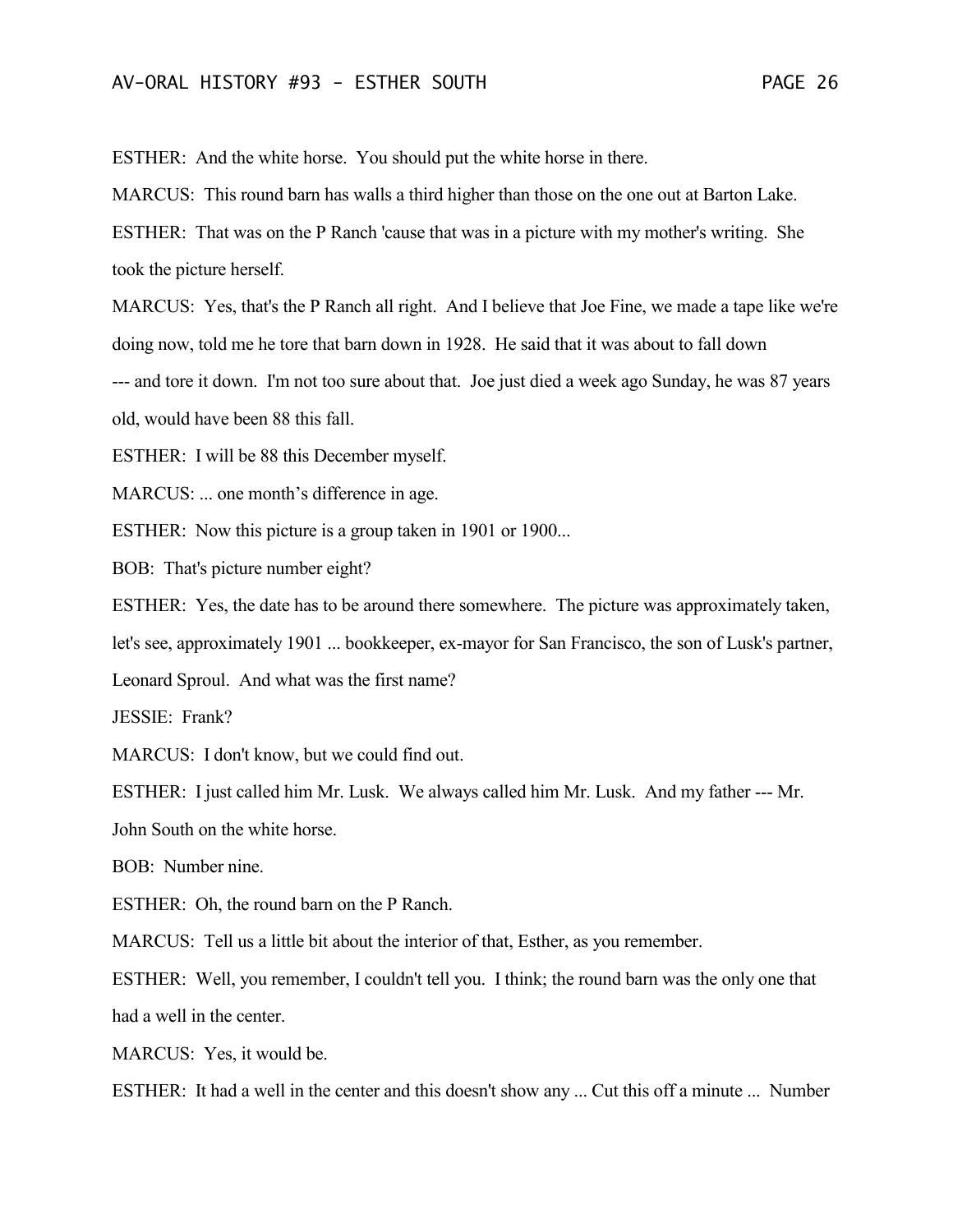ESTHER: And the white horse. You should put the white horse in there.

MARCUS: This round barn has walls a third higher than those on the one out at Barton Lake.

ESTHER: That was on the P Ranch 'cause that was in a picture with my mother's writing. She took the picture herself.

MARCUS: Yes, that's the P Ranch all right. And I believe that Joe Fine, we made a tape like we're doing now, told me he tore that barn down in 1928. He said that it was about to fall down --- and tore it down. I'm not too sure about that. Joe just died a week ago Sunday, he was 87 years old, would have been 88 this fall.

ESTHER: I will be 88 this December myself.

MARCUS: ... one month's difference in age.

ESTHER: Now this picture is a group taken in 1901 or 1900...

BOB: That's picture number eight?

ESTHER: Yes, the date has to be around there somewhere. The picture was approximately taken, let's see, approximately 1901 ... bookkeeper, ex-mayor for San Francisco, the son of Lusk's partner, Leonard Sproul. And what was the first name?

JESSIE: Frank?

MARCUS: I don't know, but we could find out.

ESTHER: I just called him Mr. Lusk. We always called him Mr. Lusk. And my father --- Mr. John South on the white horse.

BOB: Number nine.

ESTHER: Oh, the round barn on the P Ranch.

MARCUS: Tell us a little bit about the interior of that, Esther, as you remember.

ESTHER: Well, you remember, I couldn't tell you. I think; the round barn was the only one that had a well in the center.

MARCUS: Yes, it would be.

ESTHER: It had a well in the center and this doesn't show any ... Cut this off a minute ... Number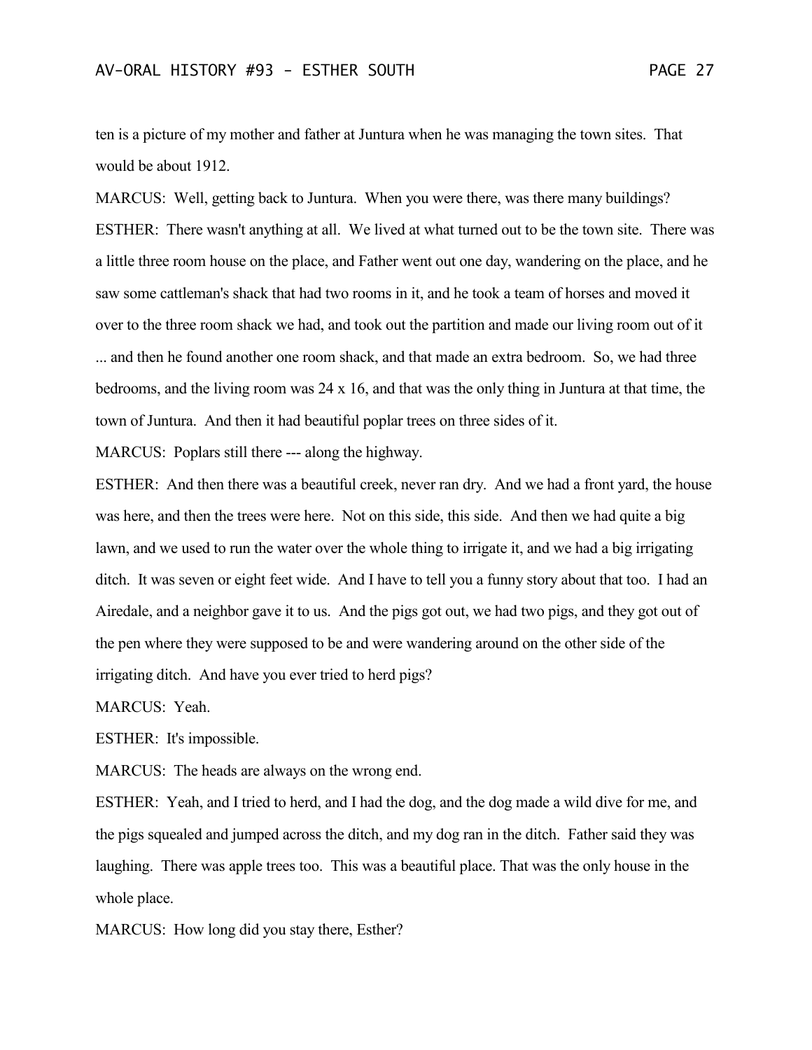ten is a picture of my mother and father at Juntura when he was managing the town sites. That would be about 1912.

MARCUS: Well, getting back to Juntura. When you were there, was there many buildings?

ESTHER: There wasn't anything at all. We lived at what turned out to be the town site. There was a little three room house on the place, and Father went out one day, wandering on the place, and he saw some cattleman's shack that had two rooms in it, and he took a team of horses and moved it over to the three room shack we had, and took out the partition and made our living room out of it ... and then he found another one room shack, and that made an extra bedroom. So, we had three bedrooms, and the living room was 24 x 16, and that was the only thing in Juntura at that time, the town of Juntura. And then it had beautiful poplar trees on three sides of it.

MARCUS: Poplars still there --- along the highway.

ESTHER: And then there was a beautiful creek, never ran dry. And we had a front yard, the house was here, and then the trees were here. Not on this side, this side. And then we had quite a big lawn, and we used to run the water over the whole thing to irrigate it, and we had a big irrigating ditch. It was seven or eight feet wide. And I have to tell you a funny story about that too. I had an Airedale, and a neighbor gave it to us. And the pigs got out, we had two pigs, and they got out of the pen where they were supposed to be and were wandering around on the other side of the irrigating ditch. And have you ever tried to herd pigs?

MARCUS: Yeah.

ESTHER: It's impossible.

MARCUS: The heads are always on the wrong end.

ESTHER: Yeah, and I tried to herd, and I had the dog, and the dog made a wild dive for me, and the pigs squealed and jumped across the ditch, and my dog ran in the ditch. Father said they was laughing. There was apple trees too. This was a beautiful place. That was the only house in the whole place.

MARCUS: How long did you stay there, Esther?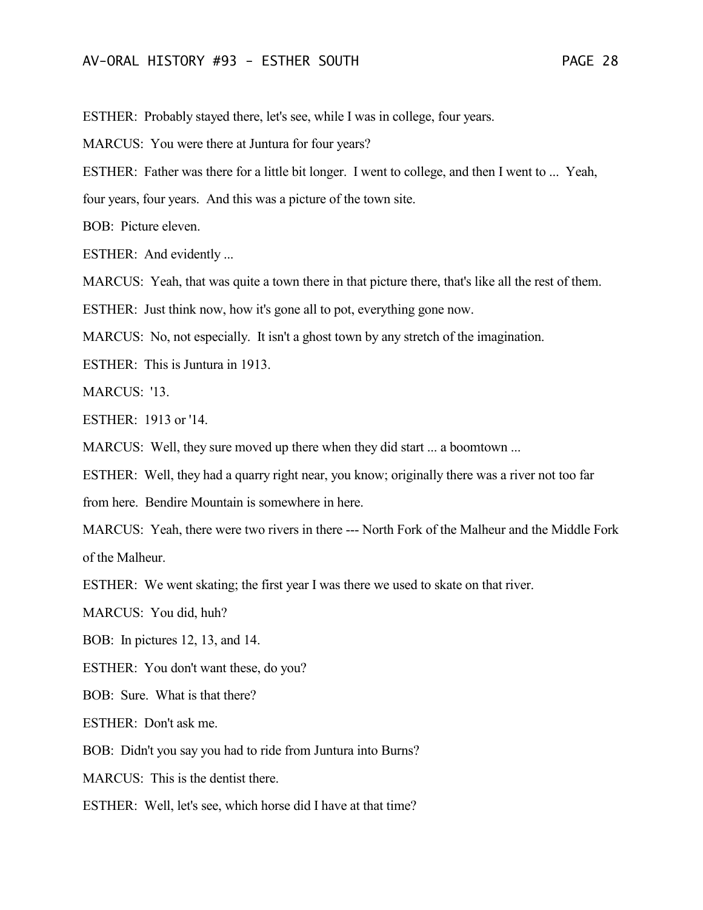ESTHER: Probably stayed there, let's see, while I was in college, four years.

MARCUS: You were there at Juntura for four years?

ESTHER: Father was there for a little bit longer. I went to college, and then I went to ... Yeah, four years, four years. And this was a picture of the town site.

BOB: Picture eleven.

ESTHER: And evidently ...

MARCUS: Yeah, that was quite a town there in that picture there, that's like all the rest of them.

ESTHER: Just think now, how it's gone all to pot, everything gone now.

MARCUS: No, not especially. It isn't a ghost town by any stretch of the imagination.

ESTHER: This is Juntura in 1913.

MARCUS: '13.

ESTHER: 1913 or '14.

MARCUS: Well, they sure moved up there when they did start ... a boomtown ...

ESTHER: Well, they had a quarry right near, you know; originally there was a river not too far from here. Bendire Mountain is somewhere in here.

MARCUS: Yeah, there were two rivers in there --- North Fork of the Malheur and the Middle Fork of the Malheur.

ESTHER: We went skating; the first year I was there we used to skate on that river.

MARCUS: You did, huh?

BOB: In pictures 12, 13, and 14.

ESTHER: You don't want these, do you?

BOB: Sure. What is that there?

ESTHER: Don't ask me.

BOB: Didn't you say you had to ride from Juntura into Burns?

MARCUS: This is the dentist there.

ESTHER: Well, let's see, which horse did I have at that time?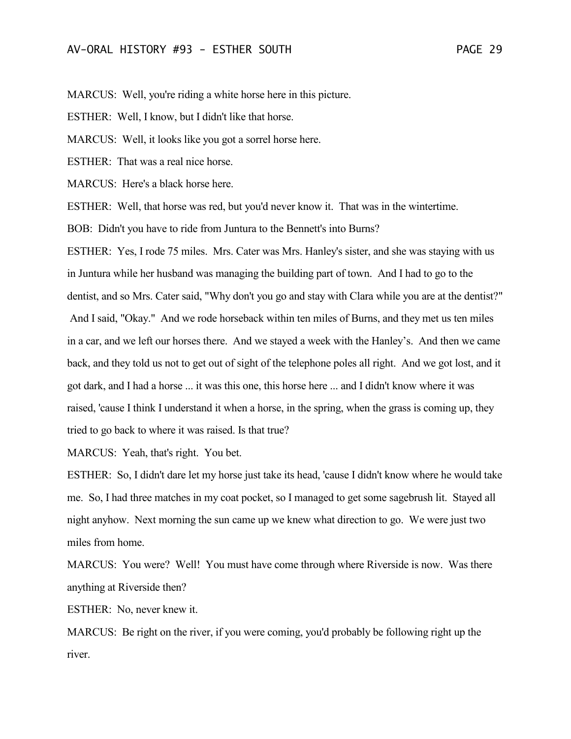MARCUS: Well, you're riding a white horse here in this picture.

ESTHER: Well, I know, but I didn't like that horse.

MARCUS: Well, it looks like you got a sorrel horse here.

ESTHER: That was a real nice horse.

MARCUS: Here's a black horse here.

ESTHER: Well, that horse was red, but you'd never know it. That was in the wintertime.

BOB: Didn't you have to ride from Juntura to the Bennett's into Burns?

ESTHER: Yes, I rode 75 miles. Mrs. Cater was Mrs. Hanley's sister, and she was staying with us in Juntura while her husband was managing the building part of town. And I had to go to the dentist, and so Mrs. Cater said, "Why don't you go and stay with Clara while you are at the dentist?" And I said, "Okay." And we rode horseback within ten miles of Burns, and they met us ten miles in a car, and we left our horses there. And we stayed a week with the Hanley's. And then we came back, and they told us not to get out of sight of the telephone poles all right. And we got lost, and it got dark, and I had a horse ... it was this one, this horse here ... and I didn't know where it was raised, 'cause I think I understand it when a horse, in the spring, when the grass is coming up, they tried to go back to where it was raised. Is that true?

MARCUS: Yeah, that's right. You bet.

ESTHER: So, I didn't dare let my horse just take its head, 'cause I didn't know where he would take me. So, I had three matches in my coat pocket, so I managed to get some sagebrush lit. Stayed all night anyhow. Next morning the sun came up we knew what direction to go. We were just two miles from home.

MARCUS: You were? Well! You must have come through where Riverside is now. Was there anything at Riverside then?

ESTHER: No, never knew it.

MARCUS: Be right on the river, if you were coming, you'd probably be following right up the river.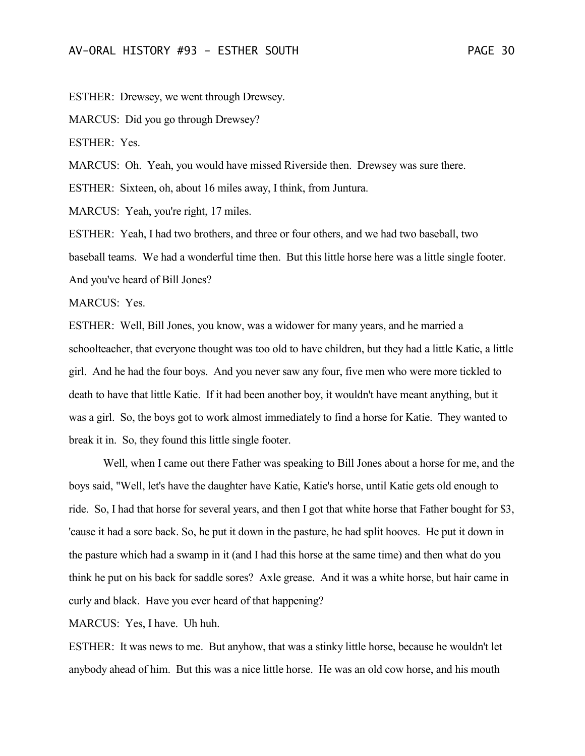ESTHER: Drewsey, we went through Drewsey.

MARCUS: Did you go through Drewsey?

ESTHER: Yes.

MARCUS: Oh. Yeah, you would have missed Riverside then. Drewsey was sure there.

ESTHER: Sixteen, oh, about 16 miles away, I think, from Juntura.

MARCUS: Yeah, you're right, 17 miles.

ESTHER: Yeah, I had two brothers, and three or four others, and we had two baseball, two baseball teams. We had a wonderful time then. But this little horse here was a little single footer. And you've heard of Bill Jones?

MARCUS: Yes.

ESTHER: Well, Bill Jones, you know, was a widower for many years, and he married a schoolteacher, that everyone thought was too old to have children, but they had a little Katie, a little girl. And he had the four boys. And you never saw any four, five men who were more tickled to death to have that little Katie. If it had been another boy, it wouldn't have meant anything, but it was a girl. So, the boys got to work almost immediately to find a horse for Katie. They wanted to break it in. So, they found this little single footer.

Well, when I came out there Father was speaking to Bill Jones about a horse for me, and the boys said, "Well, let's have the daughter have Katie, Katie's horse, until Katie gets old enough to ride. So, I had that horse for several years, and then I got that white horse that Father bought for $3, 'cause it had a sore back. So, he put it down in the pasture, he had split hooves. He put it down in the pasture which had a swamp in it (and I had this horse at the same time) and then what do you think he put on his back for saddle sores? Axle grease. And it was a white horse, but hair came in curly and black. Have you ever heard of that happening?

MARCUS: Yes, I have. Uh huh.

ESTHER: It was news to me. But anyhow, that was a stinky little horse, because he wouldn't let anybody ahead of him. But this was a nice little horse. He was an old cow horse, and his mouth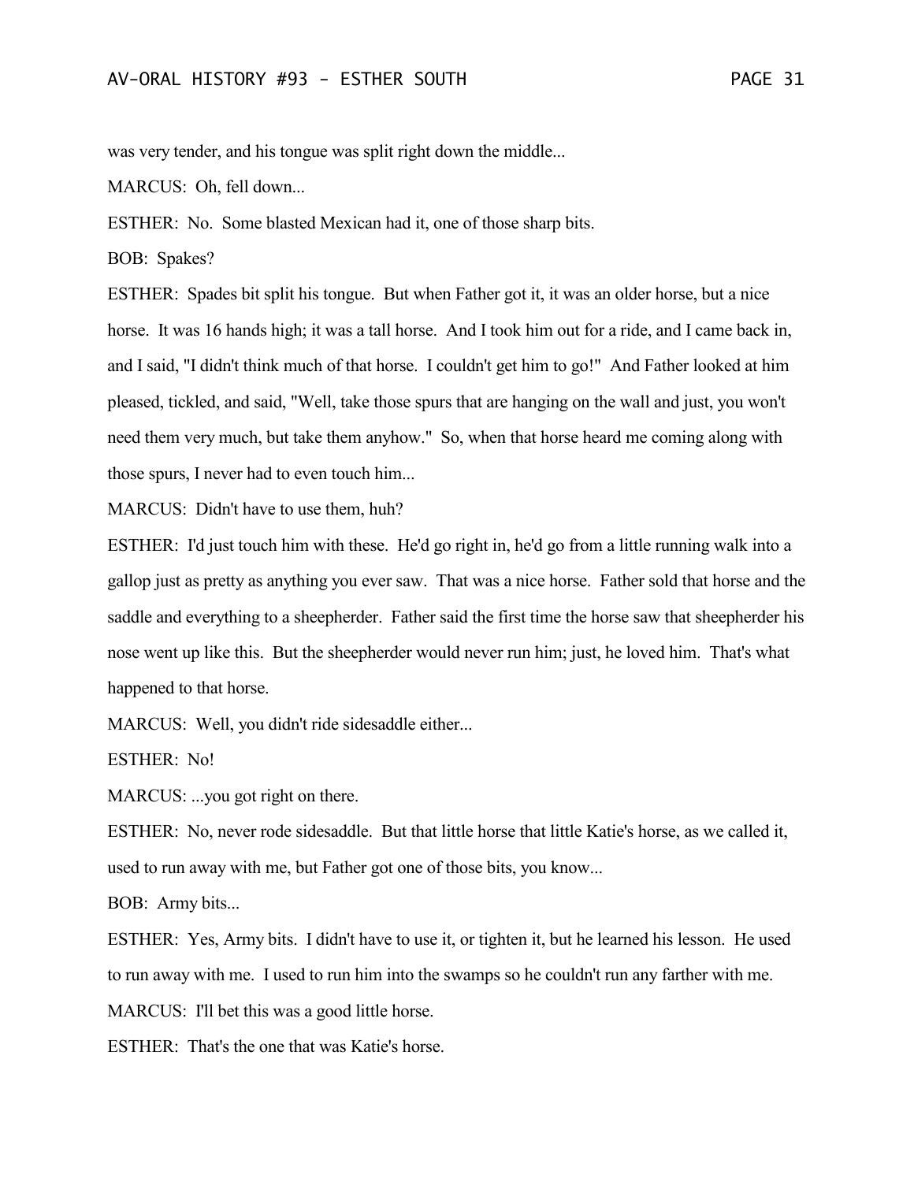was very tender, and his tongue was split right down the middle...

MARCUS: Oh, fell down...

ESTHER: No. Some blasted Mexican had it, one of those sharp bits.

BOB: Spakes?

ESTHER: Spades bit split his tongue. But when Father got it, it was an older horse, but a nice horse. It was 16 hands high; it was a tall horse. And I took him out for a ride, and I came back in, and I said, "I didn't think much of that horse. I couldn't get him to go!" And Father looked at him pleased, tickled, and said, "Well, take those spurs that are hanging on the wall and just, you won't need them very much, but take them anyhow." So, when that horse heard me coming along with those spurs, I never had to even touch him...

MARCUS: Didn't have to use them, huh?

ESTHER: I'd just touch him with these. He'd go right in, he'd go from a little running walk into a gallop just as pretty as anything you ever saw. That was a nice horse. Father sold that horse and the saddle and everything to a sheepherder. Father said the first time the horse saw that sheepherder his nose went up like this. But the sheepherder would never run him; just, he loved him. That's what happened to that horse.

MARCUS: Well, you didn't ride sidesaddle either...

ESTHER: No!

MARCUS: ...you got right on there.

ESTHER: No, never rode sidesaddle. But that little horse that little Katie's horse, as we called it, used to run away with me, but Father got one of those bits, you know...

BOB: Army bits...

ESTHER: Yes, Army bits. I didn't have to use it, or tighten it, but he learned his lesson. He used to run away with me. I used to run him into the swamps so he couldn't run any farther with me.

MARCUS: I'll bet this was a good little horse.

ESTHER: That's the one that was Katie's horse.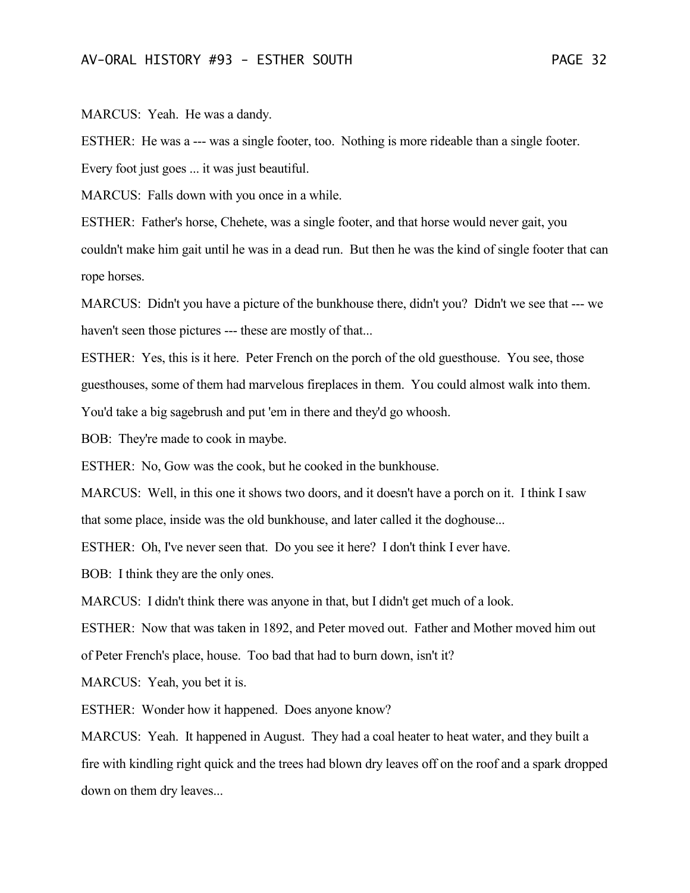MARCUS: Yeah. He was a dandy.

ESTHER: He was a --- was a single footer, too. Nothing is more rideable than a single footer. Every foot just goes ... it was just beautiful.

MARCUS: Falls down with you once in a while.

ESTHER: Father's horse, Chehete, was a single footer, and that horse would never gait, you couldn't make him gait until he was in a dead run. But then he was the kind of single footer that can rope horses.

MARCUS: Didn't you have a picture of the bunkhouse there, didn't you? Didn't we see that --- we haven't seen those pictures --- these are mostly of that...

ESTHER: Yes, this is it here. Peter French on the porch of the old guesthouse. You see, those guesthouses, some of them had marvelous fireplaces in them. You could almost walk into them. You'd take a big sagebrush and put 'em in there and they'd go whoosh.

BOB: They're made to cook in maybe.

ESTHER: No, Gow was the cook, but he cooked in the bunkhouse.

MARCUS: Well, in this one it shows two doors, and it doesn't have a porch on it. I think I saw that some place, inside was the old bunkhouse, and later called it the doghouse...

ESTHER: Oh, I've never seen that. Do you see it here? I don't think I ever have.

BOB: I think they are the only ones.

MARCUS: I didn't think there was anyone in that, but I didn't get much of a look.

ESTHER: Now that was taken in 1892, and Peter moved out. Father and Mother moved him out of Peter French's place, house. Too bad that had to burn down, isn't it?

MARCUS: Yeah, you bet it is.

ESTHER: Wonder how it happened. Does anyone know?

MARCUS: Yeah. It happened in August. They had a coal heater to heat water, and they built a fire with kindling right quick and the trees had blown dry leaves off on the roof and a spark dropped down on them dry leaves...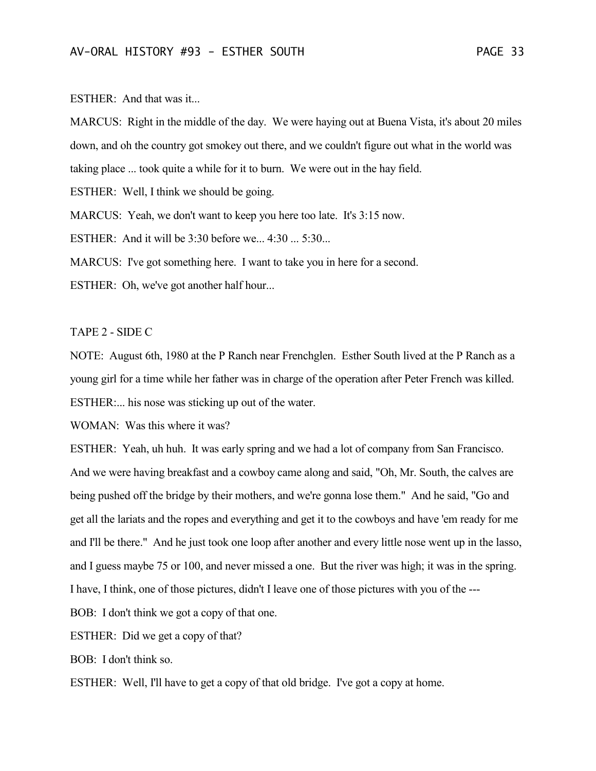ESTHER: And that was it...

MARCUS: Right in the middle of the day. We were haying out at Buena Vista, it's about 20 miles down, and oh the country got smokey out there, and we couldn't figure out what in the world was taking place ... took quite a while for it to burn. We were out in the hay field.

ESTHER: Well, I think we should be going.

MARCUS: Yeah, we don't want to keep you here too late. It's 3:15 now.

ESTHER: And it will be 3:30 before we... 4:30 ... 5:30...

MARCUS: I've got something here. I want to take you in here for a second.

ESTHER: Oh, we've got another half hour...

TAPE 2 - SIDE C

NOTE: August 6th, 1980 at the P Ranch near Frenchglen. Esther South lived at the P Ranch as a young girl for a time while her father was in charge of the operation after Peter French was killed.

ESTHER:... his nose was sticking up out of the water.

WOMAN: Was this where it was?

ESTHER: Yeah, uh huh. It was early spring and we had a lot of company from San Francisco. And we were having breakfast and a cowboy came along and said, "Oh, Mr. South, the calves are being pushed off the bridge by their mothers, and we're gonna lose them." And he said, "Go and get all the lariats and the ropes and everything and get it to the cowboys and have 'em ready for me and I'll be there." And he just took one loop after another and every little nose went up in the lasso, and I guess maybe 75 or 100, and never missed a one. But the river was high; it was in the spring. I have, I think, one of those pictures, didn't I leave one of those pictures with you of the ---

BOB: I don't think we got a copy of that one.

ESTHER: Did we get a copy of that?

BOB: I don't think so.

ESTHER: Well, I'll have to get a copy of that old bridge. I've got a copy at home.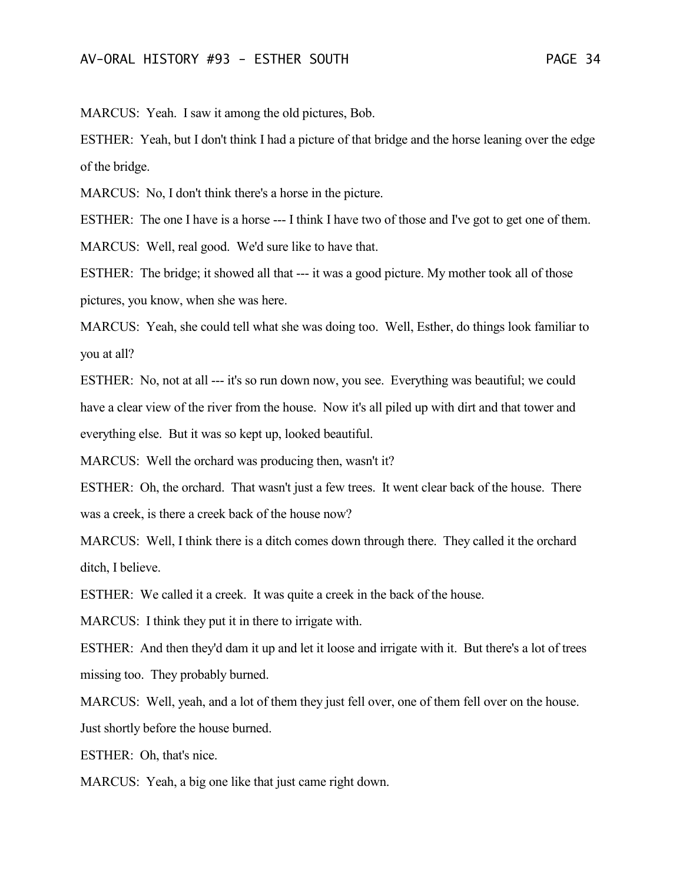MARCUS: Yeah. I saw it among the old pictures, Bob.

ESTHER: Yeah, but I don't think I had a picture of that bridge and the horse leaning over the edge of the bridge.

MARCUS: No, I don't think there's a horse in the picture.

ESTHER: The one I have is a horse --- I think I have two of those and I've got to get one of them.

MARCUS: Well, real good. We'd sure like to have that.

ESTHER: The bridge; it showed all that --- it was a good picture. My mother took all of those pictures, you know, when she was here.

MARCUS: Yeah, she could tell what she was doing too. Well, Esther, do things look familiar to you at all?

ESTHER: No, not at all --- it's so run down now, you see. Everything was beautiful; we could have a clear view of the river from the house. Now it's all piled up with dirt and that tower and everything else. But it was so kept up, looked beautiful.

MARCUS: Well the orchard was producing then, wasn't it?

ESTHER: Oh, the orchard. That wasn't just a few trees. It went clear back of the house. There was a creek, is there a creek back of the house now?

MARCUS: Well, I think there is a ditch comes down through there. They called it the orchard ditch, I believe.

ESTHER: We called it a creek. It was quite a creek in the back of the house.

MARCUS: I think they put it in there to irrigate with.

ESTHER: And then they'd dam it up and let it loose and irrigate with it. But there's a lot of trees missing too. They probably burned.

MARCUS: Well, yeah, and a lot of them they just fell over, one of them fell over on the house. Just shortly before the house burned.

ESTHER: Oh, that's nice.

MARCUS: Yeah, a big one like that just came right down.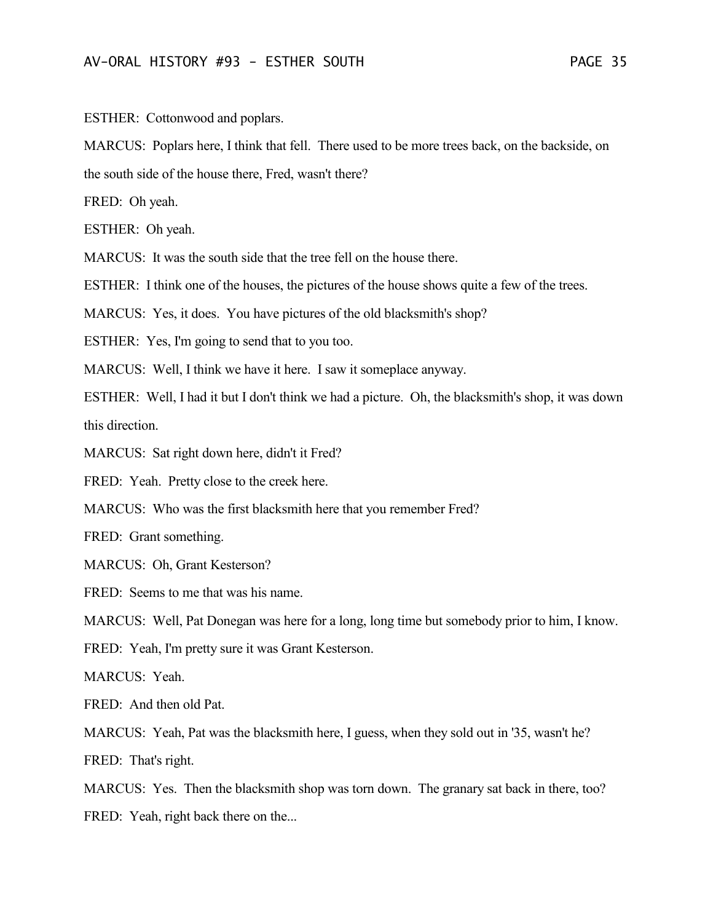ESTHER: Cottonwood and poplars.

MARCUS: Poplars here, I think that fell. There used to be more trees back, on the backside, on the south side of the house there, Fred, wasn't there?

FRED: Oh yeah.

ESTHER: Oh yeah.

MARCUS: It was the south side that the tree fell on the house there.

ESTHER: I think one of the houses, the pictures of the house shows quite a few of the trees.

MARCUS: Yes, it does. You have pictures of the old blacksmith's shop?

ESTHER: Yes, I'm going to send that to you too.

MARCUS: Well, I think we have it here. I saw it someplace anyway.

ESTHER: Well, I had it but I don't think we had a picture. Oh, the blacksmith's shop, it was down this direction.

MARCUS: Sat right down here, didn't it Fred?

FRED: Yeah. Pretty close to the creek here.

MARCUS: Who was the first blacksmith here that you remember Fred?

FRED: Grant something.

MARCUS: Oh, Grant Kesterson?

FRED: Seems to me that was his name.

MARCUS: Well, Pat Donegan was here for a long, long time but somebody prior to him, I know.

FRED: Yeah, I'm pretty sure it was Grant Kesterson.

MARCUS: Yeah.

FRED: And then old Pat.

MARCUS: Yeah, Pat was the blacksmith here, I guess, when they sold out in '35, wasn't he?

FRED: That's right.

MARCUS: Yes. Then the blacksmith shop was torn down. The granary sat back in there, too?

FRED: Yeah, right back there on the...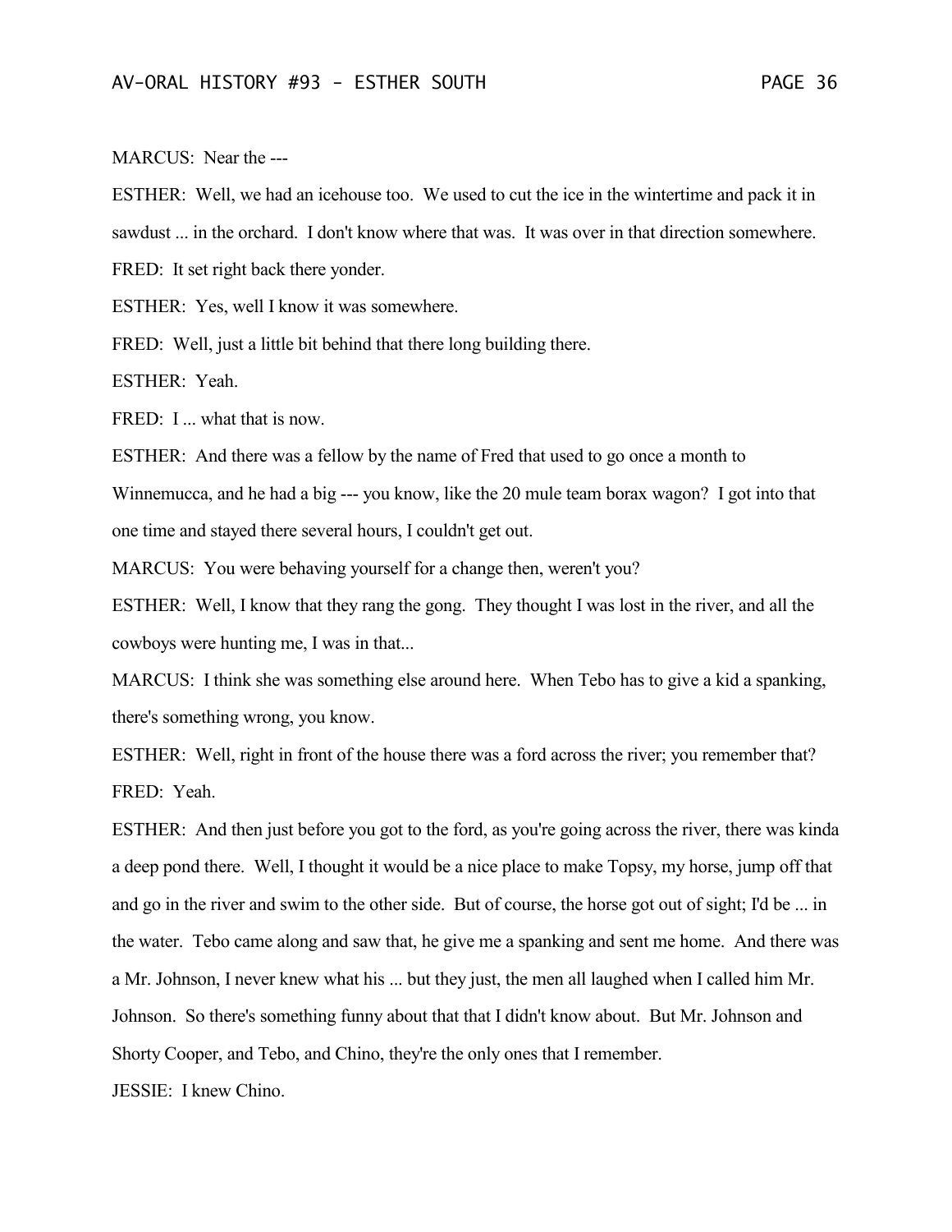MARCUS: Near the ---

ESTHER: Well, we had an icehouse too. We used to cut the ice in the wintertime and pack it in sawdust ... in the orchard. I don't know where that was. It was over in that direction somewhere.

FRED: It set right back there yonder.

ESTHER: Yes, well I know it was somewhere.

FRED: Well, just a little bit behind that there long building there.

ESTHER: Yeah.

FRED: I ... what that is now.

ESTHER: And there was a fellow by the name of Fred that used to go once a month to Winnemucca, and he had a big --- you know, like the 20 mule team borax wagon? I got into that one time and stayed there several hours, I couldn't get out.

MARCUS: You were behaving yourself for a change then, weren't you?

ESTHER: Well, I know that they rang the gong. They thought I was lost in the river, and all the cowboys were hunting me, I was in that...

MARCUS: I think she was something else around here. When Tebo has to give a kid a spanking, there's something wrong, you know.

ESTHER: Well, right in front of the house there was a ford across the river; you remember that?

FRED: Yeah.

ESTHER: And then just before you got to the ford, as you're going across the river, there was kinda a deep pond there. Well, I thought it would be a nice place to make Topsy, my horse, jump off that and go in the river and swim to the other side. But of course, the horse got out of sight; I'd be ... in the water. Tebo came along and saw that, he give me a spanking and sent me home. And there was a Mr. Johnson, I never knew what his ... but they just, the men all laughed when I called him Mr. Johnson. So there's something funny about that that I didn't know about. But Mr. Johnson and Shorty Cooper, and Tebo, and Chino, they're the only ones that I remember.

JESSIE: I knew Chino.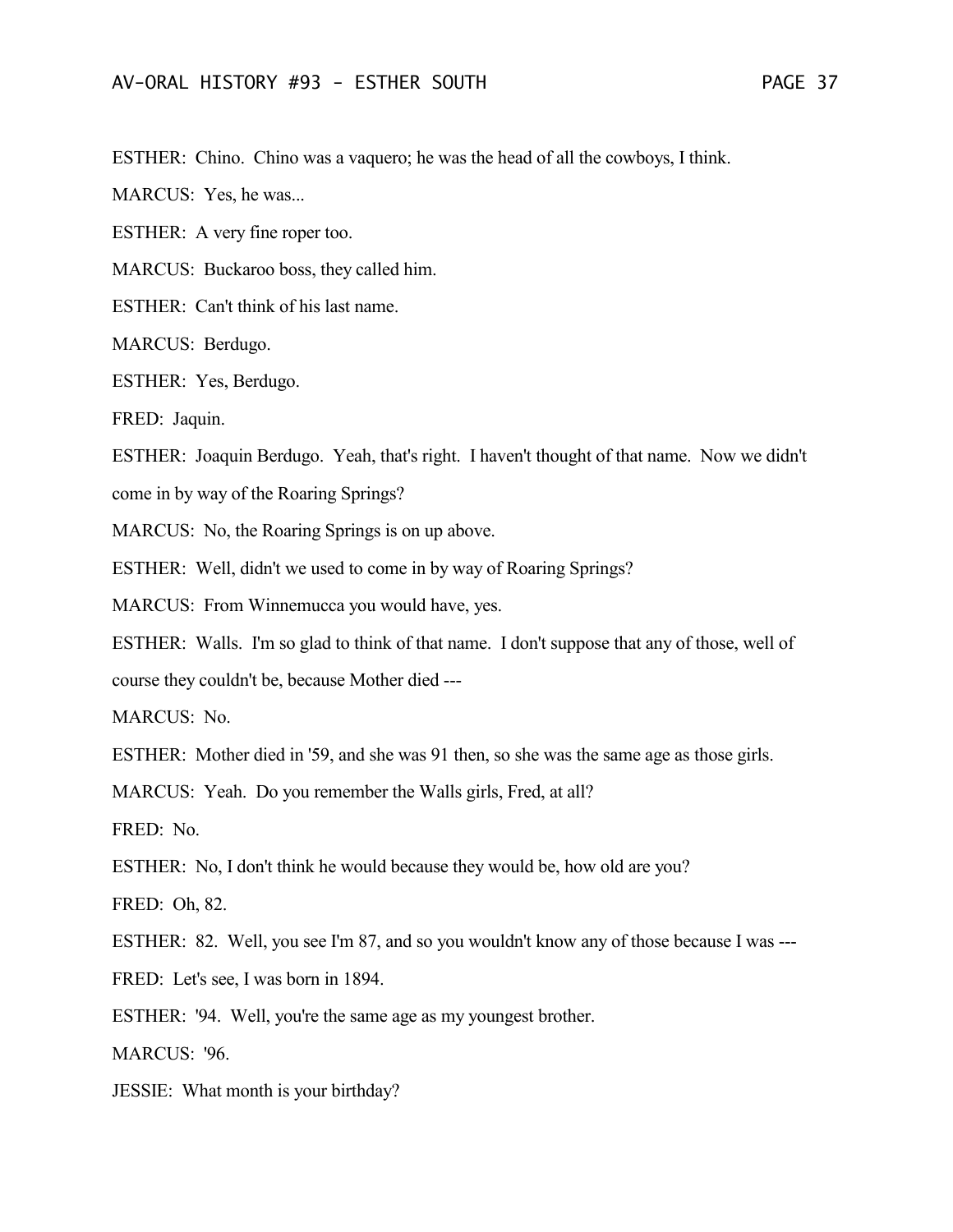ESTHER: Chino. Chino was a vaquero; he was the head of all the cowboys, I think.

MARCUS: Yes, he was...

ESTHER: A very fine roper too.

MARCUS: Buckaroo boss, they called him.

ESTHER: Can't think of his last name.

MARCUS: Berdugo.

ESTHER: Yes, Berdugo.

FRED: Jaquin.

ESTHER: Joaquin Berdugo. Yeah, that's right. I haven't thought of that name. Now we didn't come in by way of the Roaring Springs?

MARCUS: No, the Roaring Springs is on up above.

ESTHER: Well, didn't we used to come in by way of Roaring Springs?

MARCUS: From Winnemucca you would have, yes.

ESTHER: Walls. I'm so glad to think of that name. I don't suppose that any of those, well of course they couldn't be, because Mother died ---

MARCUS: No.

ESTHER: Mother died in '59, and she was 91 then, so she was the same age as those girls.

MARCUS: Yeah. Do you remember the Walls girls, Fred, at all?

FRED: No.

ESTHER: No, I don't think he would because they would be, how old are you?

FRED: Oh, 82.

ESTHER: 82. Well, you see I'm 87, and so you wouldn't know any of those because I was ---

FRED: Let's see, I was born in 1894.

ESTHER: '94. Well, you're the same age as my youngest brother.

MARCUS: '96.

JESSIE: What month is your birthday?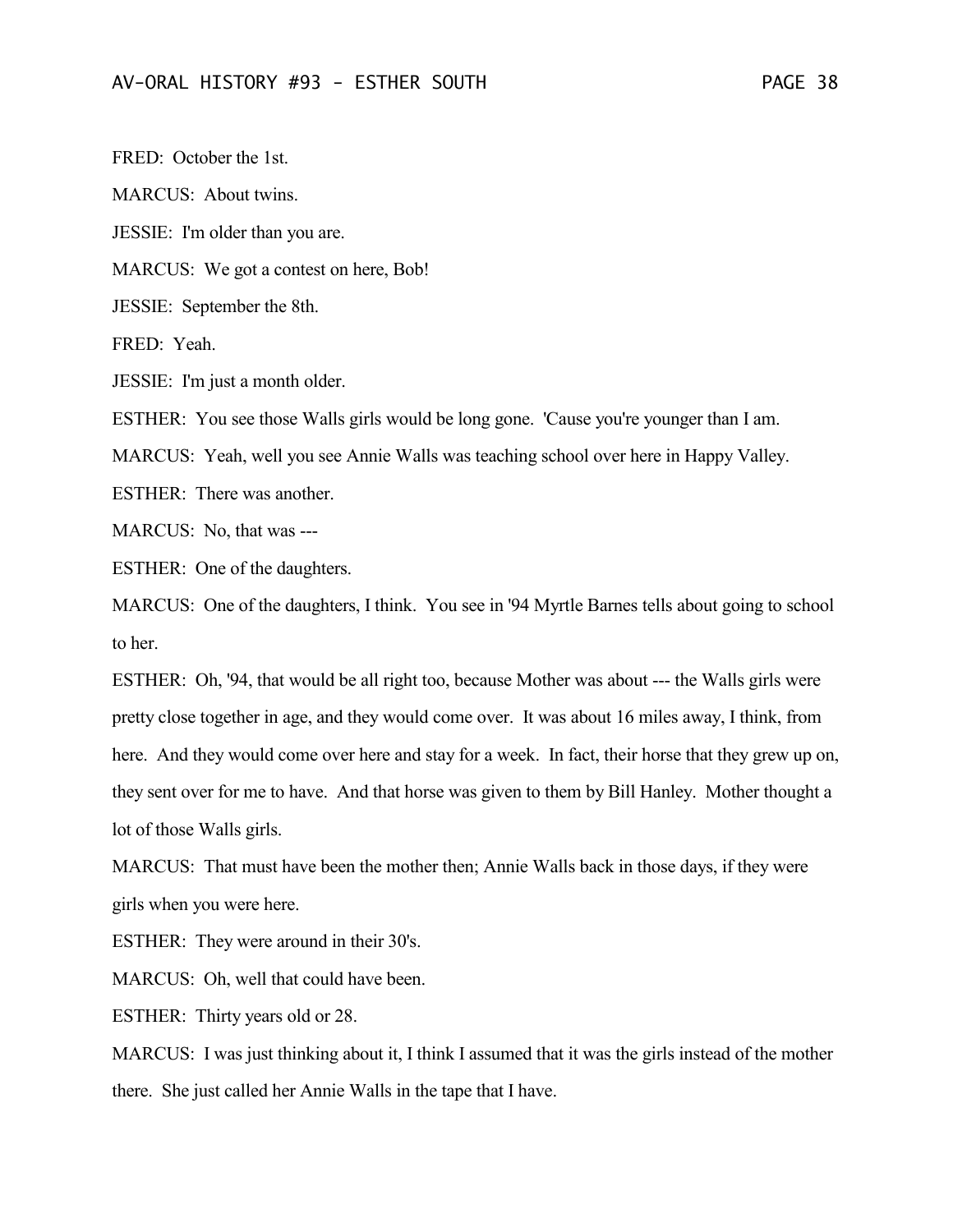FRED: October the 1st.

MARCUS: About twins.

JESSIE: I'm older than you are.

MARCUS: We got a contest on here, Bob!

JESSIE: September the 8th.

FRED: Yeah.

JESSIE: I'm just a month older.

ESTHER: You see those Walls girls would be long gone. 'Cause you're younger than I am.

MARCUS: Yeah, well you see Annie Walls was teaching school over here in Happy Valley.

ESTHER: There was another.

MARCUS: No, that was ---

ESTHER: One of the daughters.

MARCUS: One of the daughters, I think. You see in '94 Myrtle Barnes tells about going to school to her.

ESTHER: Oh, '94, that would be all right too, because Mother was about --- the Walls girls were pretty close together in age, and they would come over. It was about 16 miles away, I think, from here. And they would come over here and stay for a week. In fact, their horse that they grew up on, they sent over for me to have. And that horse was given to them by Bill Hanley. Mother thought a lot of those Walls girls.

MARCUS: That must have been the mother then; Annie Walls back in those days, if they were girls when you were here.

ESTHER: They were around in their 30's.

MARCUS: Oh, well that could have been.

ESTHER: Thirty years old or 28.

MARCUS: I was just thinking about it, I think I assumed that it was the girls instead of the mother there. She just called her Annie Walls in the tape that I have.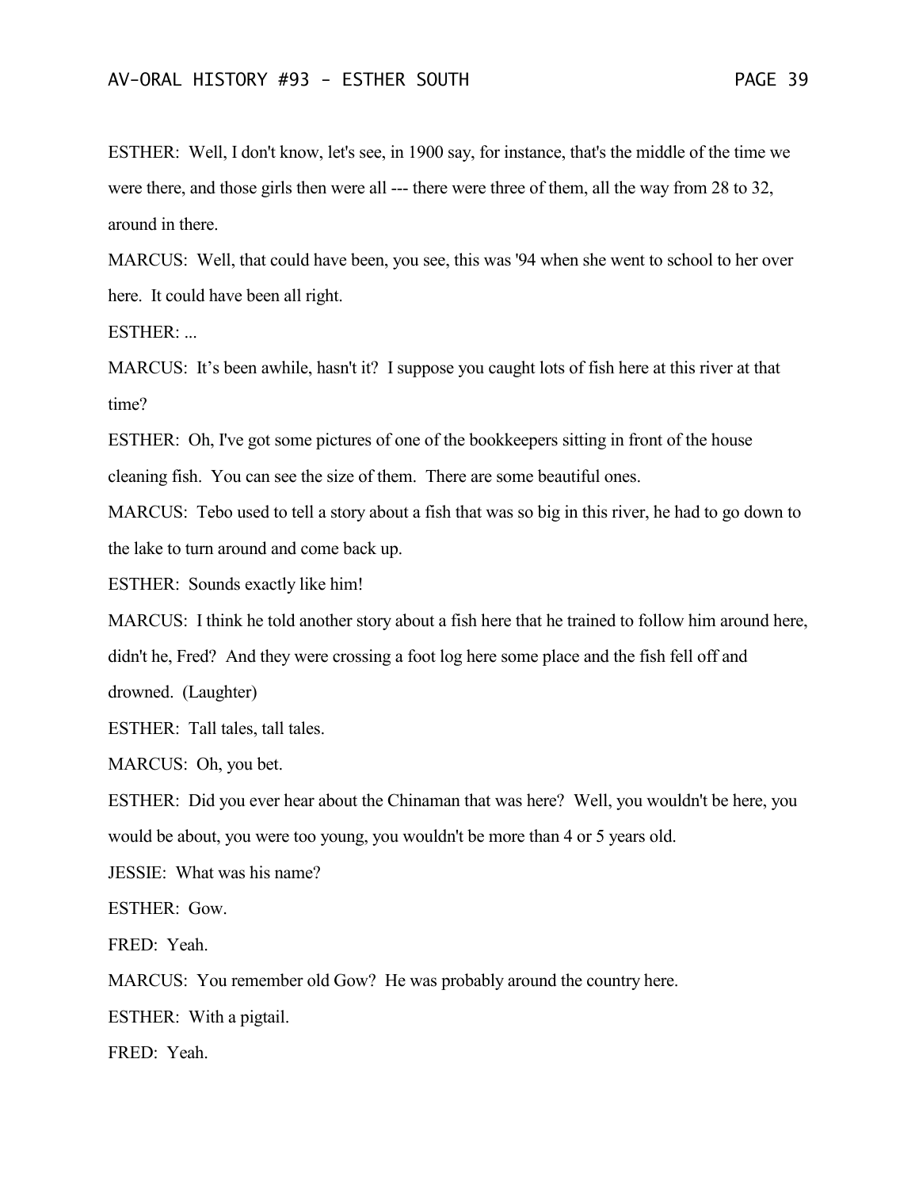ESTHER: Well, I don't know, let's see, in 1900 say, for instance, that's the middle of the time we were there, and those girls then were all --- there were three of them, all the way from 28 to 32, around in there.

MARCUS: Well, that could have been, you see, this was '94 when she went to school to her over here. It could have been all right.

ESTHER: ...

MARCUS: It’s been awhile, hasn't it? I suppose you caught lots of fish here at this river at that time?

ESTHER: Oh, I've got some pictures of one of the bookkeepers sitting in front of the house cleaning fish. You can see the size of them. There are some beautiful ones.

MARCUS: Tebo used to tell a story about a fish that was so big in this river, he had to go down to the lake to turn around and come back up.

ESTHER: Sounds exactly like him!

MARCUS: I think he told another story about a fish here that he trained to follow him around here, didn't he, Fred? And they were crossing a foot log here some place and the fish fell off and drowned. (Laughter)

ESTHER: Tall tales, tall tales.

MARCUS: Oh, you bet.

ESTHER: Did you ever hear about the Chinaman that was here? Well, you wouldn't be here, you would be about, you were too young, you wouldn't be more than 4 or 5 years old.

JESSIE: What was his name?

ESTHER: Gow.

FRED: Yeah.

MARCUS: You remember old Gow? He was probably around the country here.

ESTHER: With a pigtail.

FRED: Yeah.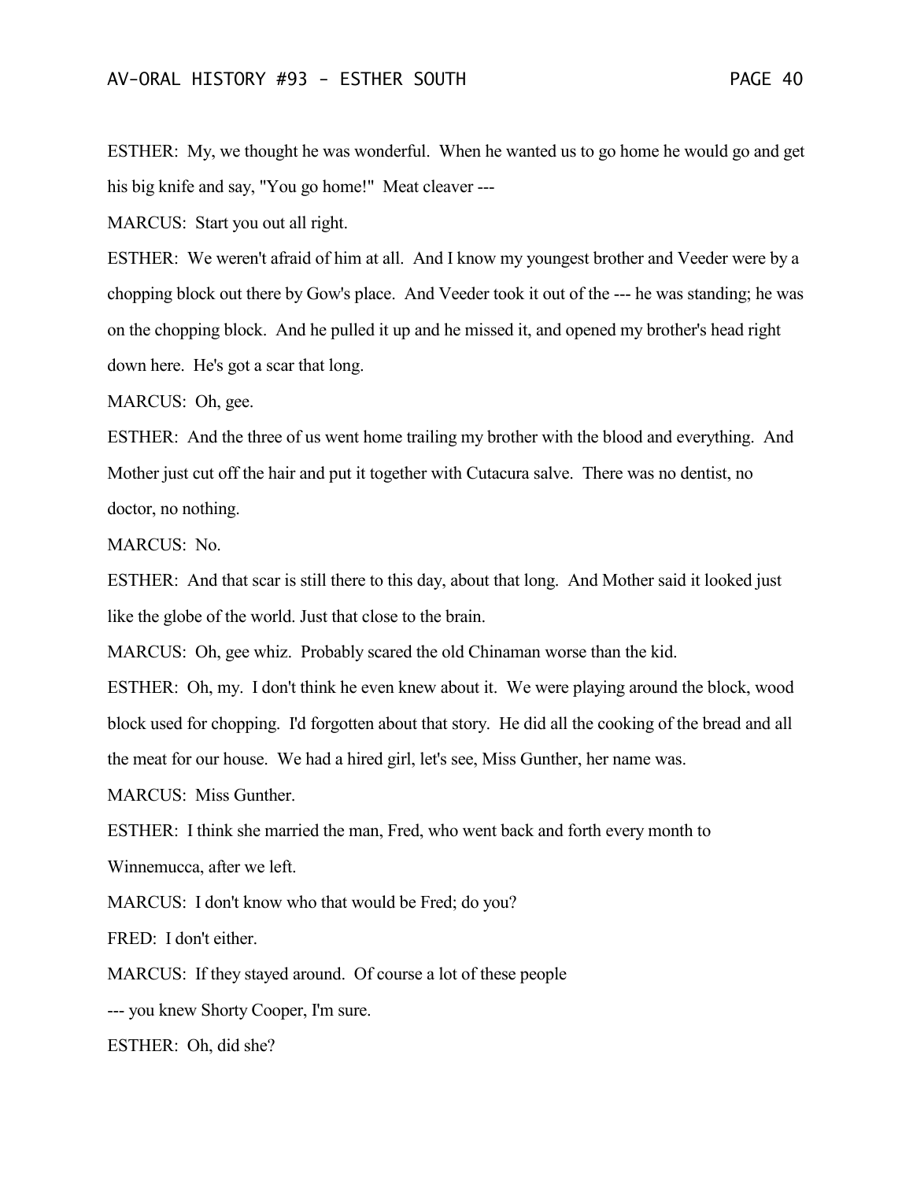ESTHER: My, we thought he was wonderful. When he wanted us to go home he would go and get his big knife and say, "You go home!" Meat cleaver ---

MARCUS: Start you out all right.

ESTHER: We weren't afraid of him at all. And I know my youngest brother and Veeder were by a chopping block out there by Gow's place. And Veeder took it out of the --- he was standing; he was on the chopping block. And he pulled it up and he missed it, and opened my brother's head right down here. He's got a scar that long.

MARCUS: Oh, gee.

ESTHER: And the three of us went home trailing my brother with the blood and everything. And Mother just cut off the hair and put it together with Cutacura salve. There was no dentist, no doctor, no nothing.

MARCUS: No.

ESTHER: And that scar is still there to this day, about that long. And Mother said it looked just like the globe of the world. Just that close to the brain.

MARCUS: Oh, gee whiz. Probably scared the old Chinaman worse than the kid.

ESTHER: Oh, my. I don't think he even knew about it. We were playing around the block, wood block used for chopping. I'd forgotten about that story. He did all the cooking of the bread and all the meat for our house. We had a hired girl, let's see, Miss Gunther, her name was.

MARCUS: Miss Gunther.

ESTHER: I think she married the man, Fred, who went back and forth every month to Winnemucca, after we left.

MARCUS: I don't know who that would be Fred; do you?

FRED: I don't either.

MARCUS: If they stayed around. Of course a lot of these people --- you knew Shorty Cooper, I'm sure.

ESTHER: Oh, did she?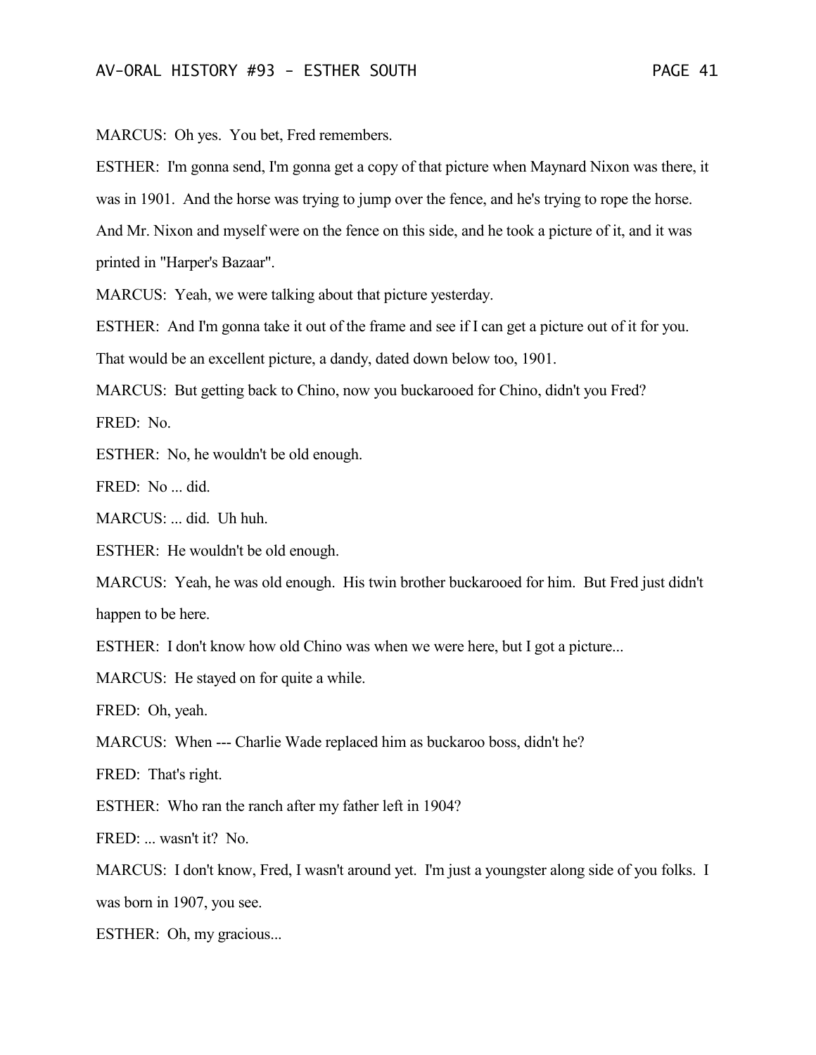MARCUS: Oh yes. You bet, Fred remembers.

ESTHER: I'm gonna send, I'm gonna get a copy of that picture when Maynard Nixon was there, it was in 1901. And the horse was trying to jump over the fence, and he's trying to rope the horse. And Mr. Nixon and myself were on the fence on this side, and he took a picture of it, and it was printed in "Harper's Bazaar".

MARCUS: Yeah, we were talking about that picture yesterday.

ESTHER: And I'm gonna take it out of the frame and see if I can get a picture out of it for you. That would be an excellent picture, a dandy, dated down below too, 1901.

MARCUS: But getting back to Chino, now you buckarooed for Chino, didn't you Fred?

FRED: No.

ESTHER: No, he wouldn't be old enough.

FRED: No ... did.

MARCUS: ... did. Uh huh.

ESTHER: He wouldn't be old enough.

MARCUS: Yeah, he was old enough. His twin brother buckarooed for him. But Fred just didn't happen to be here.

ESTHER: I don't know how old Chino was when we were here, but I got a picture...

MARCUS: He stayed on for quite a while.

FRED: Oh, yeah.

MARCUS: When --- Charlie Wade replaced him as buckaroo boss, didn't he?

FRED: That's right.

ESTHER: Who ran the ranch after my father left in 1904?

FRED: ... wasn't it? No.

MARCUS: I don't know, Fred, I wasn't around yet. I'm just a youngster along side of you folks. I was born in 1907, you see.

ESTHER: Oh, my gracious...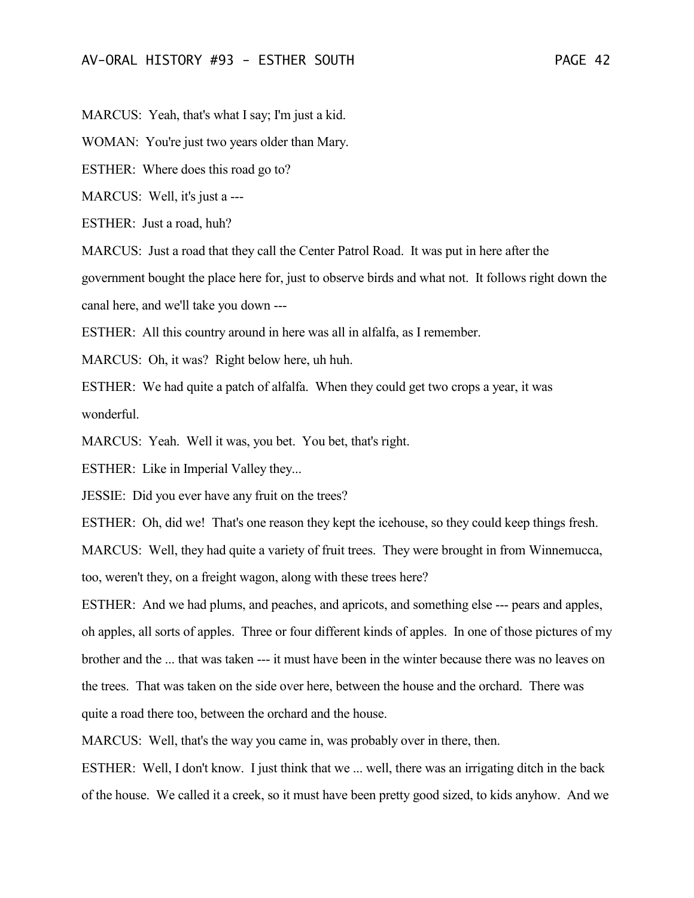MARCUS: Yeah, that's what I say; I'm just a kid.

WOMAN: You're just two years older than Mary.

ESTHER: Where does this road go to?

MARCUS: Well, it's just a ---

ESTHER: Just a road, huh?

MARCUS: Just a road that they call the Center Patrol Road. It was put in here after the government bought the place here for, just to observe birds and what not. It follows right down the canal here, and we'll take you down ---

ESTHER: All this country around in here was all in alfalfa, as I remember.

MARCUS: Oh, it was? Right below here, uh huh.

ESTHER: We had quite a patch of alfalfa. When they could get two crops a year, it was wonderful.

MARCUS: Yeah. Well it was, you bet. You bet, that's right.

ESTHER: Like in Imperial Valley they...

JESSIE: Did you ever have any fruit on the trees?

ESTHER: Oh, did we! That's one reason they kept the icehouse, so they could keep things fresh.

MARCUS: Well, they had quite a variety of fruit trees. They were brought in from Winnemucca, too, weren't they, on a freight wagon, along with these trees here?

ESTHER: And we had plums, and peaches, and apricots, and something else --- pears and apples, oh apples, all sorts of apples. Three or four different kinds of apples. In one of those pictures of my brother and the ... that was taken --- it must have been in the winter because there was no leaves on the trees. That was taken on the side over here, between the house and the orchard. There was quite a road there too, between the orchard and the house.

MARCUS: Well, that's the way you came in, was probably over in there, then.

ESTHER: Well, I don't know. I just think that we ... well, there was an irrigating ditch in the back of the house. We called it a creek, so it must have been pretty good sized, to kids anyhow. And we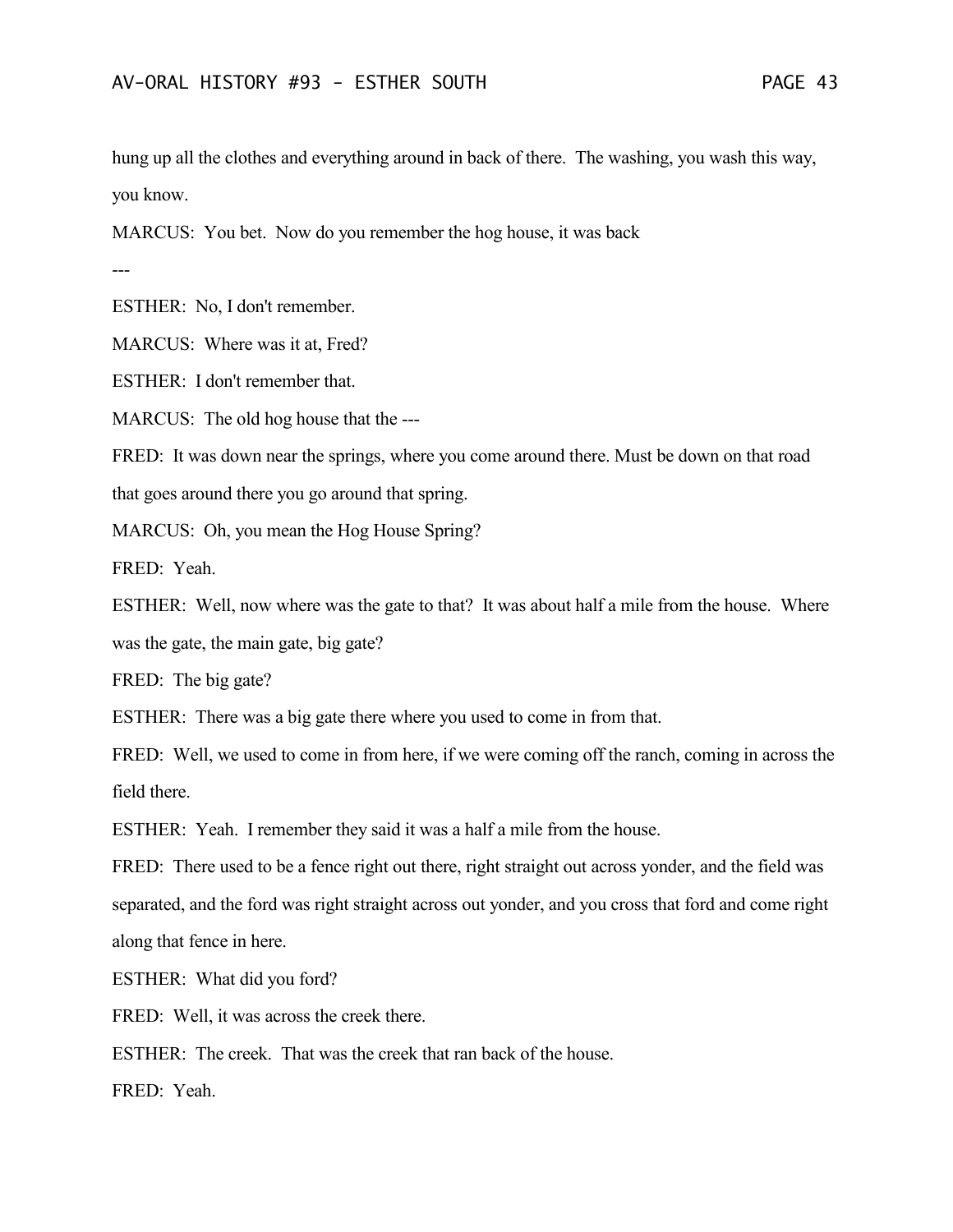hung up all the clothes and everything around in back of there. The washing, you wash this way, you know.

MARCUS: You bet. Now do you remember the hog house, it was back

---

ESTHER: No, I don't remember.

MARCUS: Where was it at, Fred?

ESTHER: I don't remember that.

MARCUS: The old hog house that the ---

FRED: It was down near the springs, where you come around there. Must be down on that road that goes around there you go around that spring.

MARCUS: Oh, you mean the Hog House Spring?

FRED: Yeah.

ESTHER: Well, now where was the gate to that? It was about half a mile from the house. Where was the gate, the main gate, big gate?

FRED: The big gate?

ESTHER: There was a big gate there where you used to come in from that.

FRED: Well, we used to come in from here, if we were coming off the ranch, coming in across the field there.

ESTHER: Yeah. I remember they said it was a half a mile from the house.

FRED: There used to be a fence right out there, right straight out across yonder, and the field was separated, and the ford was right straight across out yonder, and you cross that ford and come right along that fence in here.

ESTHER: What did you ford?

FRED: Well, it was across the creek there.

ESTHER: The creek. That was the creek that ran back of the house.

FRED: Yeah.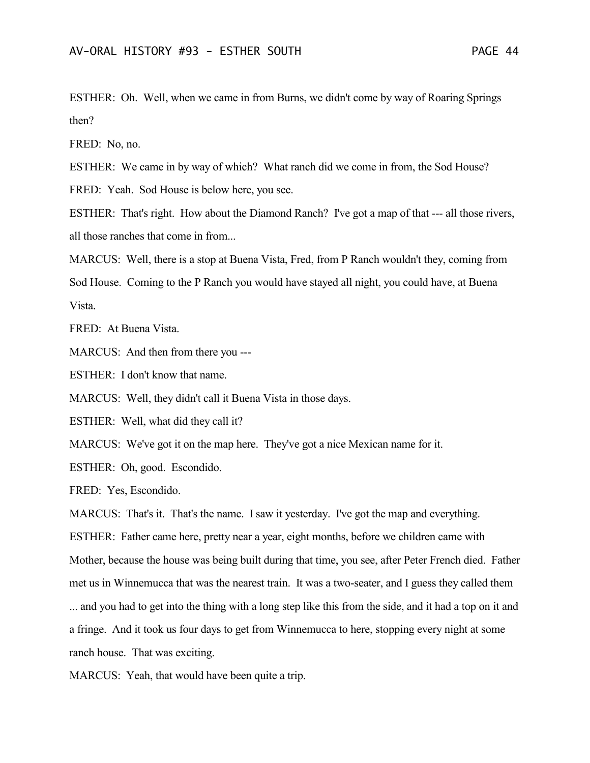ESTHER: Oh. Well, when we came in from Burns, we didn't come by way of Roaring Springs then?

FRED: No, no.

ESTHER: We came in by way of which? What ranch did we come in from, the Sod House?

FRED: Yeah. Sod House is below here, you see.

ESTHER: That's right. How about the Diamond Ranch? I've got a map of that --- all those rivers, all those ranches that come in from...

MARCUS: Well, there is a stop at Buena Vista, Fred, from P Ranch wouldn't they, coming from Sod House. Coming to the P Ranch you would have stayed all night, you could have, at Buena Vista.

FRED: At Buena Vista.

MARCUS: And then from there you ---

ESTHER: I don't know that name.

MARCUS: Well, they didn't call it Buena Vista in those days.

ESTHER: Well, what did they call it?

MARCUS: We've got it on the map here. They've got a nice Mexican name for it.

ESTHER: Oh, good. Escondido.

FRED: Yes, Escondido.

MARCUS: That's it. That's the name. I saw it yesterday. I've got the map and everything.

ESTHER: Father came here, pretty near a year, eight months, before we children came with Mother, because the house was being built during that time, you see, after Peter French died. Father met us in Winnemucca that was the nearest train. It was a two-seater, and I guess they called them ... and you had to get into the thing with a long step like this from the side, and it had a top on it and a fringe. And it took us four days to get from Winnemucca to here, stopping every night at some ranch house. That was exciting.

MARCUS: Yeah, that would have been quite a trip.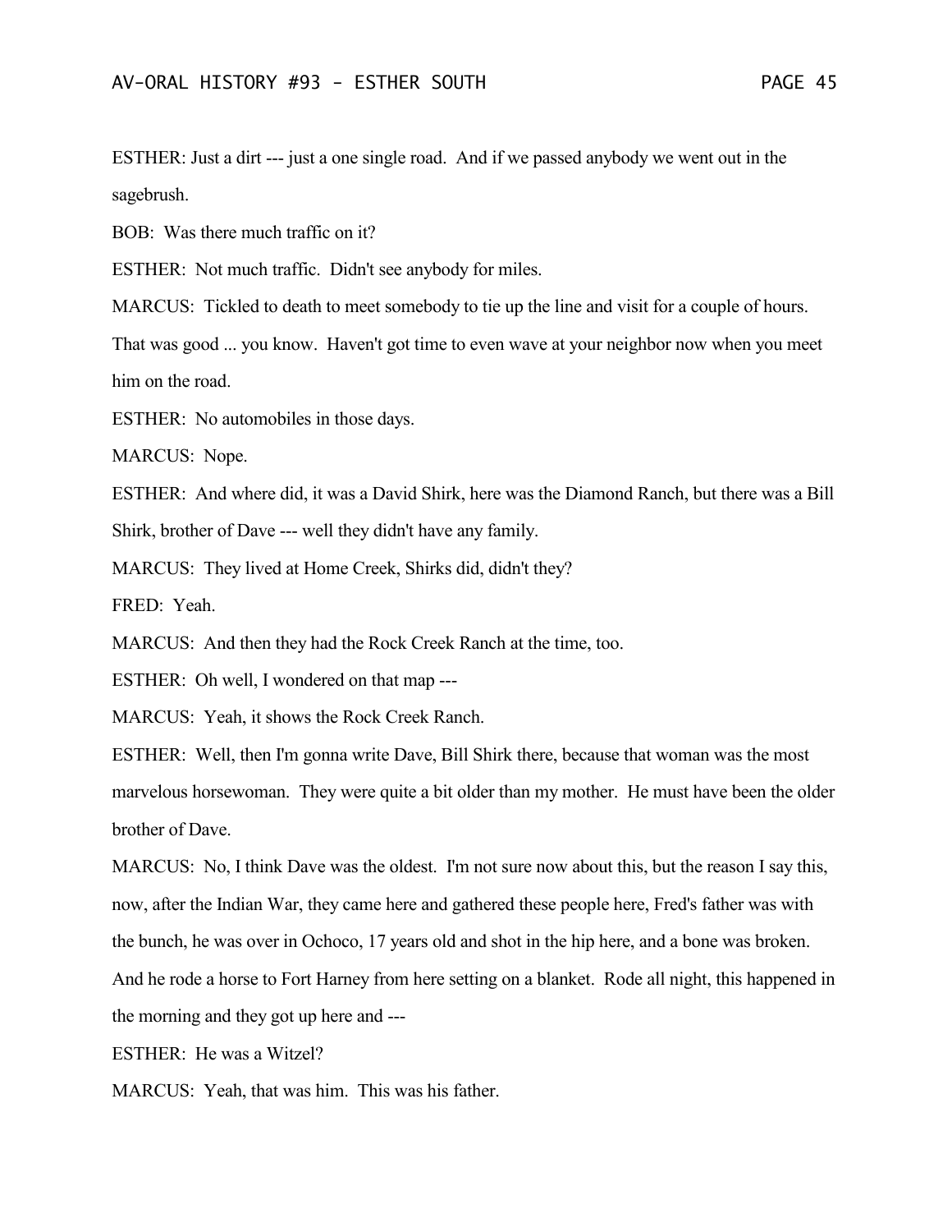ESTHER: Just a dirt --- just a one single road. And if we passed anybody we went out in the sagebrush.

BOB: Was there much traffic on it?

ESTHER: Not much traffic. Didn't see anybody for miles.

MARCUS: Tickled to death to meet somebody to tie up the line and visit for a couple of hours. That was good ... you know. Haven't got time to even wave at your neighbor now when you meet him on the road.

ESTHER: No automobiles in those days.

MARCUS: Nope.

ESTHER: And where did, it was a David Shirk, here was the Diamond Ranch, but there was a Bill Shirk, brother of Dave --- well they didn't have any family.

MARCUS: They lived at Home Creek, Shirks did, didn't they?

FRED: Yeah.

MARCUS: And then they had the Rock Creek Ranch at the time, too.

ESTHER: Oh well, I wondered on that map ---

MARCUS: Yeah, it shows the Rock Creek Ranch.

ESTHER: Well, then I'm gonna write Dave, Bill Shirk there, because that woman was the most marvelous horsewoman. They were quite a bit older than my mother. He must have been the older brother of Dave.

MARCUS: No, I think Dave was the oldest. I'm not sure now about this, but the reason I say this, now, after the Indian War, they came here and gathered these people here, Fred's father was with the bunch, he was over in Ochoco, 17 years old and shot in the hip here, and a bone was broken. And he rode a horse to Fort Harney from here setting on a blanket. Rode all night, this happened in the morning and they got up here and ---

ESTHER: He was a Witzel?

MARCUS: Yeah, that was him. This was his father.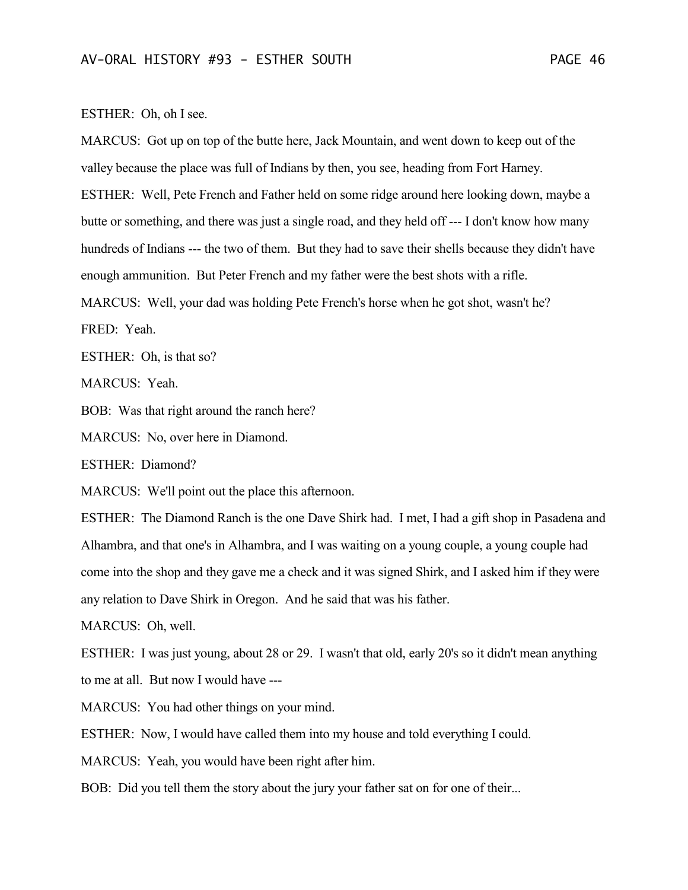ESTHER: Oh, oh I see.

MARCUS: Got up on top of the butte here, Jack Mountain, and went down to keep out of the valley because the place was full of Indians by then, you see, heading from Fort Harney.

ESTHER: Well, Pete French and Father held on some ridge around here looking down, maybe a butte or something, and there was just a single road, and they held off --- I don't know how many hundreds of Indians --- the two of them. But they had to save their shells because they didn't have enough ammunition. But Peter French and my father were the best shots with a rifle.

MARCUS: Well, your dad was holding Pete French's horse when he got shot, wasn't he?

FRED: Yeah.

ESTHER: Oh, is that so?

MARCUS: Yeah.

BOB: Was that right around the ranch here?

MARCUS: No, over here in Diamond.

ESTHER: Diamond?

MARCUS: We'll point out the place this afternoon.

ESTHER: The Diamond Ranch is the one Dave Shirk had. I met, I had a gift shop in Pasadena and Alhambra, and that one's in Alhambra, and I was waiting on a young couple, a young couple had come into the shop and they gave me a check and it was signed Shirk, and I asked him if they were any relation to Dave Shirk in Oregon. And he said that was his father.

MARCUS: Oh, well.

ESTHER: I was just young, about 28 or 29. I wasn't that old, early 20's so it didn't mean anything to me at all. But now I would have ---

MARCUS: You had other things on your mind.

ESTHER: Now, I would have called them into my house and told everything I could.

MARCUS: Yeah, you would have been right after him.

BOB: Did you tell them the story about the jury your father sat on for one of their...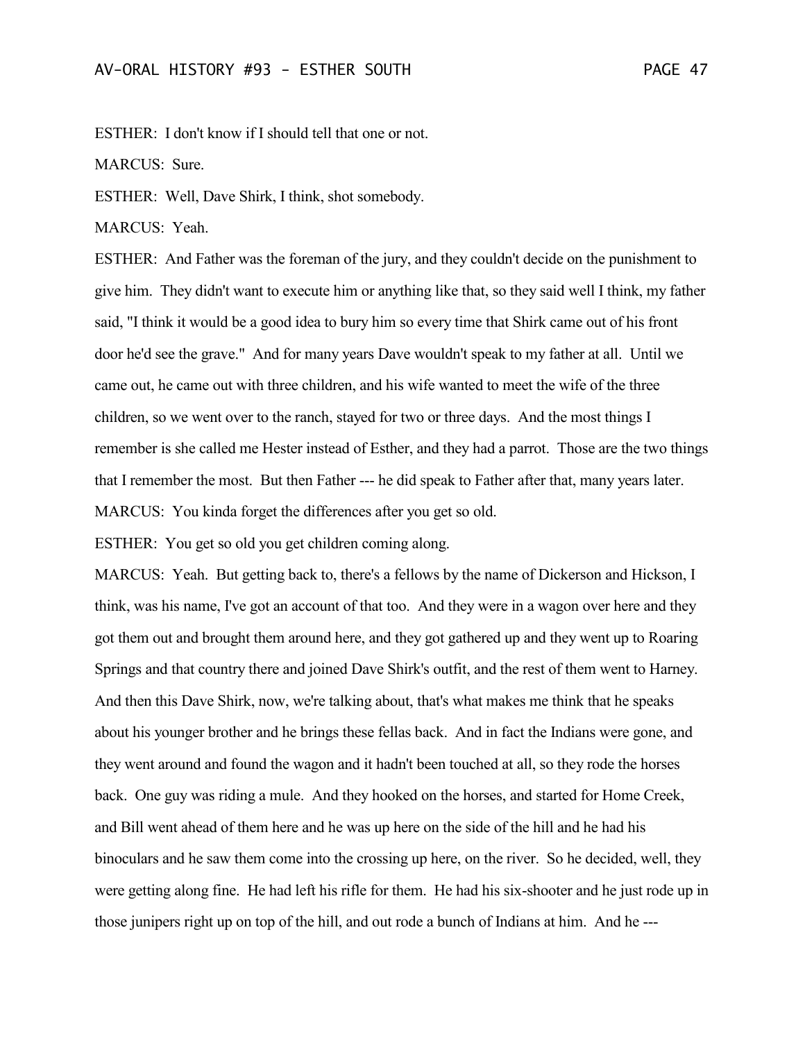ESTHER: I don't know if I should tell that one or not.

MARCUS: Sure.

ESTHER: Well, Dave Shirk, I think, shot somebody.

MARCUS: Yeah.

ESTHER: And Father was the foreman of the jury, and they couldn't decide on the punishment to give him. They didn't want to execute him or anything like that, so they said well I think, my father said, "I think it would be a good idea to bury him so every time that Shirk came out of his front door he'd see the grave." And for many years Dave wouldn't speak to my father at all. Until we came out, he came out with three children, and his wife wanted to meet the wife of the three children, so we went over to the ranch, stayed for two or three days. And the most things I remember is she called me Hester instead of Esther, and they had a parrot. Those are the two things that I remember the most. But then Father --- he did speak to Father after that, many years later.

MARCUS: You kinda forget the differences after you get so old.

ESTHER: You get so old you get children coming along.

MARCUS: Yeah. But getting back to, there's a fellows by the name of Dickerson and Hickson, I think, was his name, I've got an account of that too. And they were in a wagon over here and they got them out and brought them around here, and they got gathered up and they went up to Roaring Springs and that country there and joined Dave Shirk's outfit, and the rest of them went to Harney. And then this Dave Shirk, now, we're talking about, that's what makes me think that he speaks about his younger brother and he brings these fellas back. And in fact the Indians were gone, and they went around and found the wagon and it hadn't been touched at all, so they rode the horses back. One guy was riding a mule. And they hooked on the horses, and started for Home Creek, and Bill went ahead of them here and he was up here on the side of the hill and he had his binoculars and he saw them come into the crossing up here, on the river. So he decided, well, they were getting along fine. He had left his rifle for them. He had his six-shooter and he just rode up in those junipers right up on top of the hill, and out rode a bunch of Indians at him. And he ---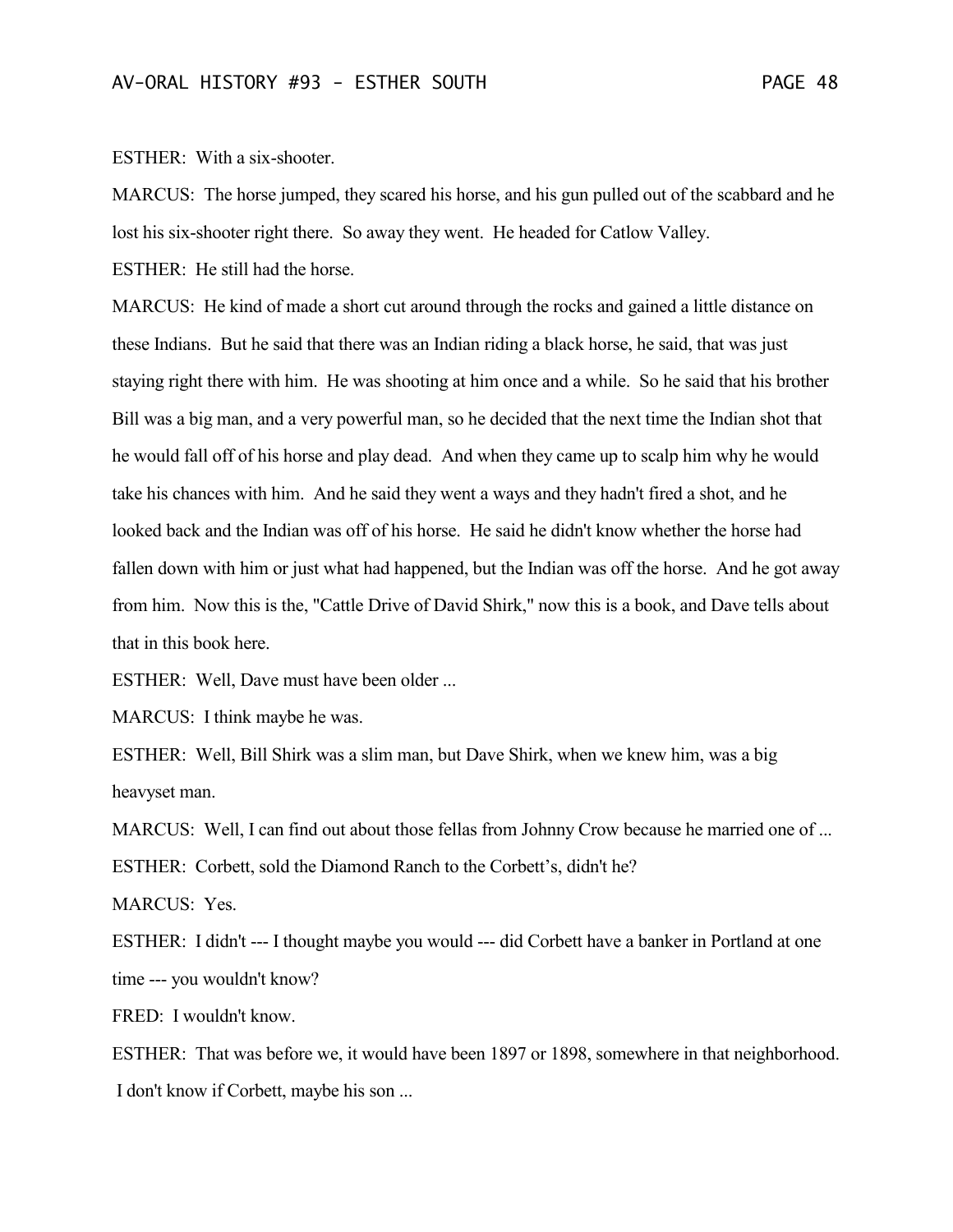ESTHER: With a six-shooter.

MARCUS: The horse jumped, they scared his horse, and his gun pulled out of the scabbard and he lost his six-shooter right there. So away they went. He headed for Catlow Valley.

ESTHER: He still had the horse.

MARCUS: He kind of made a short cut around through the rocks and gained a little distance on these Indians. But he said that there was an Indian riding a black horse, he said, that was just staying right there with him. He was shooting at him once and a while. So he said that his brother Bill was a big man, and a very powerful man, so he decided that the next time the Indian shot that he would fall off of his horse and play dead. And when they came up to scalp him why he would take his chances with him. And he said they went a ways and they hadn't fired a shot, and he looked back and the Indian was off of his horse. He said he didn't know whether the horse had fallen down with him or just what had happened, but the Indian was off the horse. And he got away from him. Now this is the, "Cattle Drive of David Shirk," now this is a book, and Dave tells about that in this book here.

ESTHER: Well, Dave must have been older ...

MARCUS: I think maybe he was.

ESTHER: Well, Bill Shirk was a slim man, but Dave Shirk, when we knew him, was a big heavyset man.

MARCUS: Well, I can find out about those fellas from Johnny Crow because he married one of ...

ESTHER: Corbett, sold the Diamond Ranch to the Corbett's, didn't he?

MARCUS: Yes.

ESTHER: I didn't --- I thought maybe you would --- did Corbett have a banker in Portland at one time --- you wouldn't know?

FRED: I wouldn't know.

ESTHER: That was before we, it would have been 1897 or 1898, somewhere in that neighborhood. I don't know if Corbett, maybe his son ...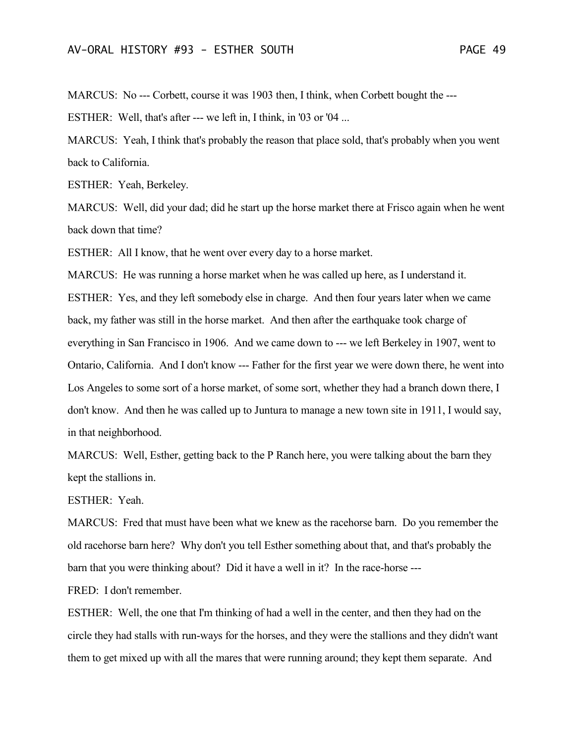MARCUS: No --- Corbett, course it was 1903 then, I think, when Corbett bought the ---

ESTHER: Well, that's after --- we left in, I think, in '03 or '04 ...

MARCUS: Yeah, I think that's probably the reason that place sold, that's probably when you went back to California.

ESTHER: Yeah, Berkeley.

MARCUS: Well, did your dad; did he start up the horse market there at Frisco again when he went back down that time?

ESTHER: All I know, that he went over every day to a horse market.

MARCUS: He was running a horse market when he was called up here, as I understand it.

ESTHER: Yes, and they left somebody else in charge. And then four years later when we came back, my father was still in the horse market. And then after the earthquake took charge of everything in San Francisco in 1906. And we came down to --- we left Berkeley in 1907, went to Ontario, California. And I don't know --- Father for the first year we were down there, he went into Los Angeles to some sort of a horse market, of some sort, whether they had a branch down there, I don't know. And then he was called up to Juntura to manage a new town site in 1911, I would say, in that neighborhood.

MARCUS: Well, Esther, getting back to the P Ranch here, you were talking about the barn they kept the stallions in.

ESTHER: Yeah.

MARCUS: Fred that must have been what we knew as the racehorse barn. Do you remember the old racehorse barn here? Why don't you tell Esther something about that, and that's probably the barn that you were thinking about? Did it have a well in it? In the race-horse ---

FRED: I don't remember.

ESTHER: Well, the one that I'm thinking of had a well in the center, and then they had on the circle they had stalls with run-ways for the horses, and they were the stallions and they didn't want them to get mixed up with all the mares that were running around; they kept them separate. And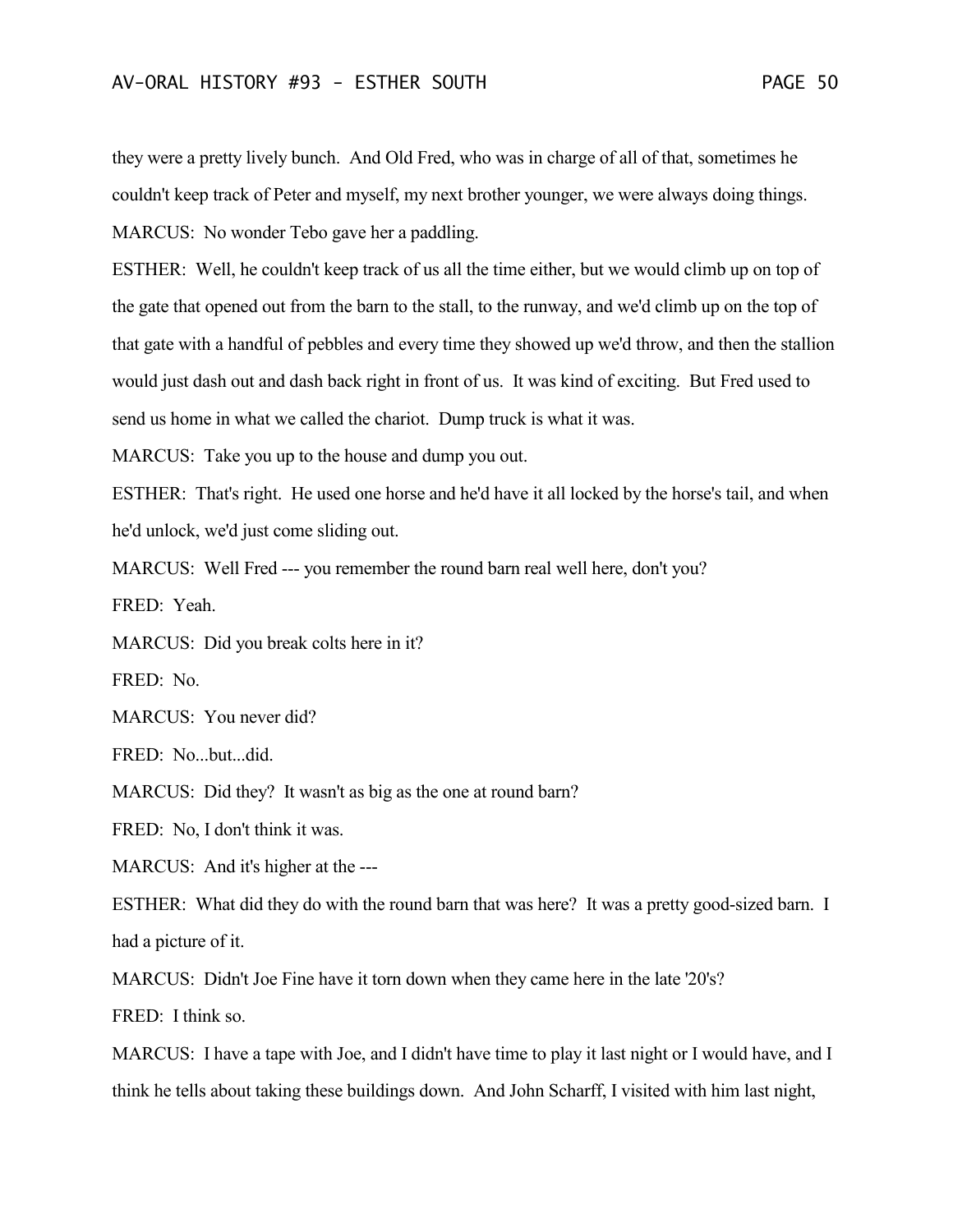they were a pretty lively bunch. And Old Fred, who was in charge of all of that, sometimes he couldn't keep track of Peter and myself, my next brother younger, we were always doing things.

MARCUS: No wonder Tebo gave her a paddling.

ESTHER: Well, he couldn't keep track of us all the time either, but we would climb up on top of the gate that opened out from the barn to the stall, to the runway, and we'd climb up on the top of that gate with a handful of pebbles and every time they showed up we'd throw, and then the stallion would just dash out and dash back right in front of us. It was kind of exciting. But Fred used to send us home in what we called the chariot. Dump truck is what it was.

MARCUS: Take you up to the house and dump you out.

ESTHER: That's right. He used one horse and he'd have it all locked by the horse's tail, and when he'd unlock, we'd just come sliding out.

MARCUS: Well Fred --- you remember the round barn real well here, don't you?

FRED: Yeah.

MARCUS: Did you break colts here in it?

FRED: No.

MARCUS: You never did?

FRED: No...but...did.

MARCUS: Did they? It wasn't as big as the one at round barn?

FRED: No, I don't think it was.

MARCUS: And it's higher at the ---

ESTHER: What did they do with the round barn that was here? It was a pretty good-sized barn. I had a picture of it.

MARCUS: Didn't Joe Fine have it torn down when they came here in the late '20's?

FRED: I think so.

MARCUS: I have a tape with Joe, and I didn't have time to play it last night or I would have, and I think he tells about taking these buildings down. And John Scharff, I visited with him last night,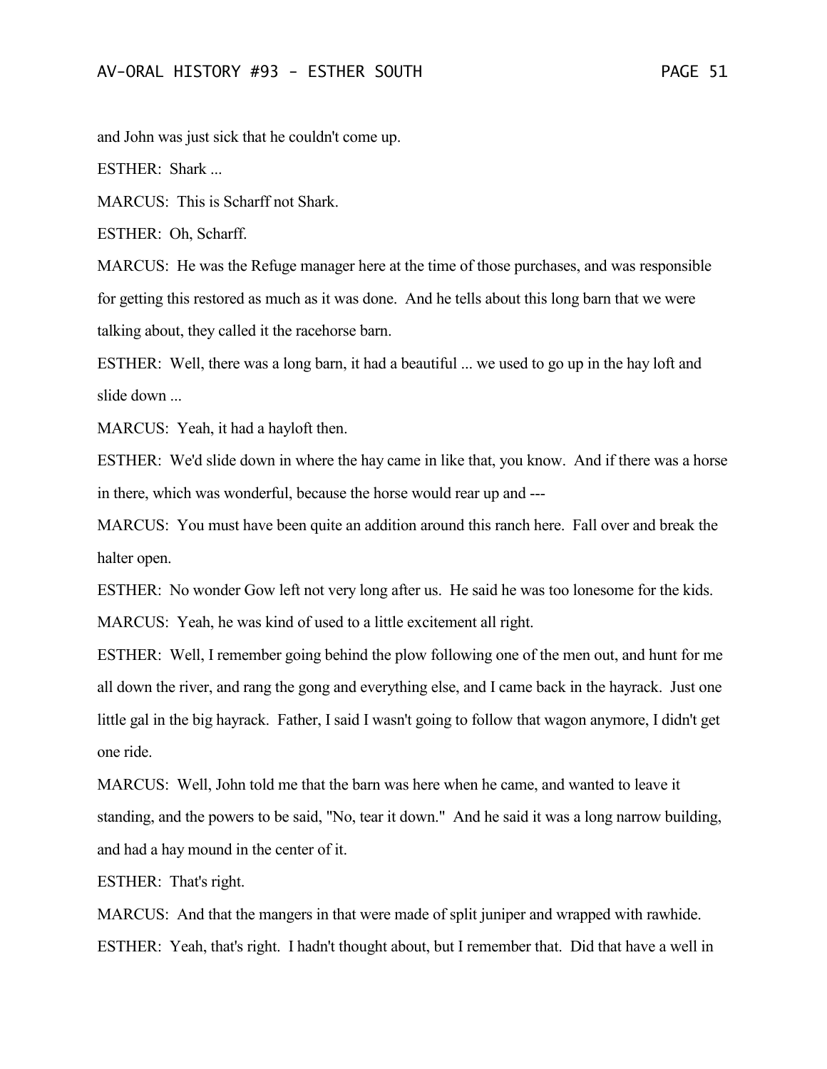and John was just sick that he couldn't come up.

ESTHER: Shark ...

MARCUS: This is Scharff not Shark.

ESTHER: Oh, Scharff.

MARCUS: He was the Refuge manager here at the time of those purchases, and was responsible for getting this restored as much as it was done. And he tells about this long barn that we were talking about, they called it the racehorse barn.

ESTHER: Well, there was a long barn, it had a beautiful ... we used to go up in the hay loft and slide down ...

MARCUS: Yeah, it had a hayloft then.

ESTHER: We'd slide down in where the hay came in like that, you know. And if there was a horse in there, which was wonderful, because the horse would rear up and ---

MARCUS: You must have been quite an addition around this ranch here. Fall over and break the halter open.

ESTHER: No wonder Gow left not very long after us. He said he was too lonesome for the kids.

MARCUS: Yeah, he was kind of used to a little excitement all right.

ESTHER: Well, I remember going behind the plow following one of the men out, and hunt for me all down the river, and rang the gong and everything else, and I came back in the hayrack. Just one little gal in the big hayrack. Father, I said I wasn't going to follow that wagon anymore, I didn't get one ride.

MARCUS: Well, John told me that the barn was here when he came, and wanted to leave it standing, and the powers to be said, "No, tear it down." And he said it was a long narrow building, and had a hay mound in the center of it.

ESTHER: That's right.

MARCUS: And that the mangers in that were made of split juniper and wrapped with rawhide.

ESTHER: Yeah, that's right. I hadn't thought about, but I remember that. Did that have a well in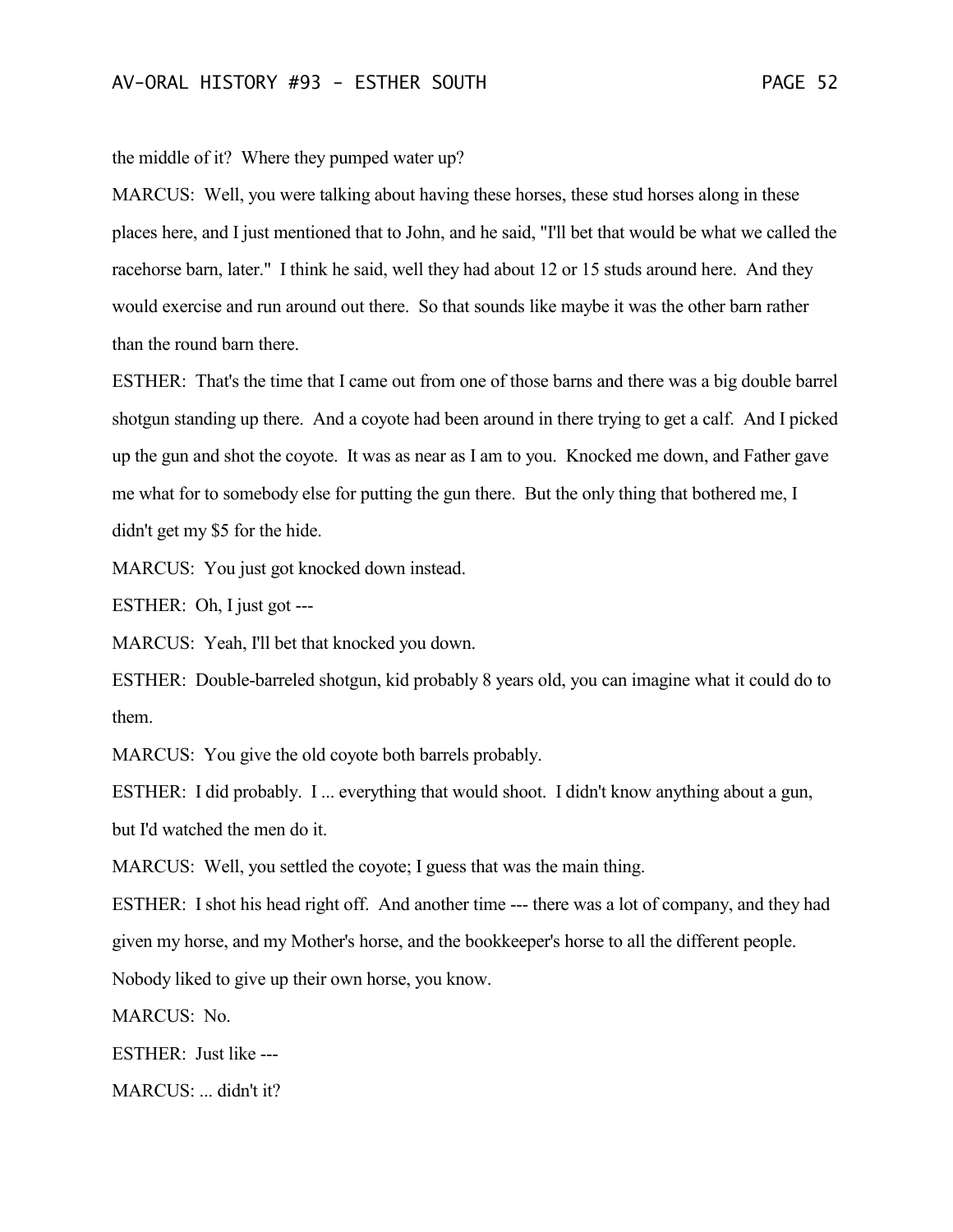the middle of it? Where they pumped water up?

MARCUS: Well, you were talking about having these horses, these stud horses along in these places here, and I just mentioned that to John, and he said, "I'll bet that would be what we called the racehorse barn, later." I think he said, well they had about 12 or 15 studs around here. And they would exercise and run around out there. So that sounds like maybe it was the other barn rather than the round barn there.

ESTHER: That's the time that I came out from one of those barns and there was a big double barrel shotgun standing up there. And a coyote had been around in there trying to get a calf. And I picked up the gun and shot the coyote. It was as near as I am to you. Knocked me down, and Father gave me what for to somebody else for putting the gun there. But the only thing that bothered me, I didn't get my $5 for the hide.

MARCUS: You just got knocked down instead.

ESTHER: Oh, I just got ---

MARCUS: Yeah, I'll bet that knocked you down.

ESTHER: Double-barreled shotgun, kid probably 8 years old, you can imagine what it could do to them.

MARCUS: You give the old coyote both barrels probably.

ESTHER: I did probably. I ... everything that would shoot. I didn't know anything about a gun, but I'd watched the men do it.

MARCUS: Well, you settled the coyote; I guess that was the main thing.

ESTHER: I shot his head right off. And another time --- there was a lot of company, and they had given my horse, and my Mother's horse, and the bookkeeper's horse to all the different people. Nobody liked to give up their own horse, you know.

MARCUS: No.

ESTHER: Just like ---

MARCUS: ... didn't it?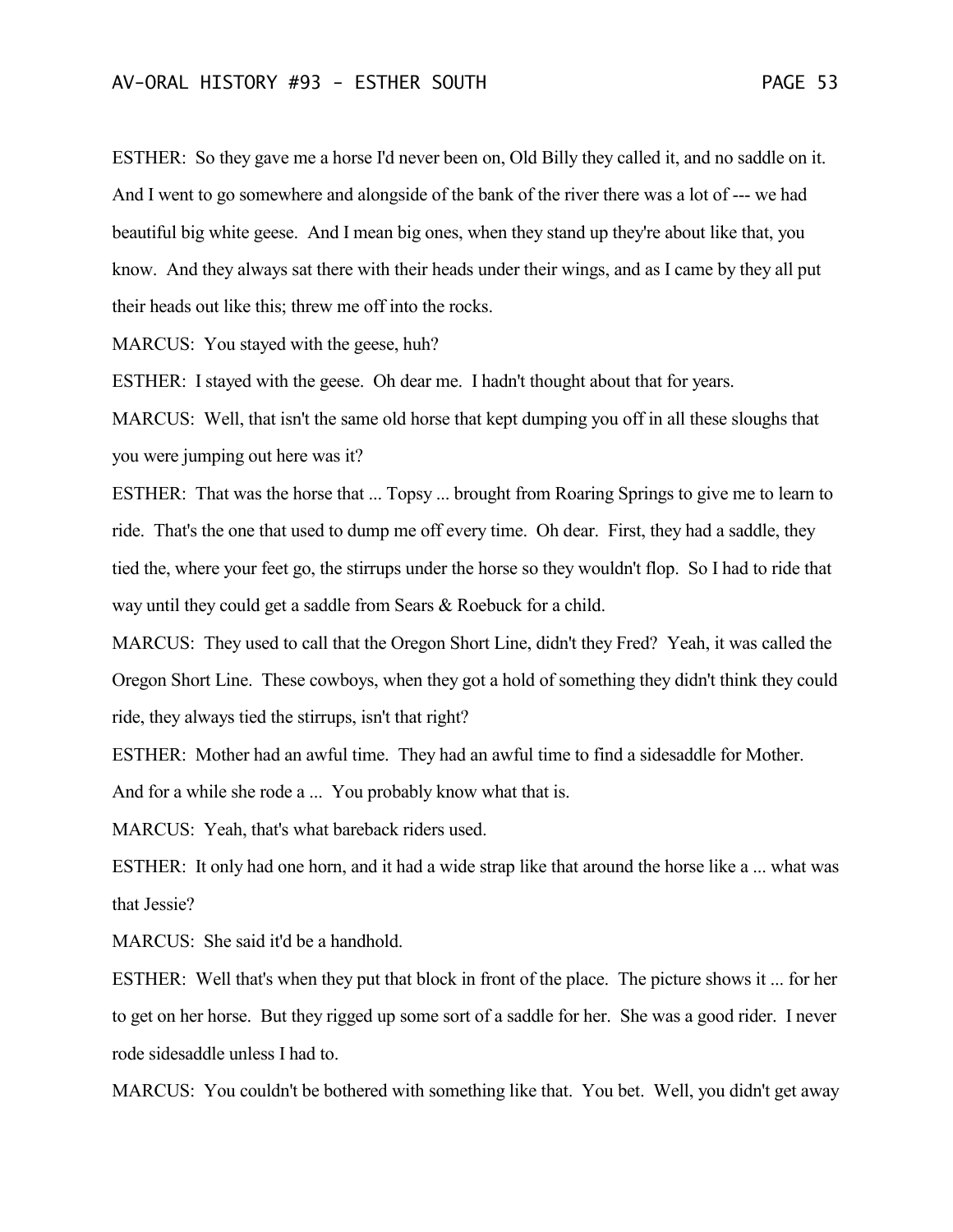ESTHER: So they gave me a horse I'd never been on, Old Billy they called it, and no saddle on it. And I went to go somewhere and alongside of the bank of the river there was a lot of --- we had beautiful big white geese. And I mean big ones, when they stand up they're about like that, you know. And they always sat there with their heads under their wings, and as I came by they all put their heads out like this; threw me off into the rocks.

MARCUS: You stayed with the geese, huh?

ESTHER: I stayed with the geese. Oh dear me. I hadn't thought about that for years.

MARCUS: Well, that isn't the same old horse that kept dumping you off in all these sloughs that you were jumping out here was it?

ESTHER: That was the horse that ... Topsy ... brought from Roaring Springs to give me to learn to ride. That's the one that used to dump me off every time. Oh dear. First, they had a saddle, they tied the, where your feet go, the stirrups under the horse so they wouldn't flop. So I had to ride that way until they could get a saddle from Sears & Roebuck for a child.

MARCUS: They used to call that the Oregon Short Line, didn't they Fred? Yeah, it was called the Oregon Short Line. These cowboys, when they got a hold of something they didn't think they could ride, they always tied the stirrups, isn't that right?

ESTHER: Mother had an awful time. They had an awful time to find a sidesaddle for Mother. And for a while she rode a ... You probably know what that is.

MARCUS: Yeah, that's what bareback riders used.

ESTHER: It only had one horn, and it had a wide strap like that around the horse like a ... what was that Jessie?

MARCUS: She said it'd be a handhold.

ESTHER: Well that's when they put that block in front of the place. The picture shows it ... for her to get on her horse. But they rigged up some sort of a saddle for her. She was a good rider. I never rode sidesaddle unless I had to.

MARCUS: You couldn't be bothered with something like that. You bet. Well, you didn't get away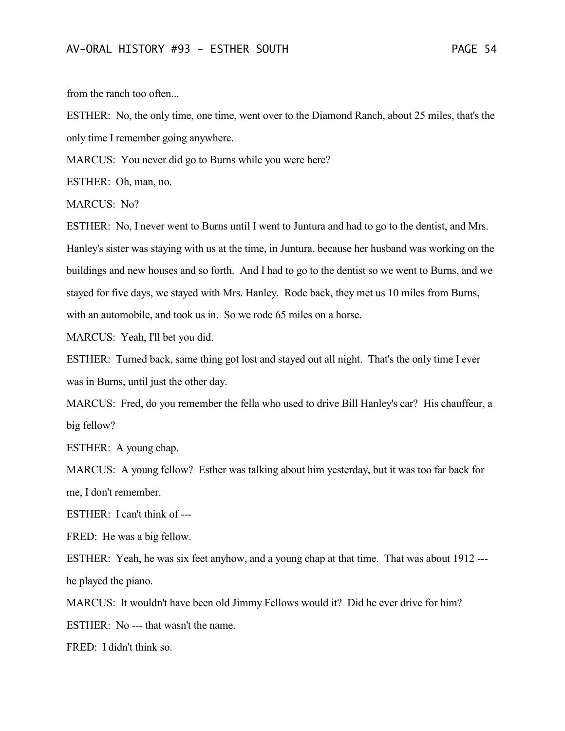from the ranch too often...

ESTHER: No, the only time, one time, went over to the Diamond Ranch, about 25 miles, that's the only time I remember going anywhere.

MARCUS: You never did go to Burns while you were here?

ESTHER: Oh, man, no.

MARCUS: No?

ESTHER: No, I never went to Burns until I went to Juntura and had to go to the dentist, and Mrs. Hanley's sister was staying with us at the time, in Juntura, because her husband was working on the buildings and new houses and so forth. And I had to go to the dentist so we went to Burns, and we stayed for five days, we stayed with Mrs. Hanley. Rode back, they met us 10 miles from Burns, with an automobile, and took us in. So we rode 65 miles on a horse.

MARCUS: Yeah, I'll bet you did.

ESTHER: Turned back, same thing got lost and stayed out all night. That's the only time I ever was in Burns, until just the other day.

MARCUS: Fred, do you remember the fella who used to drive Bill Hanley's car? His chauffeur, a big fellow?

ESTHER: A young chap.

MARCUS: A young fellow? Esther was talking about him yesterday, but it was too far back for me, I don't remember.

ESTHER: I can't think of ---

FRED: He was a big fellow.

ESTHER: Yeah, he was six feet anyhow, and a young chap at that time. That was about 1912 --- he played the piano.

MARCUS: It wouldn't have been old Jimmy Fellows would it? Did he ever drive for him?

ESTHER: No --- that wasn't the name.

FRED: I didn't think so.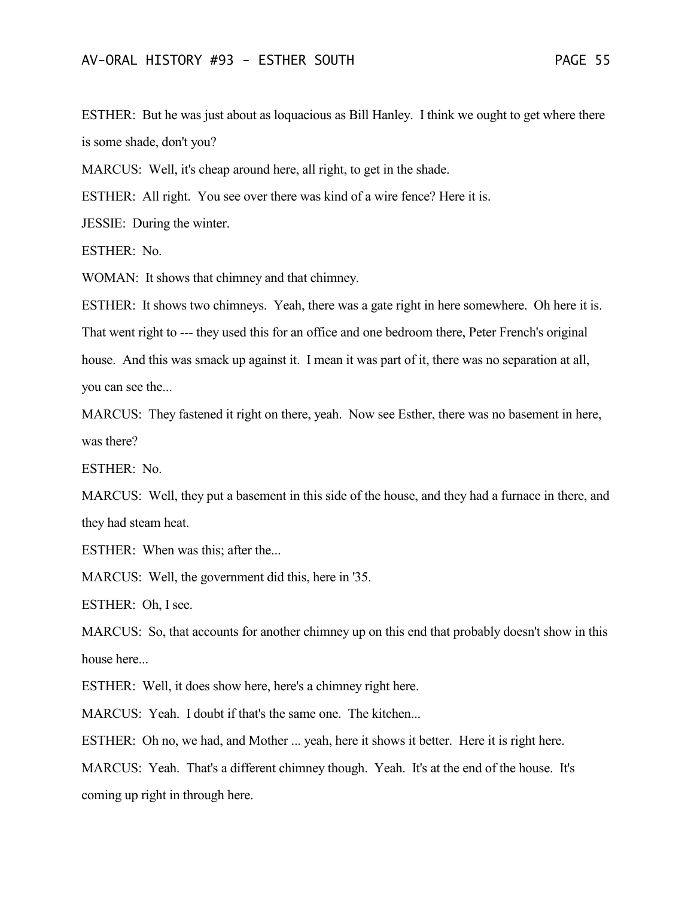ESTHER: But he was just about as loquacious as Bill Hanley. I think we ought to get where there is some shade, don't you?

MARCUS: Well, it's cheap around here, all right, to get in the shade.

ESTHER: All right. You see over there was kind of a wire fence? Here it is.

JESSIE: During the winter.

ESTHER: No.

WOMAN: It shows that chimney and that chimney.

ESTHER: It shows two chimneys. Yeah, there was a gate right in here somewhere. Oh here it is. That went right to --- they used this for an office and one bedroom there, Peter French's original house. And this was smack up against it. I mean it was part of it, there was no separation at all, you can see the...

MARCUS: They fastened it right on there, yeah. Now see Esther, there was no basement in here, was there?

ESTHER: No.

MARCUS: Well, they put a basement in this side of the house, and they had a furnace in there, and they had steam heat.

ESTHER: When was this; after the...

MARCUS: Well, the government did this, here in '35.

ESTHER: Oh, I see.

MARCUS: So, that accounts for another chimney up on this end that probably doesn't show in this house here...

ESTHER: Well, it does show here, here's a chimney right here.

MARCUS: Yeah. I doubt if that's the same one. The kitchen...

ESTHER: Oh no, we had, and Mother ... yeah, here it shows it better. Here it is right here.

MARCUS: Yeah. That's a different chimney though. Yeah. It's at the end of the house. It's coming up right in through here.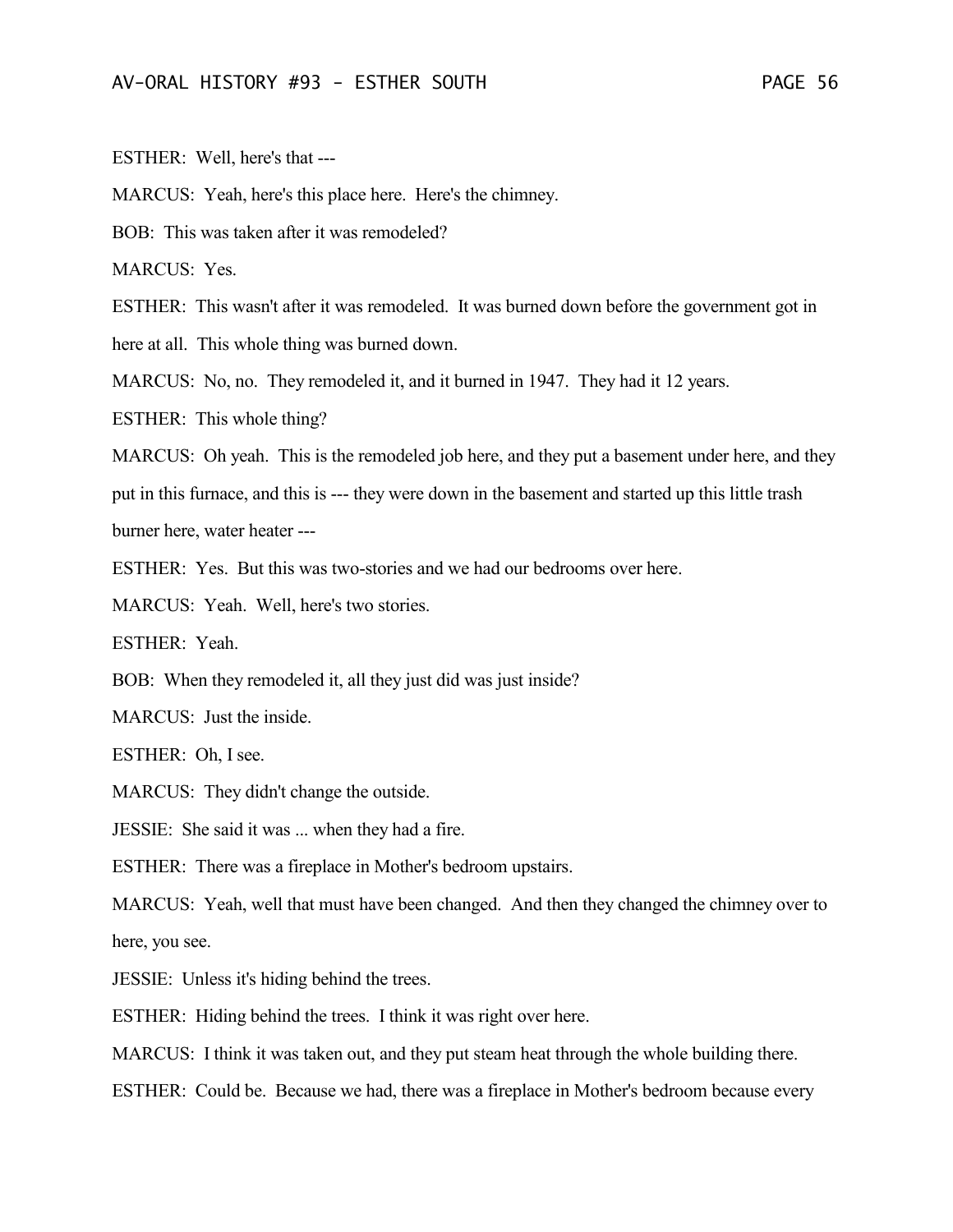ESTHER: Well, here's that ---

MARCUS: Yeah, here's this place here. Here's the chimney.

BOB: This was taken after it was remodeled?

MARCUS: Yes.

ESTHER: This wasn't after it was remodeled. It was burned down before the government got in here at all. This whole thing was burned down.

MARCUS: No, no. They remodeled it, and it burned in 1947. They had it 12 years.

ESTHER: This whole thing?

MARCUS: Oh yeah. This is the remodeled job here, and they put a basement under here, and they put in this furnace, and this is --- they were down in the basement and started up this little trash burner here, water heater ---

ESTHER: Yes. But this was two-stories and we had our bedrooms over here.

MARCUS: Yeah. Well, here's two stories.

ESTHER: Yeah.

BOB: When they remodeled it, all they just did was just inside?

MARCUS: Just the inside.

ESTHER: Oh, I see.

MARCUS: They didn't change the outside.

JESSIE: She said it was ... when they had a fire.

ESTHER: There was a fireplace in Mother's bedroom upstairs.

MARCUS: Yeah, well that must have been changed. And then they changed the chimney over to here, you see.

JESSIE: Unless it's hiding behind the trees.

ESTHER: Hiding behind the trees. I think it was right over here.

MARCUS: I think it was taken out, and they put steam heat through the whole building there.

ESTHER: Could be. Because we had, there was a fireplace in Mother's bedroom because every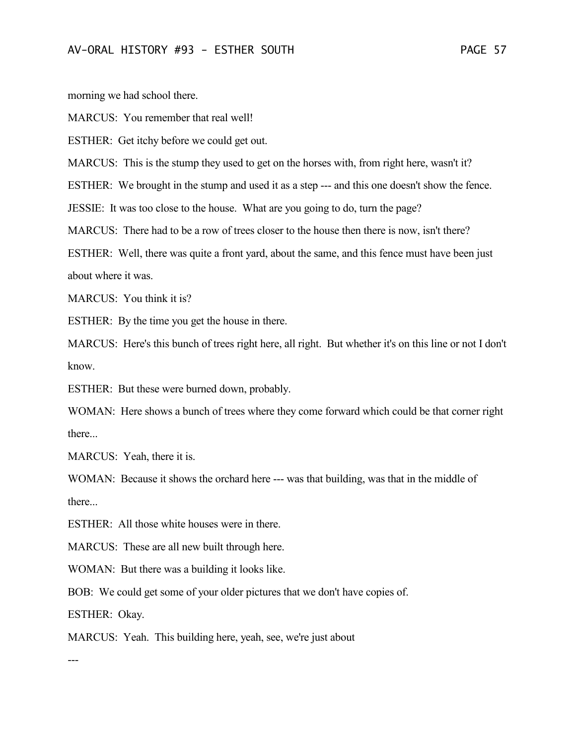morning we had school there.

MARCUS: You remember that real well!

ESTHER: Get itchy before we could get out.

MARCUS: This is the stump they used to get on the horses with, from right here, wasn't it?

ESTHER: We brought in the stump and used it as a step --- and this one doesn't show the fence.

JESSIE: It was too close to the house. What are you going to do, turn the page?

MARCUS: There had to be a row of trees closer to the house then there is now, isn't there?

ESTHER: Well, there was quite a front yard, about the same, and this fence must have been just about where it was.

MARCUS: You think it is?

ESTHER: By the time you get the house in there.

MARCUS: Here's this bunch of trees right here, all right. But whether it's on this line or not I don't know.

ESTHER: But these were burned down, probably.

WOMAN: Here shows a bunch of trees where they come forward which could be that corner right there...

MARCUS: Yeah, there it is.

WOMAN: Because it shows the orchard here --- was that building, was that in the middle of there...

ESTHER: All those white houses were in there.

MARCUS: These are all new built through here.

WOMAN: But there was a building it looks like.

BOB: We could get some of your older pictures that we don't have copies of.

ESTHER: Okay.

MARCUS: Yeah. This building here, yeah, see, we're just about

---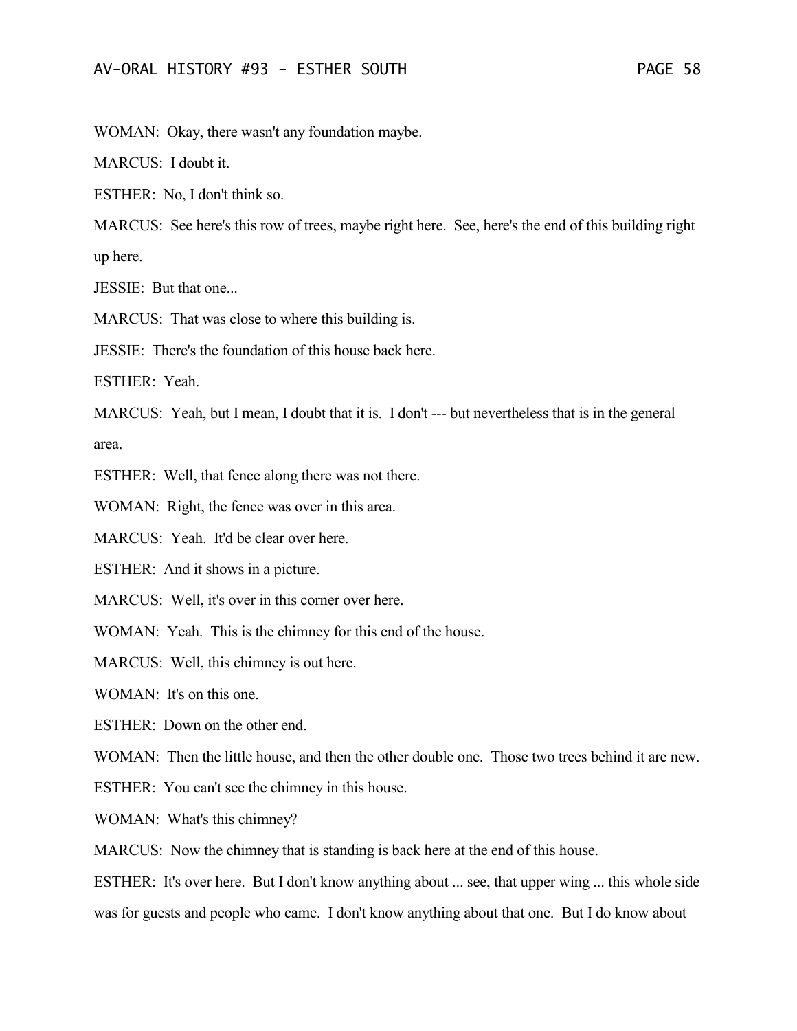WOMAN: Okay, there wasn't any foundation maybe.

MARCUS: I doubt it.

ESTHER: No, I don't think so.

MARCUS: See here's this row of trees, maybe right here. See, here's the end of this building right up here.

JESSIE: But that one...

MARCUS: That was close to where this building is.

JESSIE: There's the foundation of this house back here.

ESTHER: Yeah.

MARCUS: Yeah, but I mean, I doubt that it is. I don't --- but nevertheless that is in the general area.

ESTHER: Well, that fence along there was not there.

WOMAN: Right, the fence was over in this area.

MARCUS: Yeah. It'd be clear over here.

ESTHER: And it shows in a picture.

MARCUS: Well, it's over in this corner over here.

WOMAN: Yeah. This is the chimney for this end of the house.

MARCUS: Well, this chimney is out here.

WOMAN: It's on this one.

ESTHER: Down on the other end.

WOMAN: Then the little house, and then the other double one. Those two trees behind it are new.

ESTHER: You can't see the chimney in this house.

WOMAN: What's this chimney?

MARCUS: Now the chimney that is standing is back here at the end of this house.

ESTHER: It's over here. But I don't know anything about ... see, that upper wing ... this whole side was for guests and people who came. I don't know anything about that one. But I do know about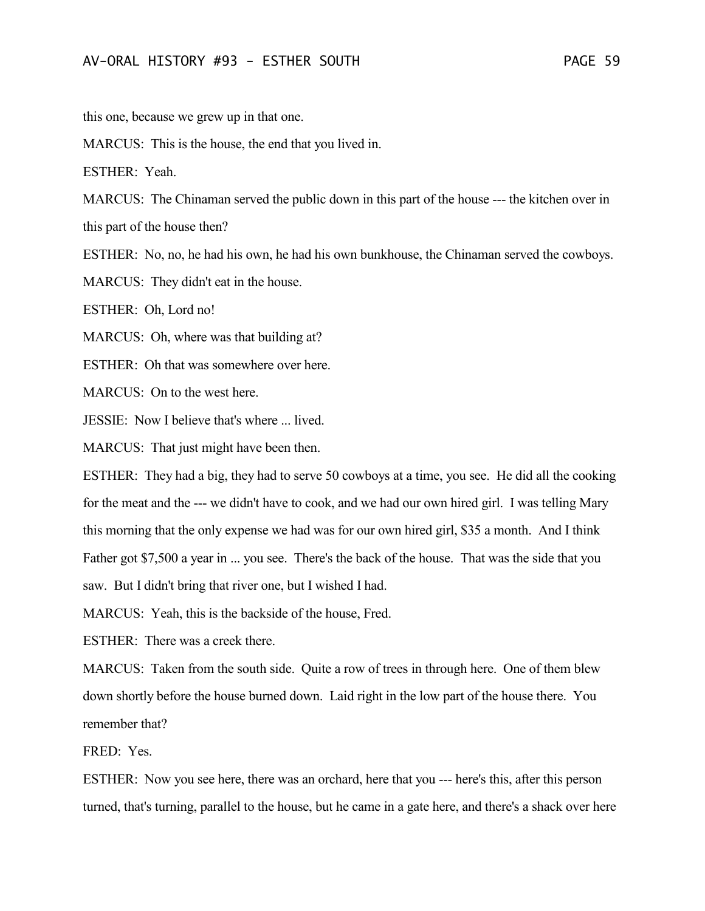this one, because we grew up in that one.

MARCUS: This is the house, the end that you lived in.

ESTHER: Yeah.

MARCUS: The Chinaman served the public down in this part of the house --- the kitchen over in this part of the house then?

ESTHER: No, no, he had his own, he had his own bunkhouse, the Chinaman served the cowboys.

MARCUS: They didn't eat in the house.

ESTHER: Oh, Lord no!

MARCUS: Oh, where was that building at?

ESTHER: Oh that was somewhere over here.

MARCUS: On to the west here.

JESSIE: Now I believe that's where ... lived.

MARCUS: That just might have been then.

ESTHER: They had a big, they had to serve 50 cowboys at a time, you see. He did all the cooking for the meat and the --- we didn't have to cook, and we had our own hired girl. I was telling Mary this morning that the only expense we had was for our own hired girl, $35 a month. And I think Father got $7,500 a year in ... you see. There's the back of the house. That was the side that you saw. But I didn't bring that river one, but I wished I had.

MARCUS: Yeah, this is the backside of the house, Fred.

ESTHER: There was a creek there.

MARCUS: Taken from the south side. Quite a row of trees in through here. One of them blew down shortly before the house burned down. Laid right in the low part of the house there. You remember that?

FRED: Yes.

ESTHER: Now you see here, there was an orchard, here that you --- here's this, after this person turned, that's turning, parallel to the house, but he came in a gate here, and there's a shack over here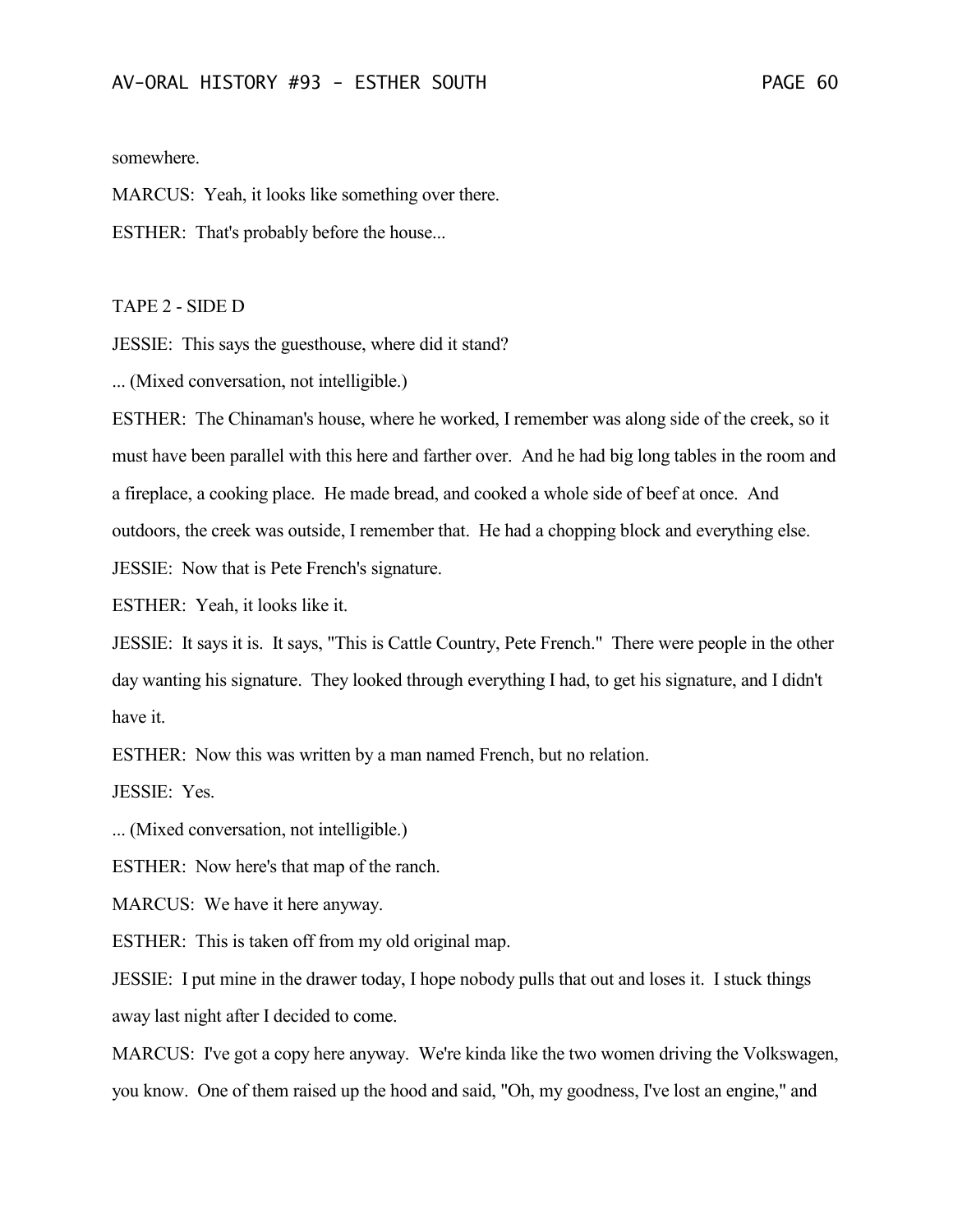somewhere.

MARCUS: Yeah, it looks like something over there.

ESTHER: That's probably before the house...

TAPE 2 - SIDE D

JESSIE: This says the guesthouse, where did it stand?

... (Mixed conversation, not intelligible.)

ESTHER: The Chinaman's house, where he worked, I remember was along side of the creek, so it must have been parallel with this here and farther over. And he had big long tables in the room and a fireplace, a cooking place. He made bread, and cooked a whole side of beef at once. And outdoors, the creek was outside, I remember that. He had a chopping block and everything else.

JESSIE: Now that is Pete French's signature.

ESTHER: Yeah, it looks like it.

JESSIE: It says it is. It says, "This is Cattle Country, Pete French." There were people in the other day wanting his signature. They looked through everything I had, to get his signature, and I didn't have it.

ESTHER: Now this was written by a man named French, but no relation.

JESSIE: Yes.

... (Mixed conversation, not intelligible.)

ESTHER: Now here's that map of the ranch.

MARCUS: We have it here anyway.

ESTHER: This is taken off from my old original map.

JESSIE: I put mine in the drawer today, I hope nobody pulls that out and loses it. I stuck things away last night after I decided to come.

MARCUS: I've got a copy here anyway. We're kinda like the two women driving the Volkswagen, you know. One of them raised up the hood and said, "Oh, my goodness, I've lost an engine," and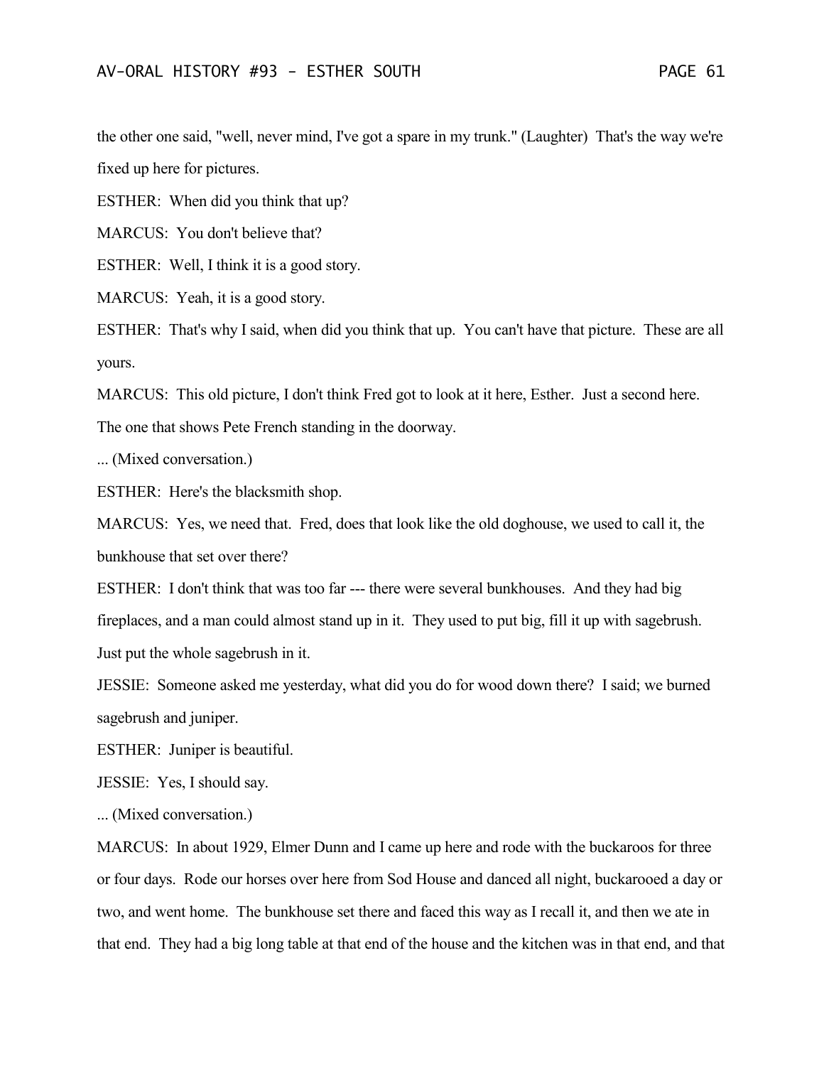the other one said, "well, never mind, I've got a spare in my trunk." (Laughter) That's the way we're fixed up here for pictures.

ESTHER: When did you think that up?

MARCUS: You don't believe that?

ESTHER: Well, I think it is a good story.

MARCUS: Yeah, it is a good story.

ESTHER: That's why I said, when did you think that up. You can't have that picture. These are all yours.

MARCUS: This old picture, I don't think Fred got to look at it here, Esther. Just a second here. The one that shows Pete French standing in the doorway.

... (Mixed conversation.)

ESTHER: Here's the blacksmith shop.

MARCUS: Yes, we need that. Fred, does that look like the old doghouse, we used to call it, the bunkhouse that set over there?

ESTHER: I don't think that was too far --- there were several bunkhouses. And they had big fireplaces, and a man could almost stand up in it. They used to put big, fill it up with sagebrush. Just put the whole sagebrush in it.

JESSIE: Someone asked me yesterday, what did you do for wood down there? I said; we burned sagebrush and juniper.

ESTHER: Juniper is beautiful.

JESSIE: Yes, I should say.

... (Mixed conversation.)

MARCUS: In about 1929, Elmer Dunn and I came up here and rode with the buckaroos for three or four days. Rode our horses over here from Sod House and danced all night, buckarooed a day or two, and went home. The bunkhouse set there and faced this way as I recall it, and then we ate in that end. They had a big long table at that end of the house and the kitchen was in that end, and that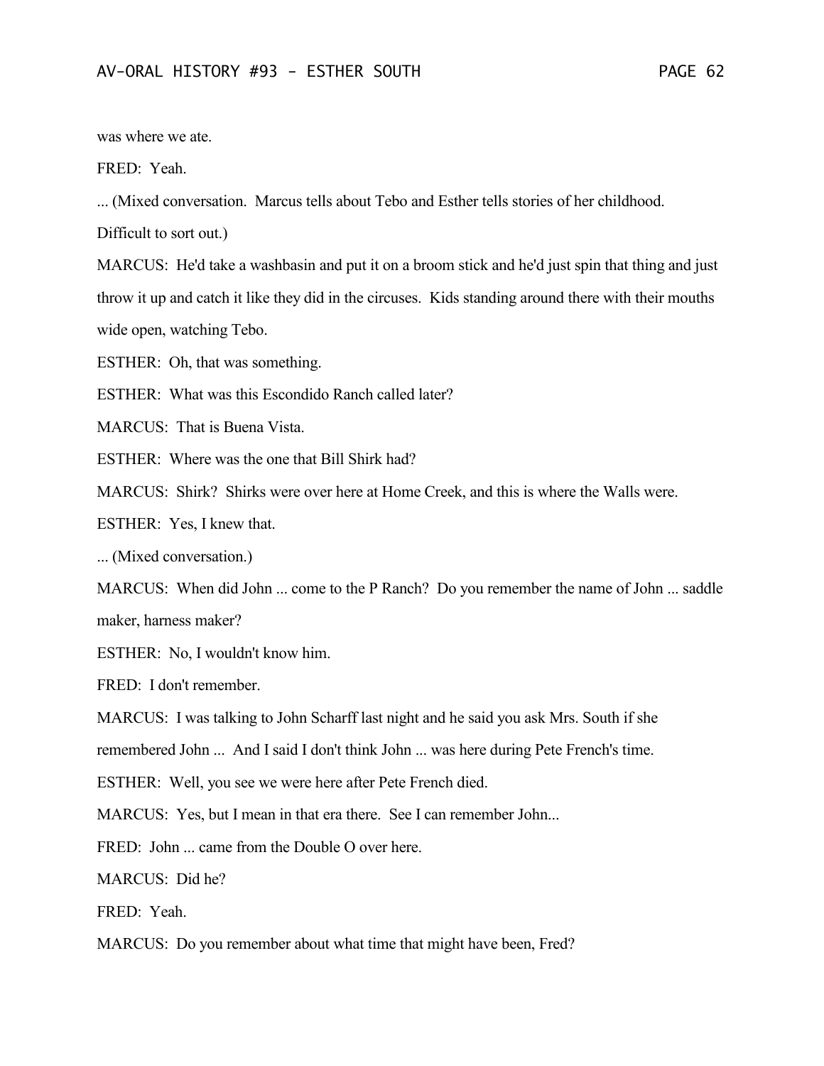was where we ate.

FRED: Yeah.

... (Mixed conversation. Marcus tells about Tebo and Esther tells stories of her childhood. Difficult to sort out.)

MARCUS: He'd take a washbasin and put it on a broom stick and he'd just spin that thing and just throw it up and catch it like they did in the circuses. Kids standing around there with their mouths wide open, watching Tebo.

ESTHER: Oh, that was something.

ESTHER: What was this Escondido Ranch called later?

MARCUS: That is Buena Vista.

ESTHER: Where was the one that Bill Shirk had?

MARCUS: Shirk? Shirks were over here at Home Creek, and this is where the Walls were.

ESTHER: Yes, I knew that.

... (Mixed conversation.)

MARCUS: When did John ... come to the P Ranch? Do you remember the name of John ... saddle maker, harness maker?

ESTHER: No, I wouldn't know him.

FRED: I don't remember.

MARCUS: I was talking to John Scharff last night and he said you ask Mrs. South if she remembered John ... And I said I don't think John ... was here during Pete French's time.

ESTHER: Well, you see we were here after Pete French died.

MARCUS: Yes, but I mean in that era there. See I can remember John...

FRED: John ... came from the Double O over here.

MARCUS: Did he?

FRED: Yeah.

MARCUS: Do you remember about what time that might have been, Fred?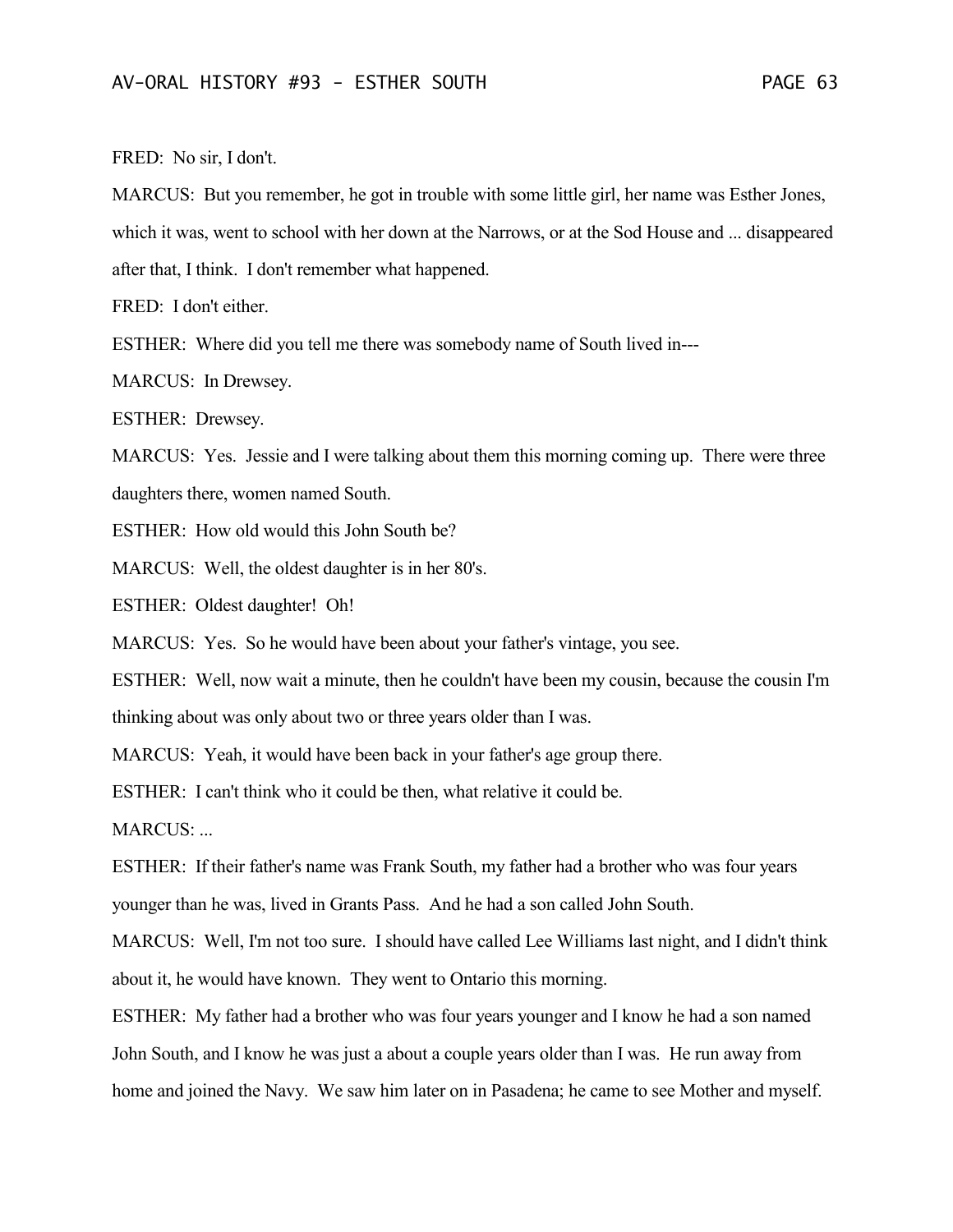FRED: No sir, I don't.

MARCUS: But you remember, he got in trouble with some little girl, her name was Esther Jones, which it was, went to school with her down at the Narrows, or at the Sod House and ... disappeared after that, I think. I don't remember what happened.

FRED: I don't either.

ESTHER: Where did you tell me there was somebody name of South lived in---

MARCUS: In Drewsey.

ESTHER: Drewsey.

MARCUS: Yes. Jessie and I were talking about them this morning coming up. There were three daughters there, women named South.

ESTHER: How old would this John South be?

MARCUS: Well, the oldest daughter is in her 80's.

ESTHER: Oldest daughter! Oh!

MARCUS: Yes. So he would have been about your father's vintage, you see.

ESTHER: Well, now wait a minute, then he couldn't have been my cousin, because the cousin I'm thinking about was only about two or three years older than I was.

MARCUS: Yeah, it would have been back in your father's age group there.

ESTHER: I can't think who it could be then, what relative it could be.

MARCUS: ...

ESTHER: If their father's name was Frank South, my father had a brother who was four years younger than he was, lived in Grants Pass. And he had a son called John South.

MARCUS: Well, I'm not too sure. I should have called Lee Williams last night, and I didn't think about it, he would have known. They went to Ontario this morning.

ESTHER: My father had a brother who was four years younger and I know he had a son named John South, and I know he was just a about a couple years older than I was. He run away from home and joined the Navy. We saw him later on in Pasadena; he came to see Mother and myself.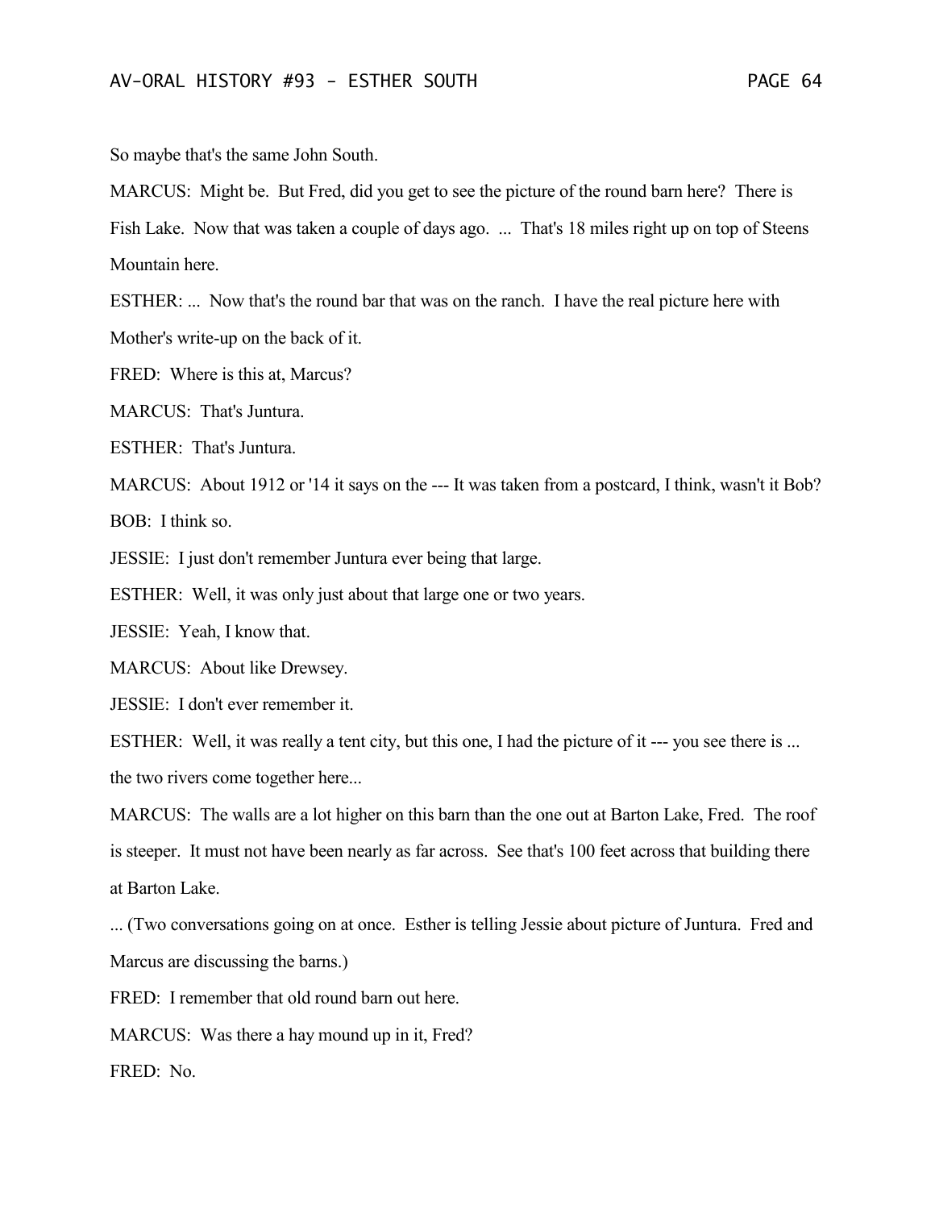So maybe that's the same John South.

MARCUS: Might be. But Fred, did you get to see the picture of the round barn here? There is Fish Lake. Now that was taken a couple of days ago. ... That's 18 miles right up on top of Steens Mountain here.

ESTHER: ... Now that's the round bar that was on the ranch. I have the real picture here with Mother's write-up on the back of it.

FRED: Where is this at, Marcus?

MARCUS: That's Juntura.

ESTHER: That's Juntura.

MARCUS: About 1912 or '14 it says on the --- It was taken from a postcard, I think, wasn't it Bob?

BOB: I think so.

JESSIE: I just don't remember Juntura ever being that large.

ESTHER: Well, it was only just about that large one or two years.

JESSIE: Yeah, I know that.

MARCUS: About like Drewsey.

JESSIE: I don't ever remember it.

ESTHER: Well, it was really a tent city, but this one, I had the picture of it --- you see there is ... the two rivers come together here...

MARCUS: The walls are a lot higher on this barn than the one out at Barton Lake, Fred. The roof is steeper. It must not have been nearly as far across. See that's 100 feet across that building there at Barton Lake.

... (Two conversations going on at once. Esther is telling Jessie about picture of Juntura. Fred and Marcus are discussing the barns.)

FRED: I remember that old round barn out here.

MARCUS: Was there a hay mound up in it, Fred?

FRED: No.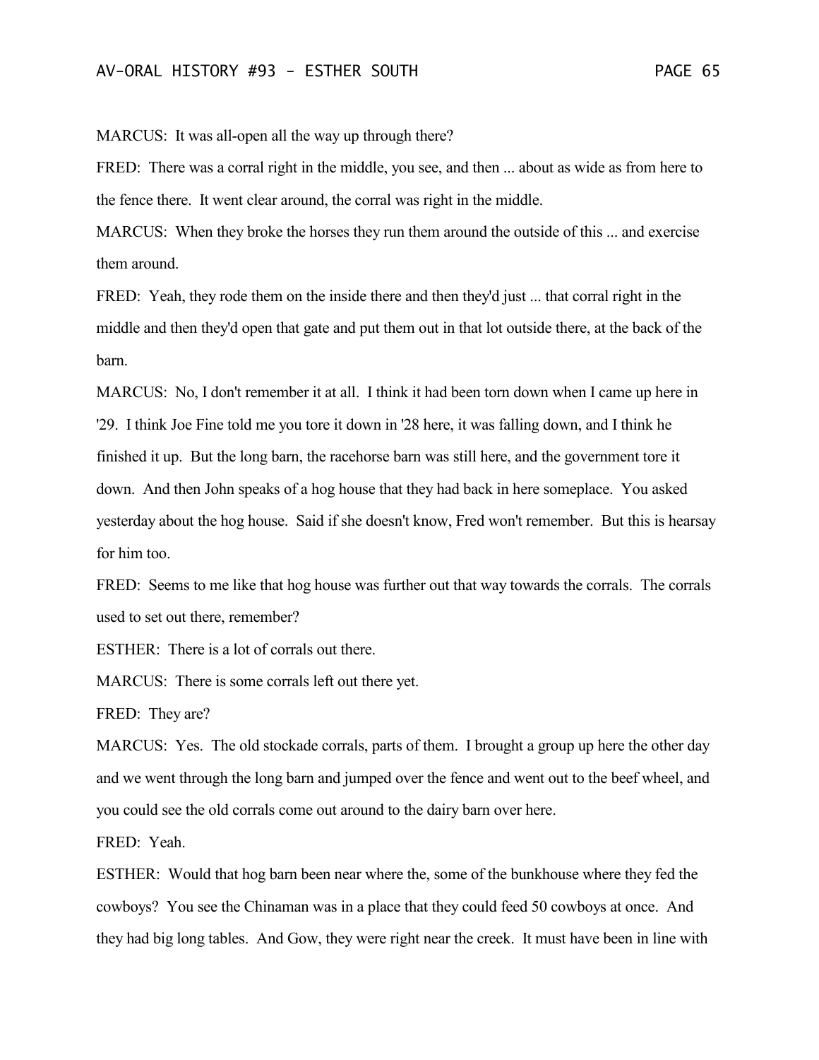MARCUS: It was all-open all the way up through there?

FRED: There was a corral right in the middle, you see, and then ... about as wide as from here to the fence there. It went clear around, the corral was right in the middle.

MARCUS: When they broke the horses they run them around the outside of this ... and exercise them around.

FRED: Yeah, they rode them on the inside there and then they'd just ... that corral right in the middle and then they'd open that gate and put them out in that lot outside there, at the back of the barn.

MARCUS: No, I don't remember it at all. I think it had been torn down when I came up here in '29. I think Joe Fine told me you tore it down in '28 here, it was falling down, and I think he finished it up. But the long barn, the racehorse barn was still here, and the government tore it down. And then John speaks of a hog house that they had back in here someplace. You asked yesterday about the hog house. Said if she doesn't know, Fred won't remember. But this is hearsay for him too.

FRED: Seems to me like that hog house was further out that way towards the corrals. The corrals used to set out there, remember?

ESTHER: There is a lot of corrals out there.

MARCUS: There is some corrals left out there yet.

FRED: They are?

MARCUS: Yes. The old stockade corrals, parts of them. I brought a group up here the other day and we went through the long barn and jumped over the fence and went out to the beef wheel, and you could see the old corrals come out around to the dairy barn over here.

FRED: Yeah.

ESTHER: Would that hog barn been near where the, some of the bunkhouse where they fed the cowboys? You see the Chinaman was in a place that they could feed 50 cowboys at once. And they had big long tables. And Gow, they were right near the creek. It must have been in line with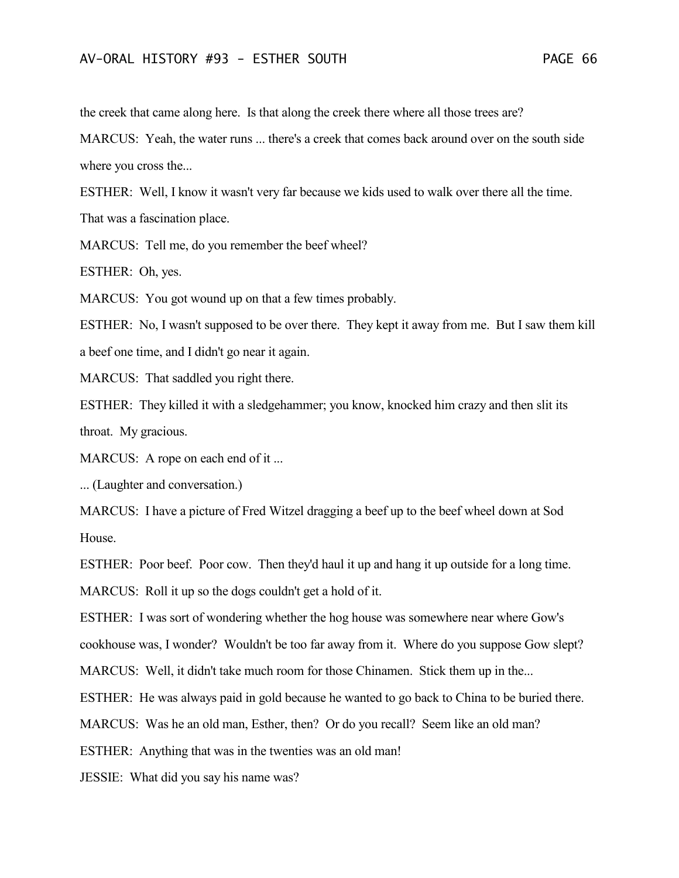the creek that came along here. Is that along the creek there where all those trees are?

MARCUS: Yeah, the water runs ... there's a creek that comes back around over on the south side where you cross the...

ESTHER: Well, I know it wasn't very far because we kids used to walk over there all the time. That was a fascination place.

MARCUS: Tell me, do you remember the beef wheel?

ESTHER: Oh, yes.

MARCUS: You got wound up on that a few times probably.

ESTHER: No, I wasn't supposed to be over there. They kept it away from me. But I saw them kill a beef one time, and I didn't go near it again.

MARCUS: That saddled you right there.

ESTHER: They killed it with a sledgehammer; you know, knocked him crazy and then slit its throat. My gracious.

MARCUS: A rope on each end of it ...

... (Laughter and conversation.)

MARCUS: I have a picture of Fred Witzel dragging a beef up to the beef wheel down at Sod House.

ESTHER: Poor beef. Poor cow. Then they'd haul it up and hang it up outside for a long time.

MARCUS: Roll it up so the dogs couldn't get a hold of it.

ESTHER: I was sort of wondering whether the hog house was somewhere near where Gow's cookhouse was, I wonder? Wouldn't be too far away from it. Where do you suppose Gow slept?

MARCUS: Well, it didn't take much room for those Chinamen. Stick them up in the...

ESTHER: He was always paid in gold because he wanted to go back to China to be buried there.

MARCUS: Was he an old man, Esther, then? Or do you recall? Seem like an old man?

ESTHER: Anything that was in the twenties was an old man!

JESSIE: What did you say his name was?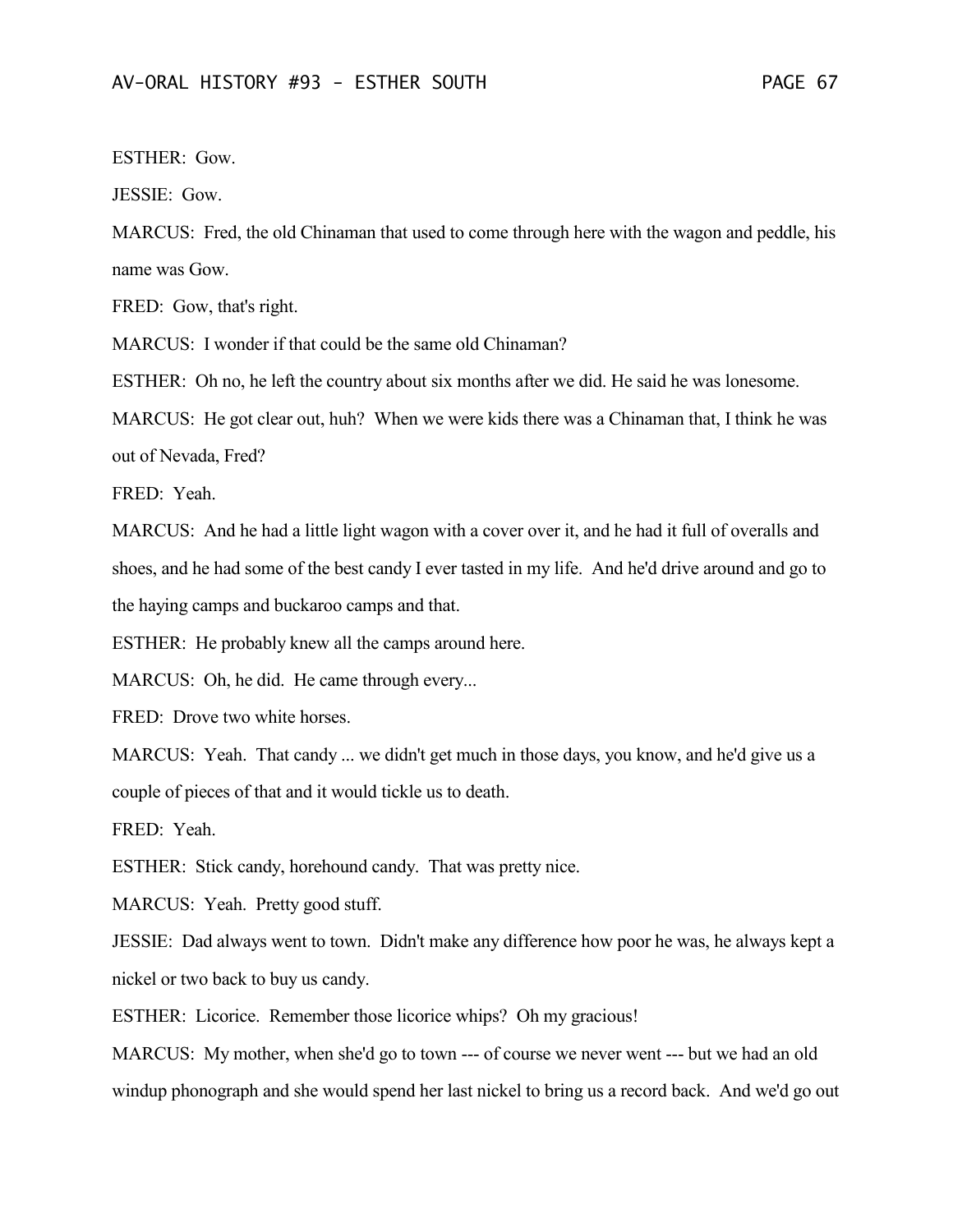ESTHER: Gow.

JESSIE: Gow.

MARCUS: Fred, the old Chinaman that used to come through here with the wagon and peddle, his name was Gow.

FRED: Gow, that's right.

MARCUS: I wonder if that could be the same old Chinaman?

ESTHER: Oh no, he left the country about six months after we did. He said he was lonesome.

MARCUS: He got clear out, huh? When we were kids there was a Chinaman that, I think he was out of Nevada, Fred?

FRED: Yeah.

MARCUS: And he had a little light wagon with a cover over it, and he had it full of overalls and shoes, and he had some of the best candy I ever tasted in my life. And he'd drive around and go to the haying camps and buckaroo camps and that.

ESTHER: He probably knew all the camps around here.

MARCUS: Oh, he did. He came through every...

FRED: Drove two white horses.

MARCUS: Yeah. That candy ... we didn't get much in those days, you know, and he'd give us a couple of pieces of that and it would tickle us to death.

FRED: Yeah.

ESTHER: Stick candy, horehound candy. That was pretty nice.

MARCUS: Yeah. Pretty good stuff.

JESSIE: Dad always went to town. Didn't make any difference how poor he was, he always kept a nickel or two back to buy us candy.

ESTHER: Licorice. Remember those licorice whips? Oh my gracious!

MARCUS: My mother, when she'd go to town --- of course we never went --- but we had an old windup phonograph and she would spend her last nickel to bring us a record back. And we'd go out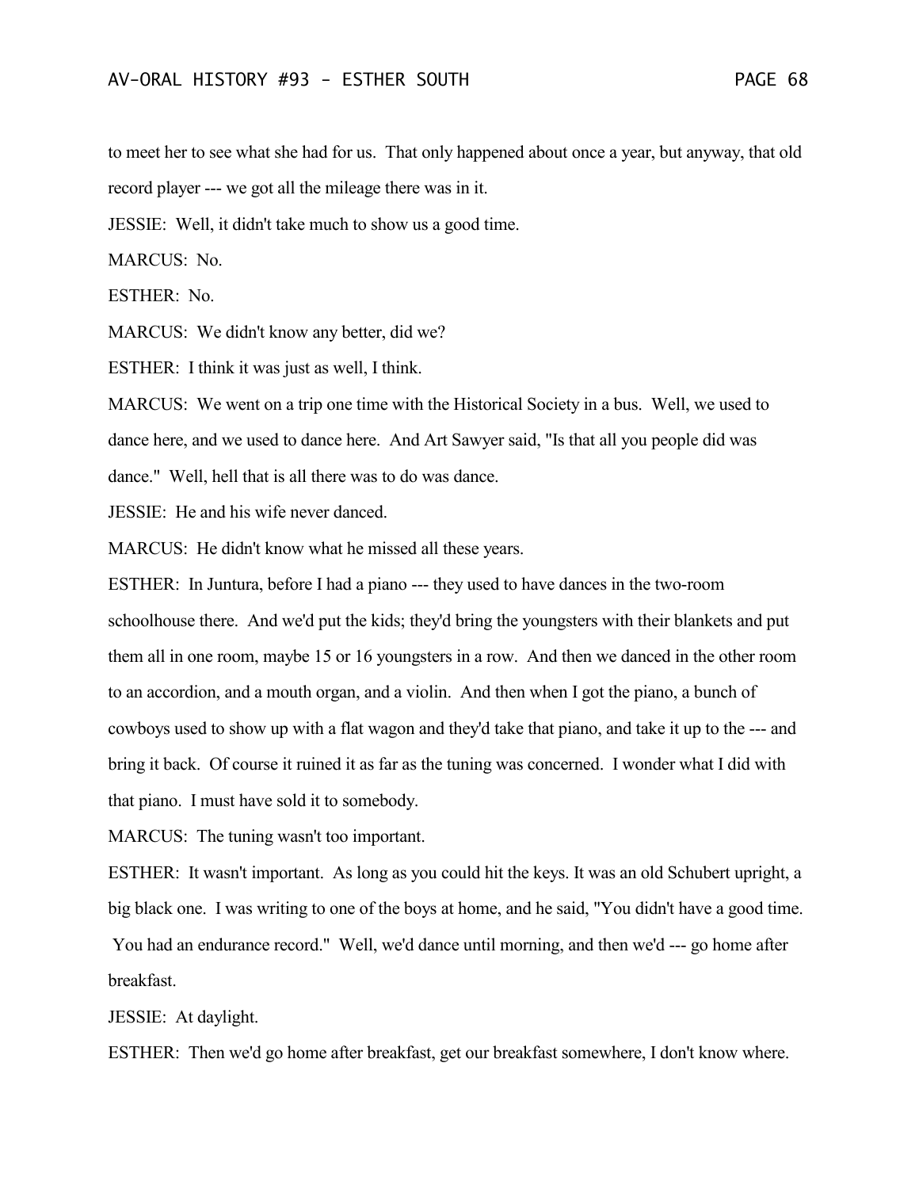to meet her to see what she had for us. That only happened about once a year, but anyway, that old record player --- we got all the mileage there was in it.

JESSIE: Well, it didn't take much to show us a good time.

MARCUS: No.

ESTHER: No.

MARCUS: We didn't know any better, did we?

ESTHER: I think it was just as well, I think.

MARCUS: We went on a trip one time with the Historical Society in a bus. Well, we used to dance here, and we used to dance here. And Art Sawyer said, "Is that all you people did was dance." Well, hell that is all there was to do was dance.

JESSIE: He and his wife never danced.

MARCUS: He didn't know what he missed all these years.

ESTHER: In Juntura, before I had a piano --- they used to have dances in the two-room schoolhouse there. And we'd put the kids; they'd bring the youngsters with their blankets and put them all in one room, maybe 15 or 16 youngsters in a row. And then we danced in the other room to an accordion, and a mouth organ, and a violin. And then when I got the piano, a bunch of cowboys used to show up with a flat wagon and they'd take that piano, and take it up to the --- and bring it back. Of course it ruined it as far as the tuning was concerned. I wonder what I did with that piano. I must have sold it to somebody.

MARCUS: The tuning wasn't too important.

ESTHER: It wasn't important. As long as you could hit the keys. It was an old Schubert upright, a big black one. I was writing to one of the boys at home, and he said, "You didn't have a good time. You had an endurance record." Well, we'd dance until morning, and then we'd --- go home after breakfast.

JESSIE: At daylight.

ESTHER: Then we'd go home after breakfast, get our breakfast somewhere, I don't know where.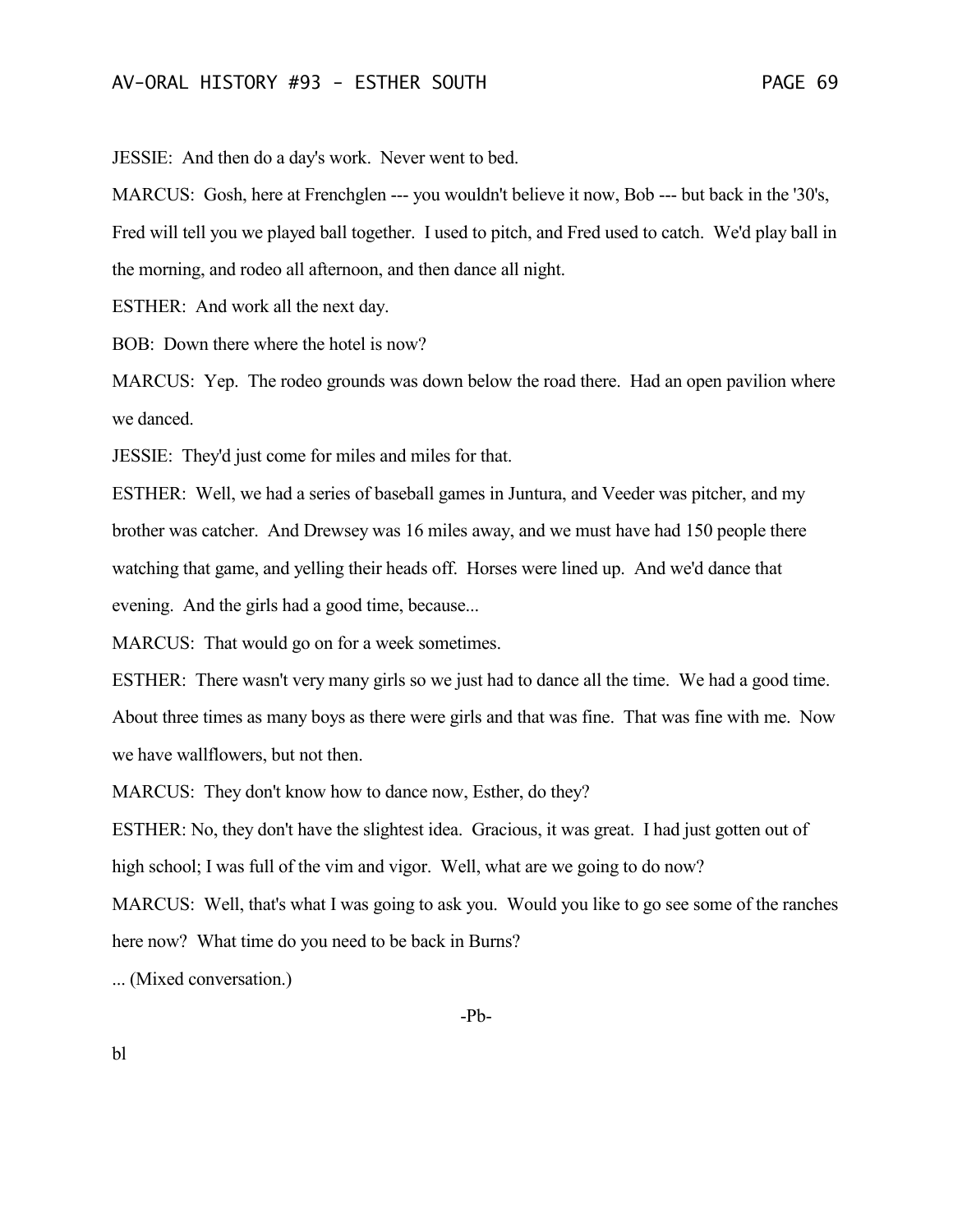JESSIE: And then do a day's work. Never went to bed.

MARCUS: Gosh, here at Frenchglen --- you wouldn't believe it now, Bob --- but back in the '30's, Fred will tell you we played ball together. I used to pitch, and Fred used to catch. We'd play ball in the morning, and rodeo all afternoon, and then dance all night.

ESTHER: And work all the next day.

BOB: Down there where the hotel is now?

MARCUS: Yep. The rodeo grounds was down below the road there. Had an open pavilion where we danced.

JESSIE: They'd just come for miles and miles for that.

ESTHER: Well, we had a series of baseball games in Juntura, and Veeder was pitcher, and my brother was catcher. And Drewsey was 16 miles away, and we must have had 150 people there watching that game, and yelling their heads off. Horses were lined up. And we'd dance that evening. And the girls had a good time, because...

MARCUS: That would go on for a week sometimes.

ESTHER: There wasn't very many girls so we just had to dance all the time. We had a good time. About three times as many boys as there were girls and that was fine. That was fine with me. Now we have wallflowers, but not then.

MARCUS: They don't know how to dance now, Esther, do they?

ESTHER: No, they don't have the slightest idea. Gracious, it was great. I had just gotten out of high school; I was full of the vim and vigor. Well, what are we going to do now?

MARCUS: Well, that's what I was going to ask you. Would you like to go see some of the ranches here now? What time do you need to be back in Burns?

... (Mixed conversation.)

-Pb-

bl